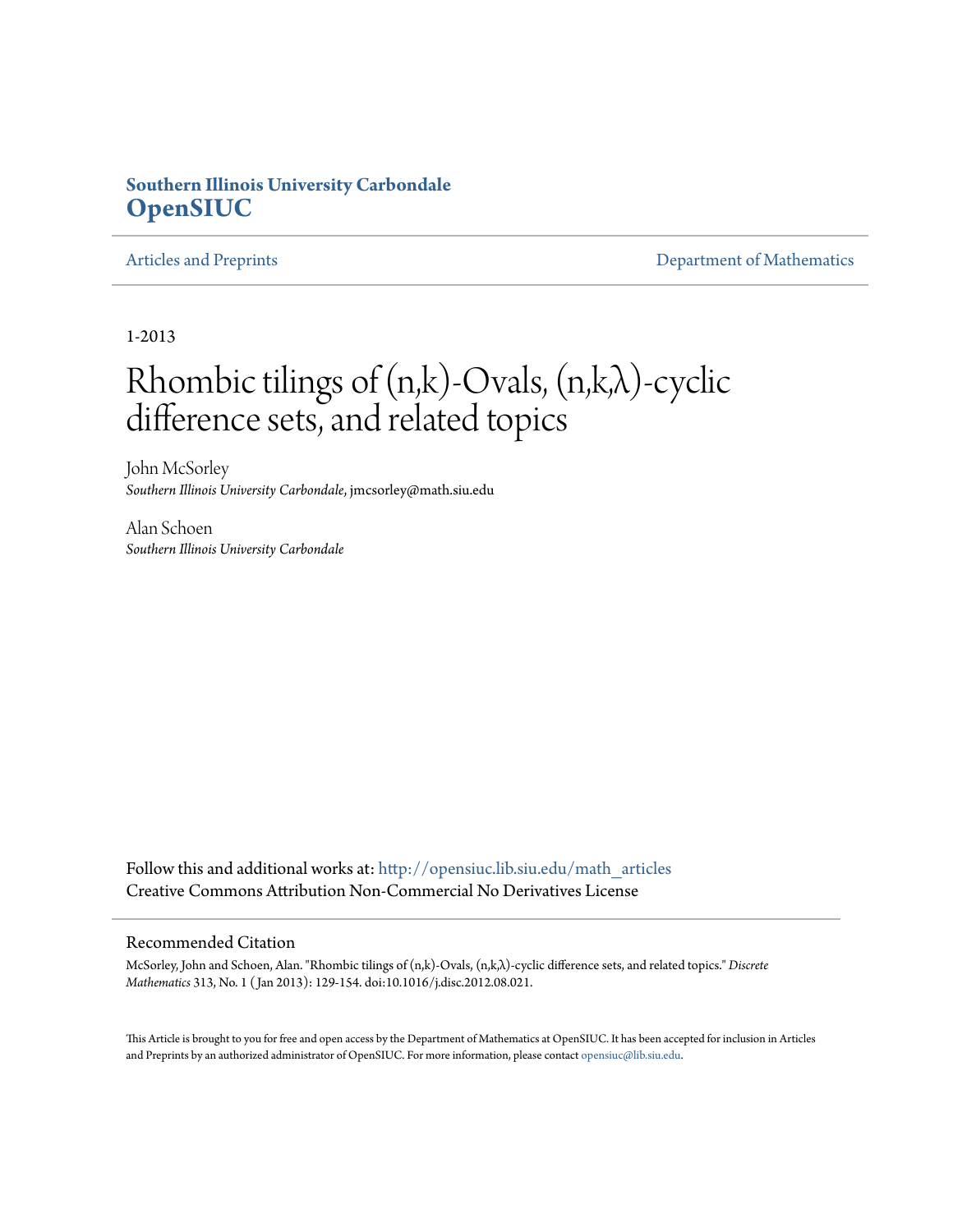**Southern Illinois University Carbondale**
**OpenSIUC**

Articles and Preprints — Department of Mathematics

1-2013

# Rhombic tilings of (n,k)-Ovals, (n,k,λ)-cyclic difference sets, and related topics

John McSorley
*Southern Illinois University Carbondale*, jmcsorley@math.siu.edu

Alan Schoen
*Southern Illinois University Carbondale*

Follow this and additional works at: http://opensiuc.lib.siu.edu/math_articles
Creative Commons Attribution Non-Commercial No Derivatives License

## Recommended Citation

McSorley, John and Schoen, Alan. "Rhombic tilings of (n,k)-Ovals, (n,k,λ)-cyclic difference sets, and related topics." *Discrete Mathematics* 313, No. 1 ( Jan 2013): 129-154. doi:10.1016/j.disc.2012.08.021.

This Article is brought to you for free and open access by the Department of Mathematics at OpenSIUC. It has been accepted for inclusion in Articles and Preprints by an authorized administrator of OpenSIUC. For more information, please contact opensiuc@lib.siu.edu.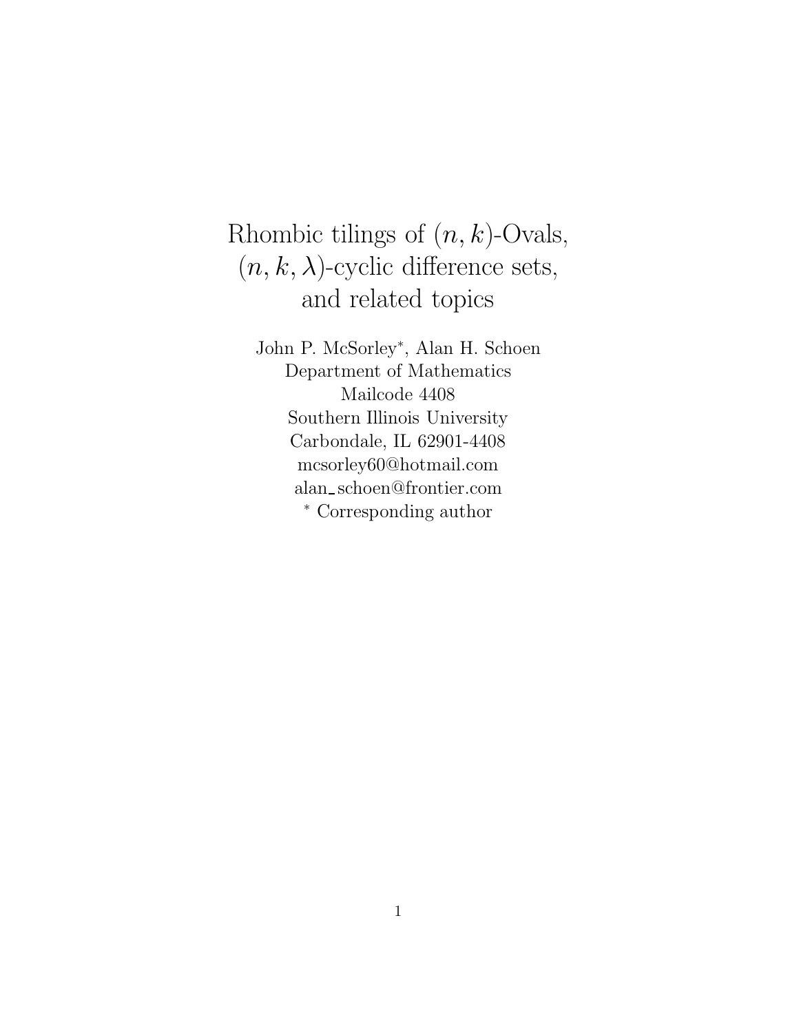# Rhombic tilings of $(n, k)$-Ovals, $(n, k, \lambda)$-cyclic difference sets, and related topics

John P. McSorley*, Alan H. Schoen
Department of Mathematics
Mailcode 4408
Southern Illinois University
Carbondale, IL 62901-4408
mcsorley60@hotmail.com
alan_schoen@frontier.com
* Corresponding author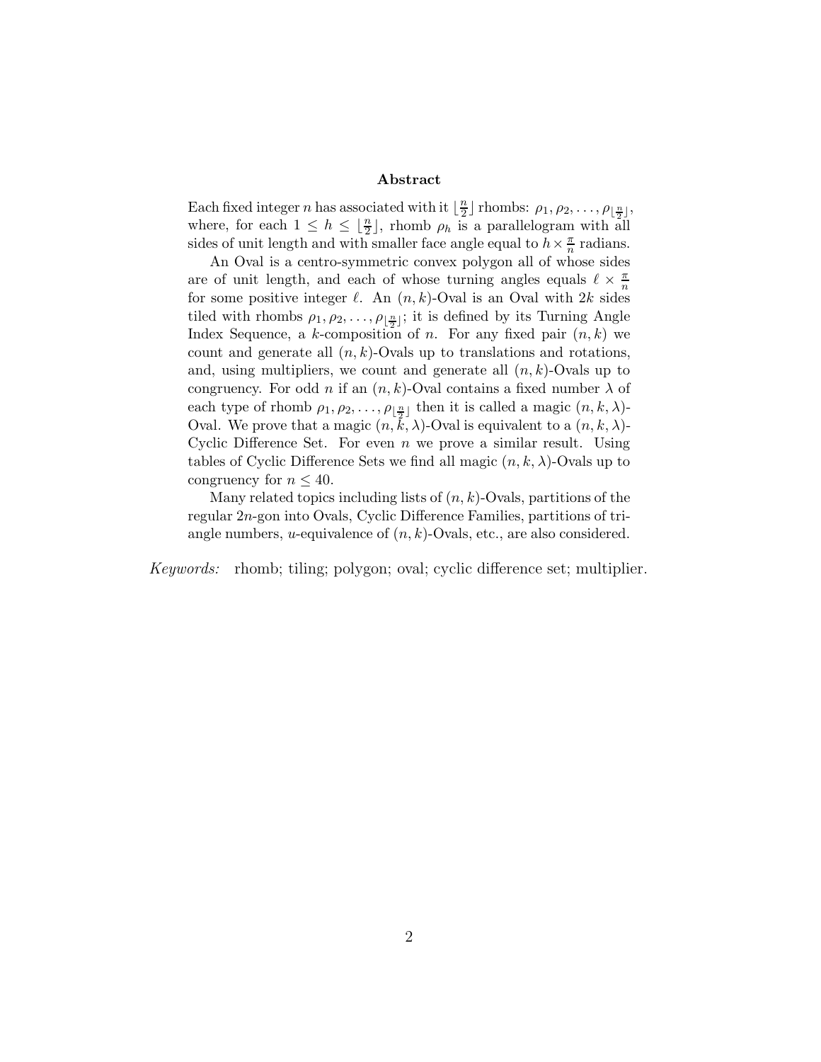## Abstract

Each fixed integer $n$ has associated with it $\lfloor \frac{n}{2} \rfloor$ rhombs: $\rho_1, \rho_2, \ldots, \rho_{\lfloor \frac{n}{2} \rfloor}$, where, for each $1 \leq h \leq \lfloor \frac{n}{2} \rfloor$, rhomb $\rho_h$ is a parallelogram with all sides of unit length and with smaller face angle equal to $h \times \frac{\pi}{n}$ radians.

An Oval is a centro-symmetric convex polygon all of whose sides are of unit length, and each of whose turning angles equals $\ell \times \frac{\pi}{n}$ for some positive integer $\ell$. An $(n, k)$-Oval is an Oval with $2k$ sides tiled with rhombs $\rho_1, \rho_2, \ldots, \rho_{\lfloor \frac{n}{2} \rfloor}$; it is defined by its Turning Angle Index Sequence, a $k$-composition of $n$. For any fixed pair $(n, k)$ we count and generate all $(n, k)$-Ovals up to translations and rotations, and, using multipliers, we count and generate all $(n, k)$-Ovals up to congruency. For odd $n$ if an $(n, k)$-Oval contains a fixed number $\lambda$ of each type of rhomb $\rho_1, \rho_2, \ldots, \rho_{\lfloor \frac{n}{2} \rfloor}$ then it is called a magic $(n, k, \lambda)$-Oval. We prove that a magic $(n, k, \lambda)$-Oval is equivalent to a $(n, k, \lambda)$-Cyclic Difference Set. For even $n$ we prove a similar result. Using tables of Cyclic Difference Sets we find all magic $(n, k, \lambda)$-Ovals up to congruency for $n \leq 40$.

Many related topics including lists of $(n, k)$-Ovals, partitions of the regular $2n$-gon into Ovals, Cyclic Difference Families, partitions of triangle numbers, $u$-equivalence of $(n, k)$-Ovals, etc., are also considered.

*Keywords:* rhomb; tiling; polygon; oval; cyclic difference set; multiplier.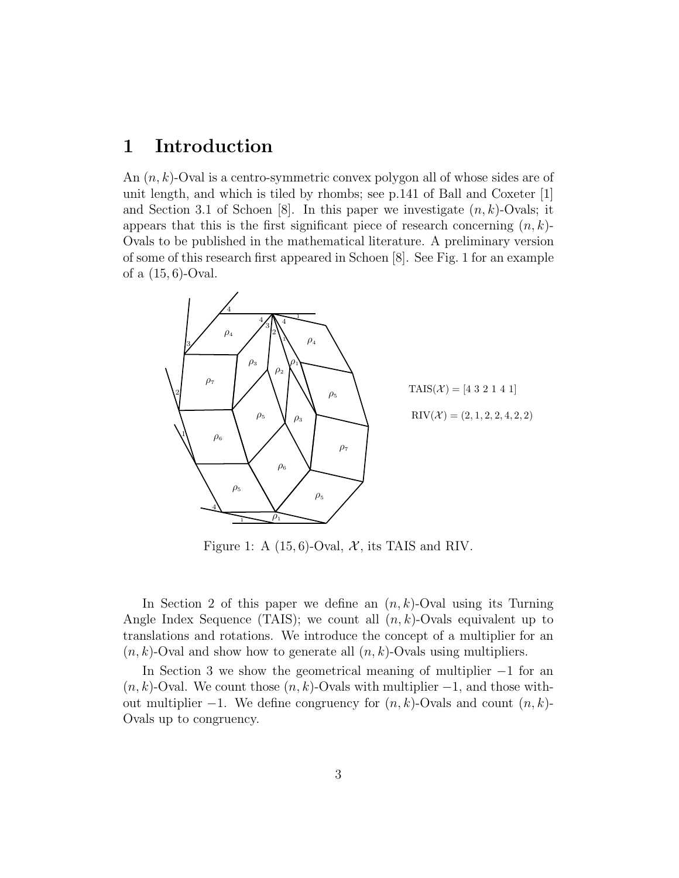# 1 Introduction

An $(n, k)$-Oval is a centro-symmetric convex polygon all of whose sides are of unit length, and which is tiled by rhombs; see p.141 of Ball and Coxeter [1] and Section 3.1 of Schoen [8]. In this paper we investigate $(n, k)$-Ovals; it appears that this is the first significant piece of research concerning $(n, k)$-Ovals to be published in the mathematical literature. A preliminary version of some of this research first appeared in Schoen [8]. See Fig. 1 for an example of a $(15, 6)$-Oval.

TAIS($\mathcal{X}$) = [4 3 2 1 4 1]

RIV($\mathcal{X}$) = (2, 1, 2, 2, 4, 2, 2)

Figure 1: A $(15, 6)$-Oval, $\mathcal{X}$, its TAIS and RIV.

In Section 2 of this paper we define an $(n, k)$-Oval using its Turning Angle Index Sequence (TAIS); we count all $(n, k)$-Ovals equivalent up to translations and rotations. We introduce the concept of a multiplier for an $(n, k)$-Oval and show how to generate all $(n, k)$-Ovals using multipliers.

In Section 3 we show the geometrical meaning of multiplier $-1$ for an $(n, k)$-Oval. We count those $(n, k)$-Ovals with multiplier $-1$, and those without multiplier $-1$. We define congruency for $(n, k)$-Ovals and count $(n, k)$-Ovals up to congruency.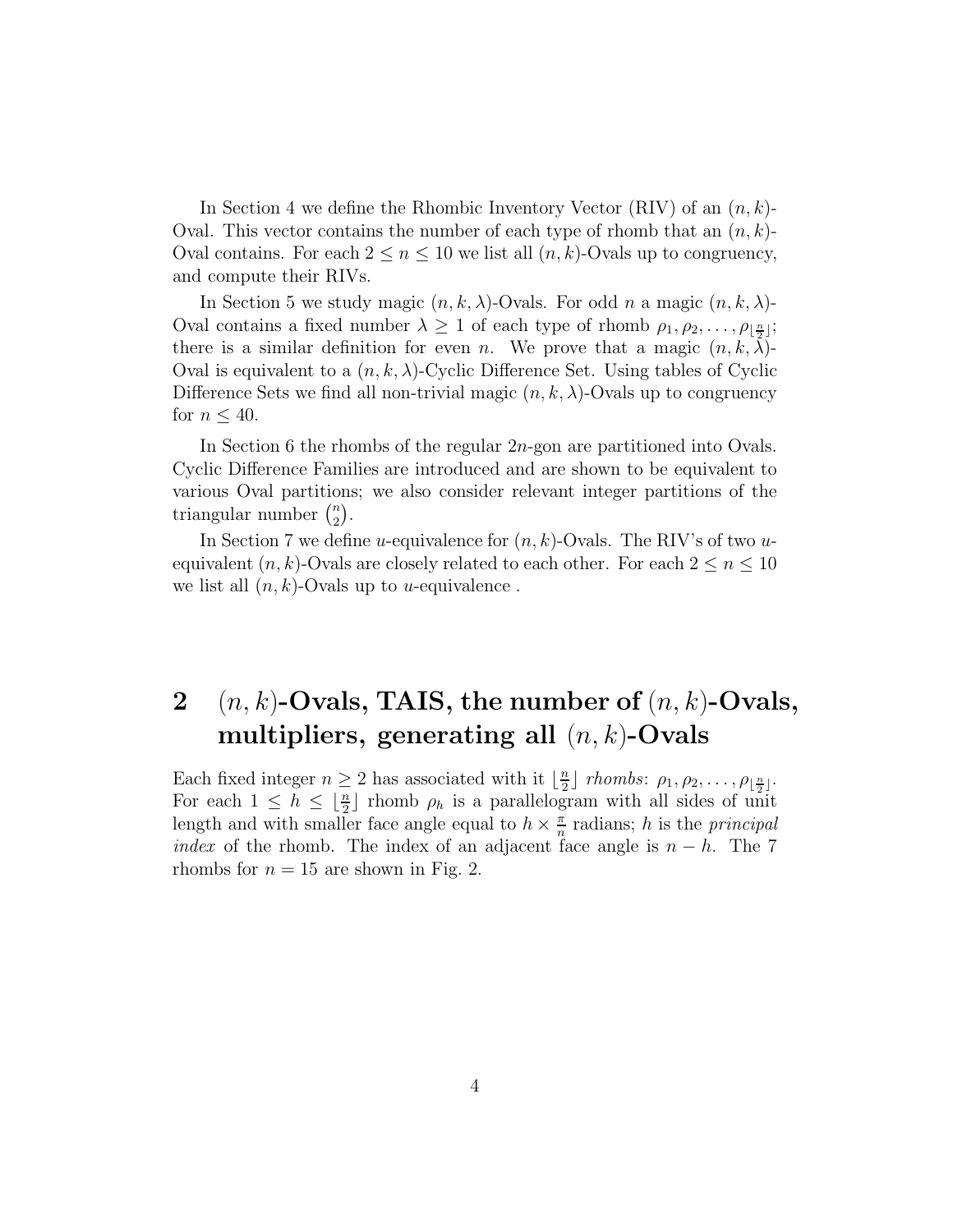In Section 4 we define the Rhombic Inventory Vector (RIV) of an $(n,k)$-Oval. This vector contains the number of each type of rhomb that an $(n,k)$-Oval contains. For each $2 \leq n \leq 10$ we list all $(n,k)$-Ovals up to congruency, and compute their RIVs.

In Section 5 we study magic $(n,k,\lambda)$-Ovals. For odd $n$ a magic $(n,k,\lambda)$-Oval contains a fixed number $\lambda \geq 1$ of each type of rhomb $\rho_1, \rho_2, \ldots, \rho_{\lfloor \frac{n}{2} \rfloor}$; there is a similar definition for even $n$. We prove that a magic $(n,k,\lambda)$-Oval is equivalent to a $(n,k,\lambda)$-Cyclic Difference Set. Using tables of Cyclic Difference Sets we find all non-trivial magic $(n,k,\lambda)$-Ovals up to congruency for $n \leq 40$.

In Section 6 the rhombs of the regular $2n$-gon are partitioned into Ovals. Cyclic Difference Families are introduced and are shown to be equivalent to various Oval partitions; we also consider relevant integer partitions of the triangular number $\binom{n}{2}$.

In Section 7 we define $u$-equivalence for $(n,k)$-Ovals. The RIV's of two $u$-equivalent $(n,k)$-Ovals are closely related to each other. For each $2 \leq n \leq 10$ we list all $(n,k)$-Ovals up to $u$-equivalence .

# 2 $(n,k)$-Ovals, TAIS, the number of $(n,k)$-Ovals, multipliers, generating all $(n,k)$-Ovals

Each fixed integer $n \geq 2$ has associated with it $\lfloor \frac{n}{2} \rfloor$ *rhombs*: $\rho_1, \rho_2, \ldots, \rho_{\lfloor \frac{n}{2} \rfloor}$. For each $1 \leq h \leq \lfloor \frac{n}{2} \rfloor$ rhomb $\rho_h$ is a parallelogram with all sides of unit length and with smaller face angle equal to $h \times \frac{\pi}{n}$ radians; $h$ is the *principal index* of the rhomb. The index of an adjacent face angle is $n-h$. The 7 rhombs for $n = 15$ are shown in Fig. 2.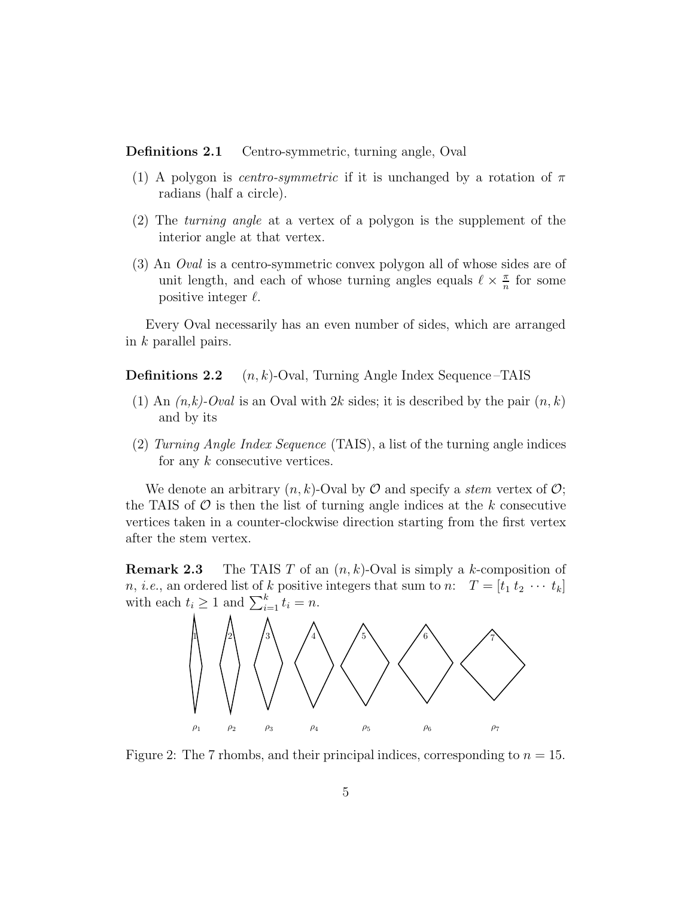**Definitions 2.1** Centro-symmetric, turning angle, Oval

(1) A polygon is *centro-symmetric* if it is unchanged by a rotation of $\pi$ radians (half a circle).

(2) The *turning angle* at a vertex of a polygon is the supplement of the interior angle at that vertex.

(3) An *Oval* is a centro-symmetric convex polygon all of whose sides are of unit length, and each of whose turning angles equals $\ell \times \frac{\pi}{n}$ for some positive integer $\ell$.

Every Oval necessarily has an even number of sides, which are arranged in $k$ parallel pairs.

**Definitions 2.2** $(n, k)$-Oval, Turning Angle Index Sequence –TAIS

(1) An *(n,k)-Oval* is an Oval with $2k$ sides; it is described by the pair $(n, k)$ and by its

(2) *Turning Angle Index Sequence* (TAIS), a list of the turning angle indices for any $k$ consecutive vertices.

We denote an arbitrary $(n, k)$-Oval by $\mathcal{O}$ and specify a *stem* vertex of $\mathcal{O}$; the TAIS of $\mathcal{O}$ is then the list of turning angle indices at the $k$ consecutive vertices taken in a counter-clockwise direction starting from the first vertex after the stem vertex.

**Remark 2.3** The TAIS $T$ of an $(n, k)$-Oval is simply a $k$-composition of $n$, *i.e.*, an ordered list of $k$ positive integers that sum to $n$: $T = [t_1\ t_2\ \cdots\ t_k]$ with each $t_i \geq 1$ and $\sum_{i=1}^{k} t_i = n$.

Figure 2: The 7 rhombs, and their principal indices, corresponding to $n = 15$.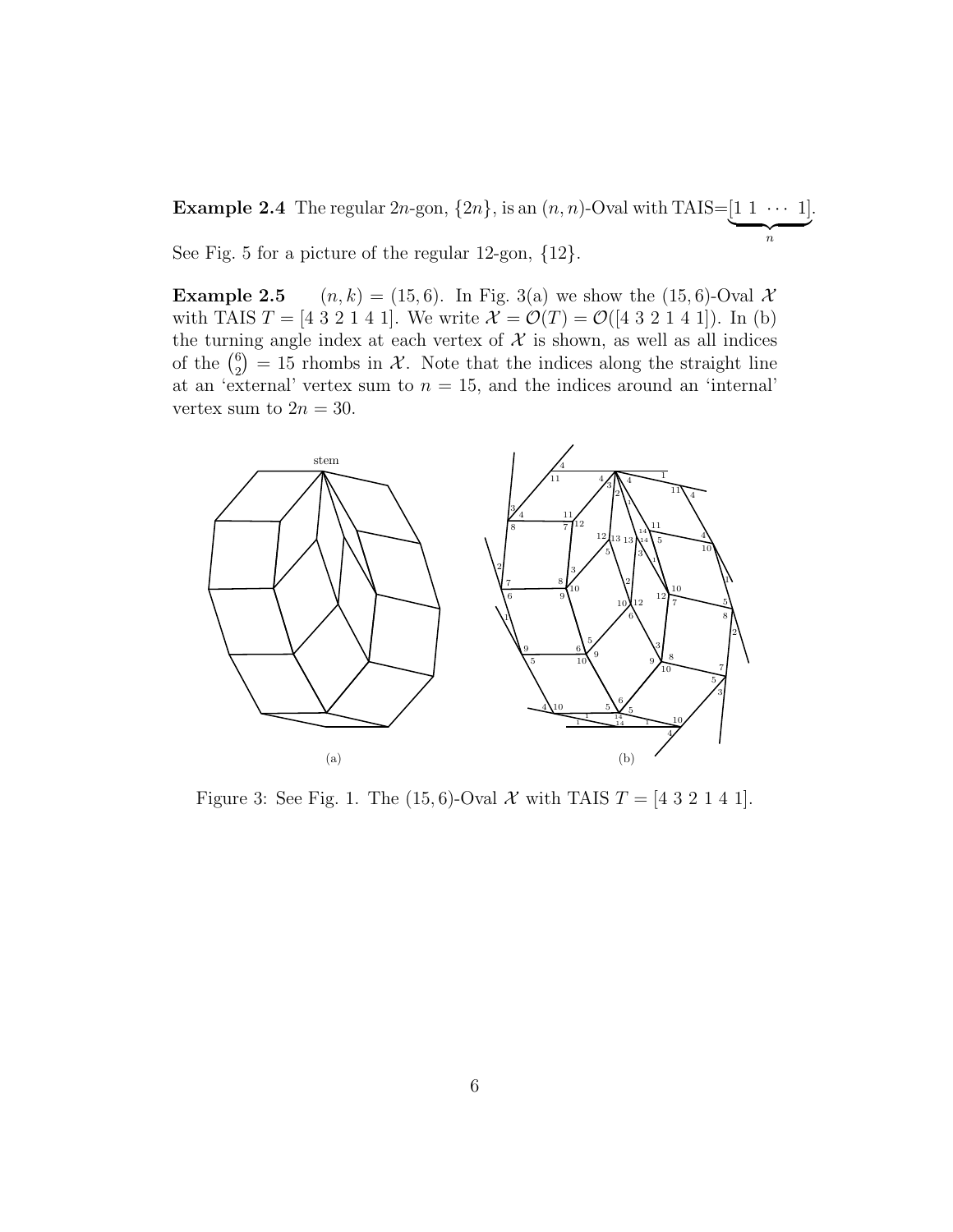**Example 2.4** The regular $2n$-gon, $\{2n\}$, is an $(n, n)$-Oval with TAIS=$\underbrace{[1\ 1\ \cdots\ 1]}_{n}$.

See Fig. 5 for a picture of the regular 12-gon, $\{12\}$.

**Example 2.5** $(n, k) = (15, 6)$. In Fig. 3(a) we show the $(15, 6)$-Oval $\mathcal{X}$ with TAIS $T = [4\ 3\ 2\ 1\ 4\ 1]$. We write $\mathcal{X} = \mathcal{O}(T) = \mathcal{O}([4\ 3\ 2\ 1\ 4\ 1])$. In (b) the turning angle index at each vertex of $\mathcal{X}$ is shown, as well as all indices of the $\binom{6}{2} = 15$ rhombs in $\mathcal{X}$. Note that the indices along the straight line at an 'external' vertex sum to $n = 15$, and the indices around an 'internal' vertex sum to $2n = 30$.

Figure 3: See Fig. 1. The $(15, 6)$-Oval $\mathcal{X}$ with TAIS $T = [4\ 3\ 2\ 1\ 4\ 1]$.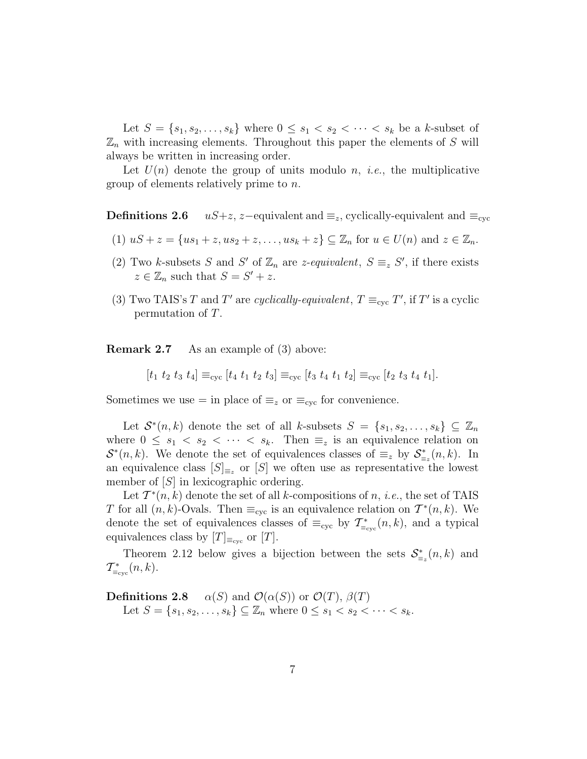Let $S = \{s_1, s_2, \ldots, s_k\}$ where $0 \leq s_1 < s_2 < \cdots < s_k$ be a $k$-subset of $\mathbb{Z}_n$ with increasing elements. Throughout this paper the elements of $S$ will always be written in increasing order.

Let $U(n)$ denote the group of units modulo $n$, *i.e.*, the multiplicative group of elements relatively prime to $n$.

**Definitions 2.6** $uS+z$, $z-$equivalent and $\equiv_z$, cyclically-equivalent and $\equiv_{\text{cyc}}$

(1) $uS + z = \{us_1 + z, us_2 + z, \ldots, us_k + z\} \subseteq \mathbb{Z}_n$ for $u \in U(n)$ and $z \in \mathbb{Z}_n$.

(2) Two $k$-subsets $S$ and $S'$ of $\mathbb{Z}_n$ are *z-equivalent*, $S \equiv_z S'$, if there exists $z \in \mathbb{Z}_n$ such that $S = S' + z$.

(3) Two TAIS's $T$ and $T'$ are *cyclically-equivalent*, $T \equiv_{\text{cyc}} T'$, if $T'$ is a cyclic permutation of $T$.

**Remark 2.7** As an example of (3) above:

$$[t_1\ t_2\ t_3\ t_4] \equiv_{\text{cyc}} [t_4\ t_1\ t_2\ t_3] \equiv_{\text{cyc}} [t_3\ t_4\ t_1\ t_2] \equiv_{\text{cyc}} [t_2\ t_3\ t_4\ t_1].$$

Sometimes we use $=$ in place of $\equiv_z$ or $\equiv_{\text{cyc}}$ for convenience.

Let $\mathcal{S}^*(n,k)$ denote the set of all $k$-subsets $S = \{s_1, s_2, \ldots, s_k\} \subseteq \mathbb{Z}_n$ where $0 \leq s_1 < s_2 < \cdots < s_k$. Then $\equiv_z$ is an equivalence relation on $\mathcal{S}^*(n,k)$. We denote the set of equivalences classes of $\equiv_z$ by $\mathcal{S}^*_{\equiv_z}(n,k)$. In an equivalence class $[S]_{\equiv_z}$ or $[S]$ we often use as representative the lowest member of $[S]$ in lexicographic ordering.

Let $\mathcal{T}^*(n,k)$ denote the set of all $k$-compositions of $n$, *i.e.*, the set of TAIS $T$ for all $(n,k)$-Ovals. Then $\equiv_{\text{cyc}}$ is an equivalence relation on $\mathcal{T}^*(n,k)$. We denote the set of equivalences classes of $\equiv_{\text{cyc}}$ by $\mathcal{T}^*_{\equiv_{\text{cyc}}}(n,k)$, and a typical equivalences class by $[T]_{\equiv_{\text{cyc}}}$ or $[T]$.

Theorem 2.12 below gives a bijection between the sets $\mathcal{S}^*_{\equiv_z}(n,k)$ and $\mathcal{T}^*_{\equiv_{\text{cyc}}}(n,k)$.

**Definitions 2.8** $\alpha(S)$ and $\mathcal{O}(\alpha(S))$ or $\mathcal{O}(T)$, $\beta(T)$

Let $S = \{s_1, s_2, \ldots, s_k\} \subseteq \mathbb{Z}_n$ where $0 \leq s_1 < s_2 < \cdots < s_k$.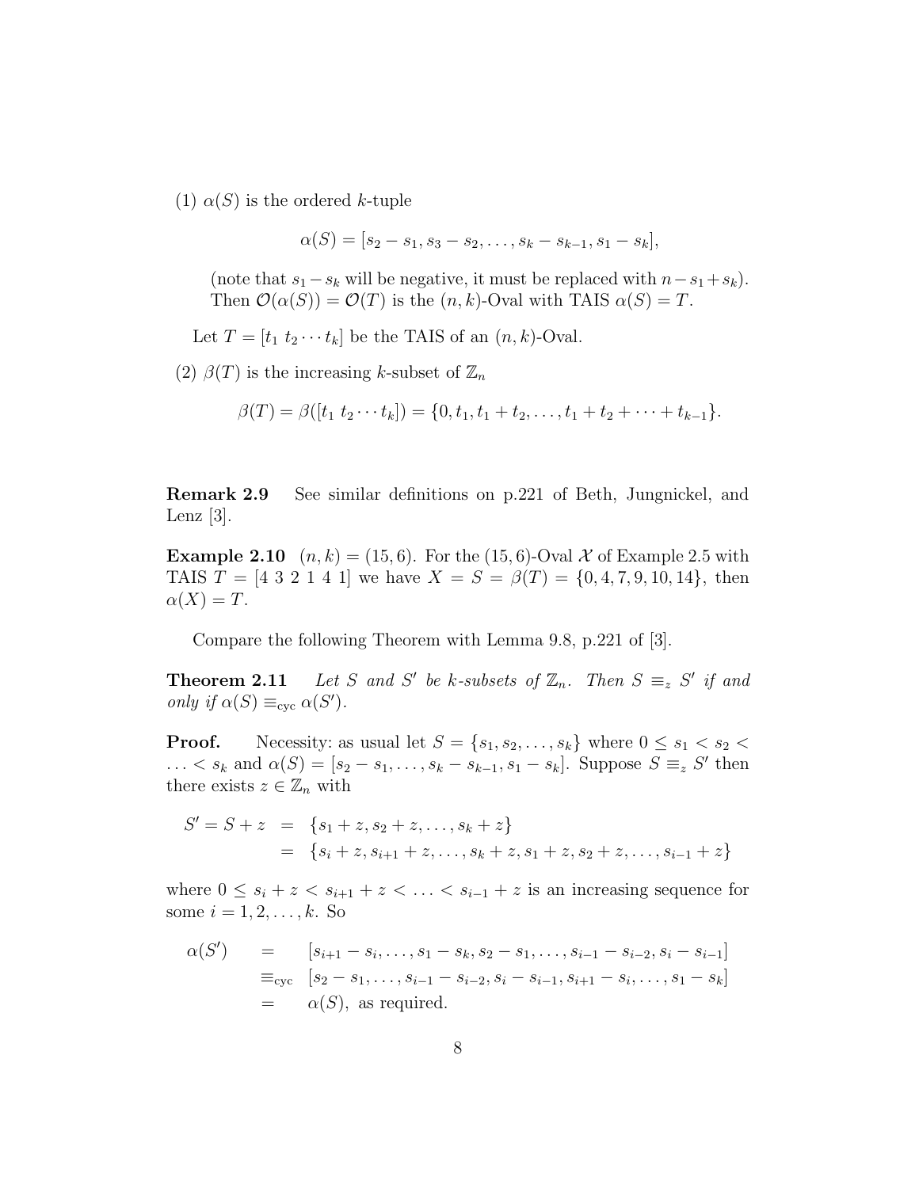(1) $\alpha(S)$ is the ordered $k$-tuple

$$\alpha(S) = [s_2 - s_1, s_3 - s_2, \ldots, s_k - s_{k-1}, s_1 - s_k],$$

(note that $s_1 - s_k$ will be negative, it must be replaced with $n - s_1 + s_k$). Then $\mathcal{O}(\alpha(S)) = \mathcal{O}(T)$ is the $(n, k)$-Oval with TAIS $\alpha(S) = T$.

Let $T = [t_1\ t_2 \cdots t_k]$ be the TAIS of an $(n, k)$-Oval.

(2) $\beta(T)$ is the increasing $k$-subset of $\mathbb{Z}_n$

$$\beta(T) = \beta([t_1\ t_2 \cdots t_k]) = \{0, t_1, t_1 + t_2, \ldots, t_1 + t_2 + \cdots + t_{k-1}\}.$$

**Remark 2.9** See similar definitions on p.221 of Beth, Jungnickel, and Lenz [3].

**Example 2.10** $(n, k) = (15, 6)$. For the $(15, 6)$-Oval $\mathcal{X}$ of Example 2.5 with TAIS $T = [4\ 3\ 2\ 1\ 4\ 1]$ we have $X = S = \beta(T) = \{0, 4, 7, 9, 10, 14\}$, then $\alpha(X) = T$.

Compare the following Theorem with Lemma 9.8, p.221 of [3].

**Theorem 2.11** *Let $S$ and $S'$ be $k$-subsets of $\mathbb{Z}_n$. Then $S \equiv_z S'$ if and only if $\alpha(S) \equiv_{\text{cyc}} \alpha(S')$.*

**Proof.** Necessity: as usual let $S = \{s_1, s_2, \ldots, s_k\}$ where $0 \le s_1 < s_2 < \ldots < s_k$ and $\alpha(S) = [s_2 - s_1, \ldots, s_k - s_{k-1}, s_1 - s_k]$. Suppose $S \equiv_z S'$ then there exists $z \in \mathbb{Z}_n$ with

$$\begin{aligned} S' = S + z &= \{s_1 + z, s_2 + z, \ldots, s_k + z\} \\ &= \{s_i + z, s_{i+1} + z, \ldots, s_k + z, s_1 + z, s_2 + z, \ldots, s_{i-1} + z\} \end{aligned}$$

where $0 \le s_i + z < s_{i+1} + z < \ldots < s_{i-1} + z$ is an increasing sequence for some $i = 1, 2, \ldots, k$. So

$$\begin{aligned} \alpha(S') &= [s_{i+1} - s_i, \ldots, s_1 - s_k, s_2 - s_1, \ldots, s_{i-1} - s_{i-2}, s_i - s_{i-1}] \\ &\equiv_{\text{cyc}} [s_2 - s_1, \ldots, s_{i-1} - s_{i-2}, s_i - s_{i-1}, s_{i+1} - s_i, \ldots, s_1 - s_k] \\ &= \alpha(S), \text{ as required.} \end{aligned}$$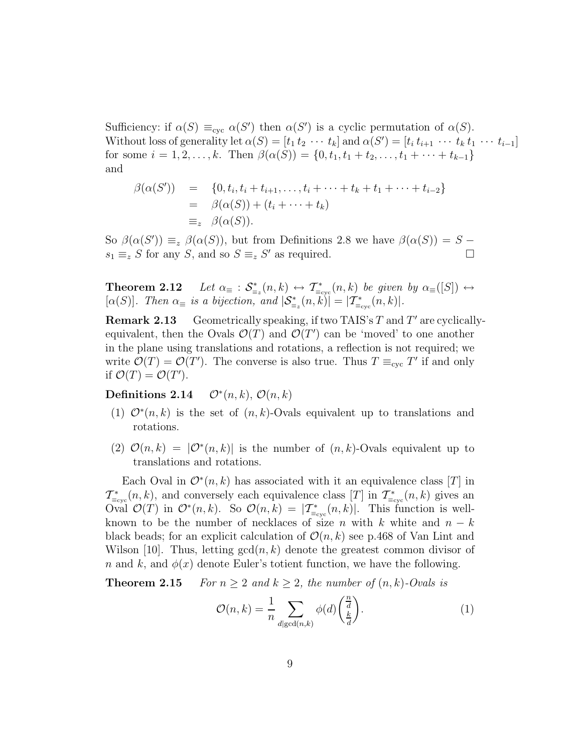Sufficiency: if $\alpha(S) \equiv_{\text{cyc}} \alpha(S')$ then $\alpha(S')$ is a cyclic permutation of $\alpha(S)$. Without loss of generality let $\alpha(S) = [t_1\, t_2\, \cdots\, t_k]$ and $\alpha(S') = [t_i\, t_{i+1}\, \cdots\, t_k\, t_1\, \cdots\, t_{i-1}]$ for some $i = 1, 2, \ldots, k$. Then $\beta(\alpha(S)) = \{0, t_1, t_1 + t_2, \ldots, t_1 + \cdots + t_{k-1}\}$ and

$$\begin{aligned} \beta(\alpha(S')) &= \{0, t_i, t_i + t_{i+1}, \ldots, t_i + \cdots + t_k + t_1 + \cdots + t_{i-2}\} \\ &= \beta(\alpha(S)) + (t_i + \cdots + t_k) \\ &\equiv_z \beta(\alpha(S)). \end{aligned}$$

So $\beta(\alpha(S')) \equiv_z \beta(\alpha(S))$, but from Definitions 2.8 we have $\beta(\alpha(S)) = S - s_1 \equiv_z S$ for any $S$, and so $S \equiv_z S'$ as required. □

**Theorem 2.12** *Let $\alpha_{\equiv} : \mathcal{S}^*_{\equiv_z}(n,k) \leftrightarrow \mathcal{T}^*_{\equiv_{\text{cyc}}}(n,k)$ be given by $\alpha_{\equiv}([S]) \leftrightarrow [\alpha(S)]$. Then $\alpha_{\equiv}$ is a bijection, and $|\mathcal{S}^*_{\equiv_z}(n,k)| = |\mathcal{T}^*_{\equiv_{\text{cyc}}}(n,k)|$.*

**Remark 2.13** Geometrically speaking, if two TAIS's $T$ and $T'$ are cyclically-equivalent, then the Ovals $\mathcal{O}(T)$ and $\mathcal{O}(T')$ can be 'moved' to one another in the plane using translations and rotations, a reflection is not required; we write $\mathcal{O}(T) = \mathcal{O}(T')$. The converse is also true. Thus $T \equiv_{\text{cyc}} T'$ if and only if $\mathcal{O}(T) = \mathcal{O}(T')$.

**Definitions 2.14** $\mathcal{O}^*(n,k)$, $\mathcal{O}(n,k)$

(1) $\mathcal{O}^*(n,k)$ is the set of $(n,k)$-Ovals equivalent up to translations and rotations.

(2) $\mathcal{O}(n,k) = |\mathcal{O}^*(n,k)|$ is the number of $(n,k)$-Ovals equivalent up to translations and rotations.

Each Oval in $\mathcal{O}^*(n,k)$ has associated with it an equivalence class $[T]$ in $\mathcal{T}^*_{\equiv_{\text{cyc}}}(n,k)$, and conversely each equivalence class $[T]$ in $\mathcal{T}^*_{\equiv_{\text{cyc}}}(n,k)$ gives an Oval $\mathcal{O}(T)$ in $\mathcal{O}^*(n,k)$. So $\mathcal{O}(n,k) = |\mathcal{T}^*_{\equiv_{\text{cyc}}}(n,k)|$. This function is well-known to be the number of necklaces of size $n$ with $k$ white and $n-k$ black beads; for an explicit calculation of $\mathcal{O}(n,k)$ see p.468 of Van Lint and Wilson [10]. Thus, letting $\gcd(n,k)$ denote the greatest common divisor of $n$ and $k$, and $\phi(x)$ denote Euler's totient function, we have the following.

**Theorem 2.15** *For $n \geq 2$ and $k \geq 2$, the number of $(n,k)$-Ovals is*

$$\mathcal{O}(n,k) = \frac{1}{n} \sum_{d \mid \gcd(n,k)} \phi(d) \binom{\frac{n}{d}}{\frac{k}{d}}. \tag{1}$$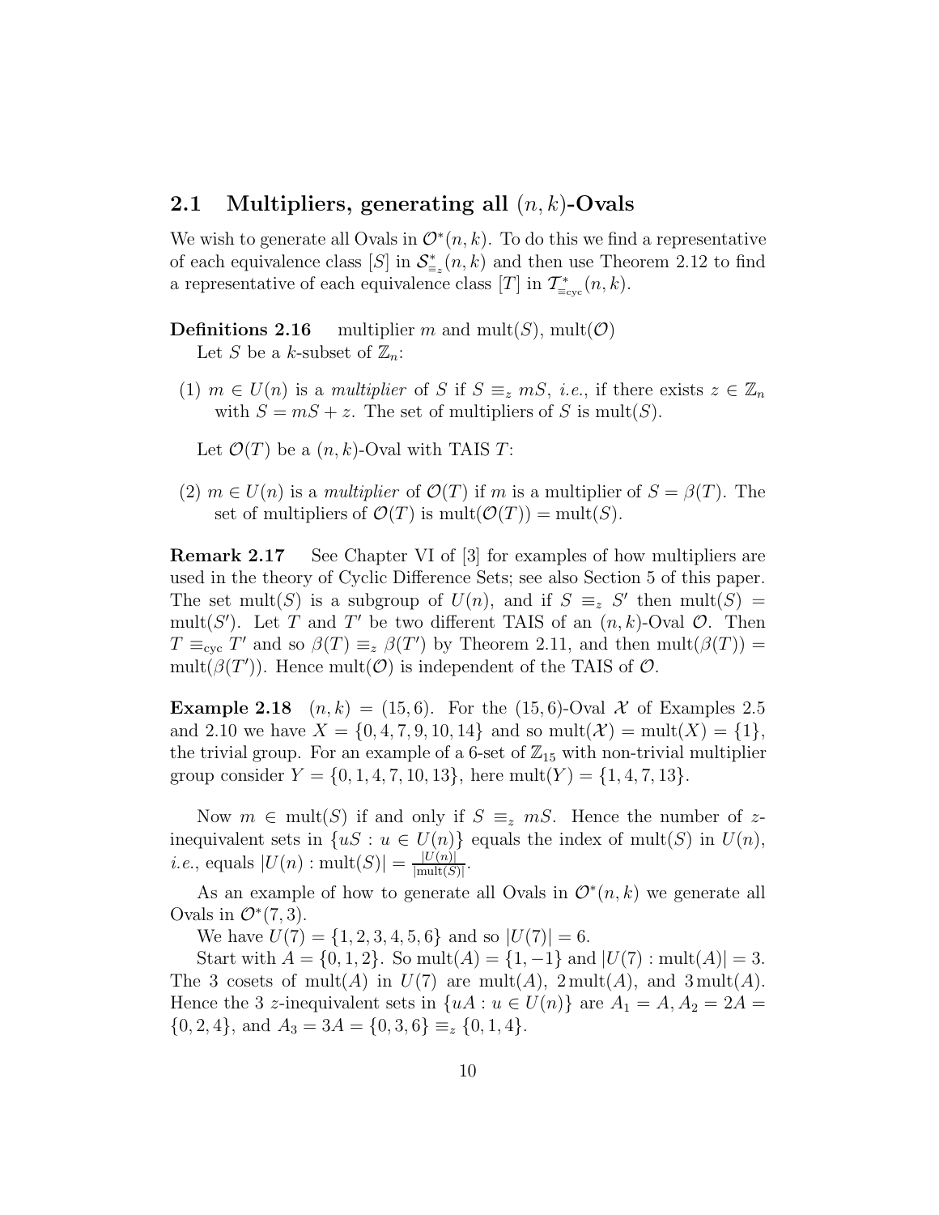## 2.1 Multipliers, generating all $(n, k)$-Ovals

We wish to generate all Ovals in $\mathcal{O}^*(n, k)$. To do this we find a representative of each equivalence class $[S]$ in $\mathcal{S}^*_{\equiv_z}(n, k)$ and then use Theorem 2.12 to find a representative of each equivalence class $[T]$ in $\mathcal{T}^*_{\equiv_{\text{cyc}}}(n, k)$.

**Definitions 2.16** multiplier $m$ and $\text{mult}(S)$, $\text{mult}(\mathcal{O})$

Let $S$ be a $k$-subset of $\mathbb{Z}_n$:

(1) $m \in U(n)$ is a *multiplier* of $S$ if $S \equiv_z mS$, *i.e.*, if there exists $z \in \mathbb{Z}_n$ with $S = mS + z$. The set of multipliers of $S$ is $\text{mult}(S)$.

Let $\mathcal{O}(T)$ be a $(n, k)$-Oval with TAIS $T$:

(2) $m \in U(n)$ is a *multiplier* of $\mathcal{O}(T)$ if $m$ is a multiplier of $S = \beta(T)$. The set of multipliers of $\mathcal{O}(T)$ is $\text{mult}(\mathcal{O}(T)) = \text{mult}(S)$.

**Remark 2.17** See Chapter VI of [3] for examples of how multipliers are used in the theory of Cyclic Difference Sets; see also Section 5 of this paper. The set $\text{mult}(S)$ is a subgroup of $U(n)$, and if $S \equiv_z S'$ then $\text{mult}(S) = \text{mult}(S')$. Let $T$ and $T'$ be two different TAIS of an $(n, k)$-Oval $\mathcal{O}$. Then $T \equiv_{\text{cyc}} T'$ and so $\beta(T) \equiv_z \beta(T')$ by Theorem 2.11, and then $\text{mult}(\beta(T)) = \text{mult}(\beta(T'))$. Hence $\text{mult}(\mathcal{O})$ is independent of the TAIS of $\mathcal{O}$.

**Example 2.18** $(n, k) = (15, 6)$. For the $(15, 6)$-Oval $\mathcal{X}$ of Examples 2.5 and 2.10 we have $X = \{0, 4, 7, 9, 10, 14\}$ and so $\text{mult}(\mathcal{X}) = \text{mult}(X) = \{1\}$, the trivial group. For an example of a 6-set of $\mathbb{Z}_{15}$ with non-trivial multiplier group consider $Y = \{0, 1, 4, 7, 10, 13\}$, here $\text{mult}(Y) = \{1, 4, 7, 13\}$.

Now $m \in \text{mult}(S)$ if and only if $S \equiv_z mS$. Hence the number of $z$-inequivalent sets in $\{uS : u \in U(n)\}$ equals the index of $\text{mult}(S)$ in $U(n)$, *i.e.*, equals $|U(n) : \text{mult}(S)| = \frac{|U(n)|}{|\text{mult}(S)|}$.

As an example of how to generate all Ovals in $\mathcal{O}^*(n, k)$ we generate all Ovals in $\mathcal{O}^*(7, 3)$.

We have $U(7) = \{1, 2, 3, 4, 5, 6\}$ and so $|U(7)| = 6$.

Start with $A = \{0, 1, 2\}$. So $\text{mult}(A) = \{1, -1\}$ and $|U(7) : \text{mult}(A)| = 3$. The 3 cosets of $\text{mult}(A)$ in $U(7)$ are $\text{mult}(A)$, $2\,\text{mult}(A)$, and $3\,\text{mult}(A)$. Hence the 3 $z$-inequivalent sets in $\{uA : u \in U(n)\}$ are $A_1 = A$, $A_2 = 2A = \{0, 2, 4\}$, and $A_3 = 3A = \{0, 3, 6\} \equiv_z \{0, 1, 4\}$.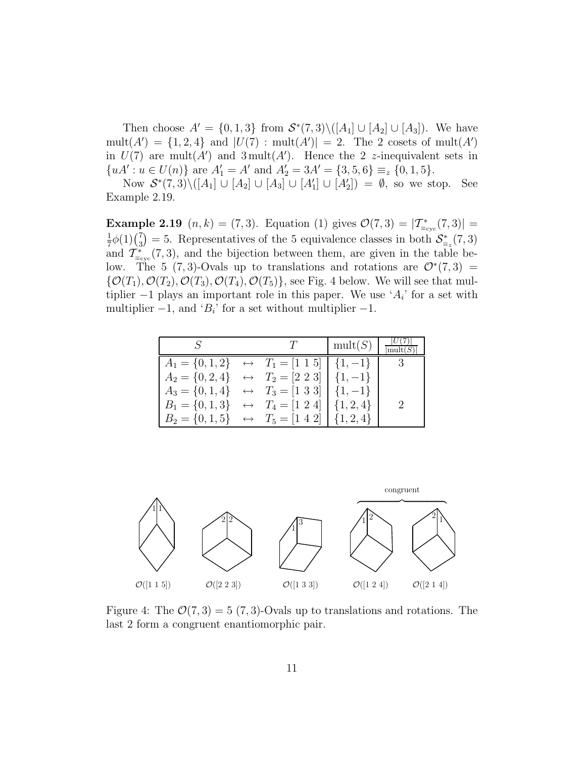Then choose $A' = \{0, 1, 3\}$ from $\mathcal{S}^*(7,3)\backslash([A_1] \cup [A_2] \cup [A_3])$. We have $\text{mult}(A') = \{1, 2, 4\}$ and $|U(7) : \text{mult}(A')| = 2$. The 2 cosets of $\text{mult}(A')$ in $U(7)$ are $\text{mult}(A')$ and $3\,\text{mult}(A')$. Hence the 2 $z$-inequivalent sets in $\{uA' : u \in U(n)\}$ are $A'_1 = A'$ and $A'_2 = 3A' = \{3, 5, 6\} \equiv_z \{0, 1, 5\}$.

Now $\mathcal{S}^*(7,3)\backslash([A_1] \cup [A_2] \cup [A_3] \cup [A'_1] \cup [A'_2]) = \emptyset$, so we stop. See Example 2.19.

**Example 2.19** $(n,k) = (7,3)$. Equation (1) gives $\mathcal{O}(7,3) = |\mathcal{T}^*_{\equiv_{\text{cyc}}}(7,3)| = \frac{1}{7}\phi(1)\binom{7}{3} = 5$. Representatives of the 5 equivalence classes in both $\mathcal{S}^*_{\equiv_z}(7,3)$ and $\mathcal{T}^*_{\equiv_{\text{cyc}}}(7,3)$, and the bijection between them, are given in the table below. The 5 $(7,3)$-Ovals up to translations and rotations are $\mathcal{O}^*(7,3) = \{\mathcal{O}(T_1), \mathcal{O}(T_2), \mathcal{O}(T_3), \mathcal{O}(T_4), \mathcal{O}(T_5)\}$, see Fig. 4 below. We will see that multiplier $-1$ plays an important role in this paper. We use '$A_i$' for a set with multiplier $-1$, and '$B_i$' for a set without multiplier $-1$.

| $S$ | | $T$ | $\text{mult}(S)$ | $\frac{\lvert U(7)\rvert}{\lvert \text{mult}(S)\rvert}$ |
|---|---|---|---|---|
| $A_1 = \{0, 1, 2\}$ | $\leftrightarrow$ | $T_1 = [1\ 1\ 5]$ | $\{1, -1\}$ | 3 |
| $A_2 = \{0, 2, 4\}$ | $\leftrightarrow$ | $T_2 = [2\ 2\ 3]$ | $\{1, -1\}$ | |
| $A_3 = \{0, 1, 4\}$ | $\leftrightarrow$ | $T_3 = [1\ 3\ 3]$ | $\{1, -1\}$ | |
| $B_1 = \{0, 1, 3\}$ | $\leftrightarrow$ | $T_4 = [1\ 2\ 4]$ | $\{1, 2, 4\}$ | 2 |
| $B_2 = \{0, 1, 5\}$ | $\leftrightarrow$ | $T_5 = [1\ 4\ 2]$ | $\{1, 2, 4\}$ | |

$\mathcal{O}([1\ 1\ 5])$ $\mathcal{O}([2\ 2\ 3])$ $\mathcal{O}([1\ 3\ 3])$ $\mathcal{O}([1\ 2\ 4])$ $\mathcal{O}([2\ 1\ 4])$ (congruent)

Figure 4: The $\mathcal{O}(7,3) = 5$ $(7,3)$-Ovals up to translations and rotations. The last 2 form a congruent enantiomorphic pair.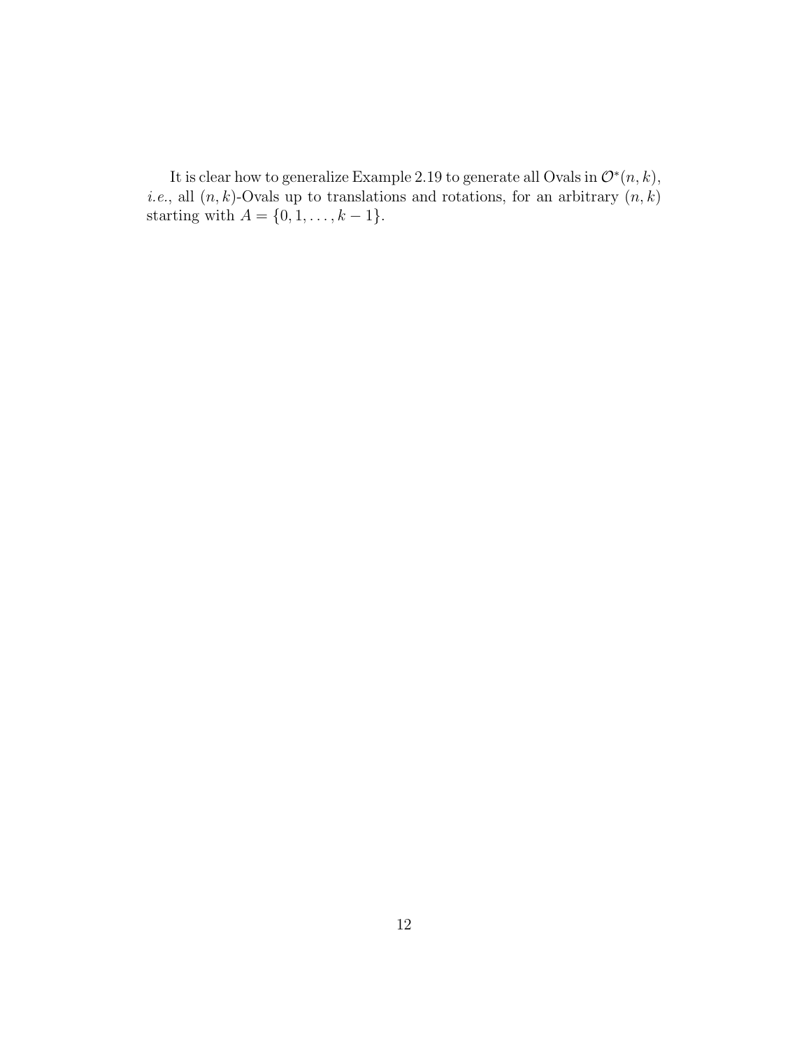It is clear how to generalize Example 2.19 to generate all Ovals in $\mathcal{O}^*(n,k)$, *i.e.*, all $(n,k)$-Ovals up to translations and rotations, for an arbitrary $(n,k)$ starting with $A = \{0, 1, \dots, k-1\}$.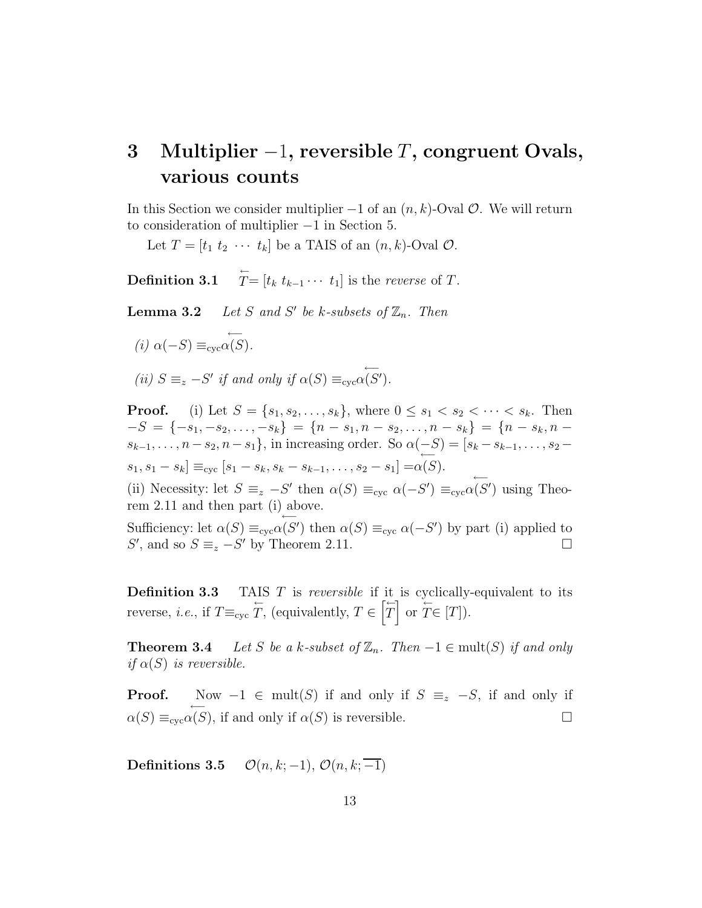# 3 Multiplier $-1$, reversible $T$, congruent Ovals, various counts

In this Section we consider multiplier $-1$ of an $(n,k)$-Oval $\mathcal{O}$. We will return to consideration of multiplier $-1$ in Section 5.

Let $T = [t_1\ t_2\ \cdots\ t_k]$ be a TAIS of an $(n,k)$-Oval $\mathcal{O}$.

**Definition 3.1** $\overleftarrow{T} = [t_k\ t_{k-1} \cdots\ t_1]$ is the *reverse* of $T$.

**Lemma 3.2** *Let $S$ and $S'$ be $k$-subsets of $\mathbb{Z}_n$. Then*

*(i)* $\alpha(-S) \equiv_{\text{cyc}} \overleftarrow{\alpha(S)}$.

*(ii)* $S \equiv_z -S'$ *if and only if* $\alpha(S) \equiv_{\text{cyc}} \overleftarrow{\alpha(S')}$.

**Proof.** (i) Let $S = \{s_1, s_2, \ldots, s_k\}$, where $0 \le s_1 < s_2 < \cdots < s_k$. Then $-S = \{-s_1, -s_2, \ldots, -s_k\} = \{n - s_1, n - s_2, \ldots, n - s_k\} = \{n - s_k, n - s_{k-1}, \ldots, n - s_2, n - s_1\}$, in increasing order. So $\alpha(-S) = [s_k - s_{k-1}, \ldots, s_2 - s_1, s_1 - s_k] \equiv_{\text{cyc}} [s_1 - s_k, s_k - s_{k-1}, \ldots, s_2 - s_1] = \overleftarrow{\alpha(S)}$.

(ii) Necessity: let $S \equiv_z -S'$ then $\alpha(S) \equiv_{\text{cyc}} \alpha(-S') \equiv_{\text{cyc}} \overleftarrow{\alpha(S')}$ using Theorem 2.11 and then part (i) above.

Sufficiency: let $\alpha(S) \equiv_{\text{cyc}} \overleftarrow{\alpha(S')}$ then $\alpha(S) \equiv_{\text{cyc}} \alpha(-S')$ by part (i) applied to $S'$, and so $S \equiv_z -S'$ by Theorem 2.11. $\square$

**Definition 3.3** TAIS $T$ is *reversible* if it is cyclically-equivalent to its reverse, *i.e.*, if $T \equiv_{\text{cyc}} \overleftarrow{T}$, (equivalently, $T \in \left[\overleftarrow{T}\right]$ or $\overleftarrow{T} \in [T]$).

**Theorem 3.4** *Let $S$ be a $k$-subset of $\mathbb{Z}_n$. Then $-1 \in \text{mult}(S)$ if and only if $\alpha(S)$ is reversible.*

**Proof.** Now $-1 \in \text{mult}(S)$ if and only if $S \equiv_z -S$, if and only if $\alpha(S) \equiv_{\text{cyc}} \overleftarrow{\alpha(S)}$, if and only if $\alpha(S)$ is reversible. $\square$

**Definitions 3.5** $\mathcal{O}(n,k;-1)$, $\mathcal{O}(n,k;\overline{-1})$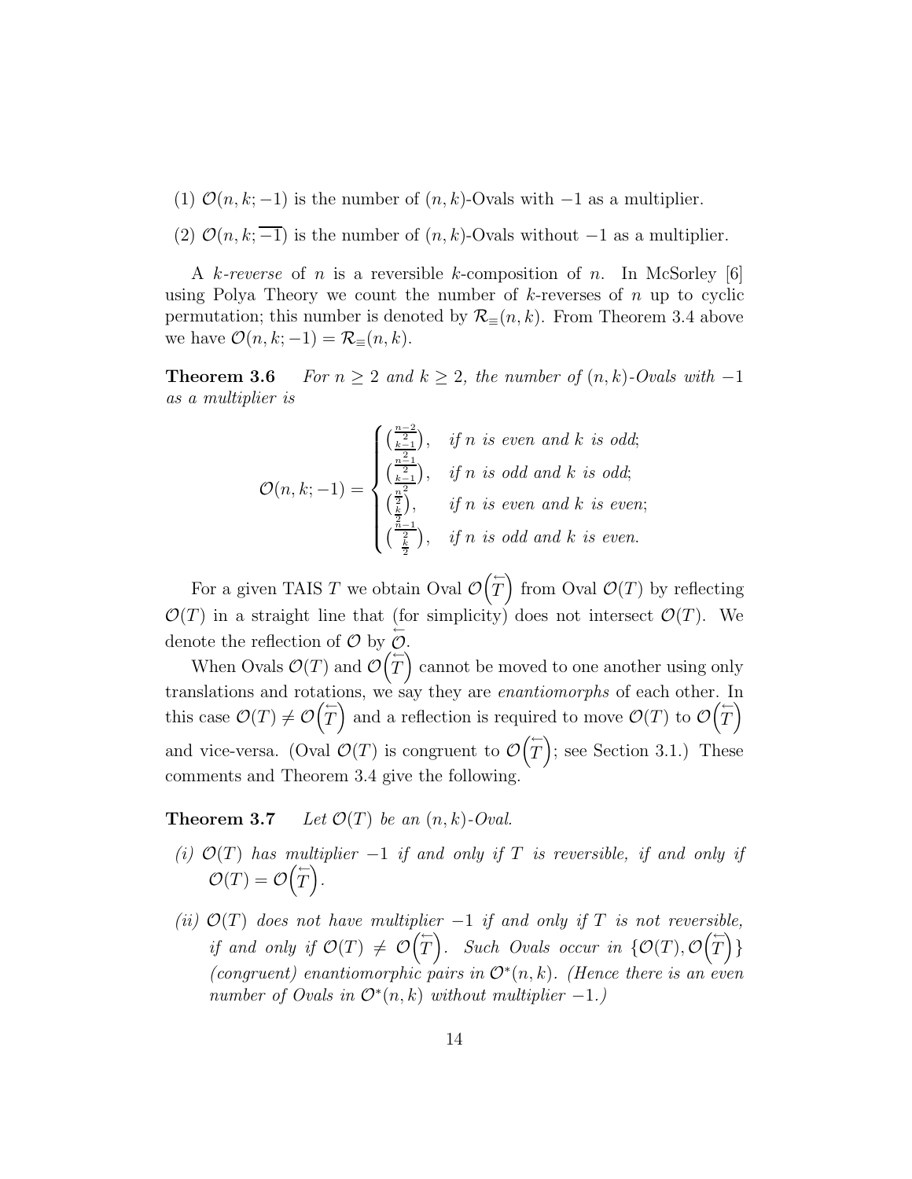(1) $\mathcal{O}(n, k; -1)$ is the number of $(n, k)$-Ovals with $-1$ as a multiplier.

(2) $\mathcal{O}(n, k; \overline{-1})$ is the number of $(n, k)$-Ovals without $-1$ as a multiplier.

A *k-reverse* of $n$ is a reversible $k$-composition of $n$. In McSorley [6] using Polya Theory we count the number of $k$-reverses of $n$ up to cyclic permutation; this number is denoted by $\mathcal{R}_{\equiv}(n, k)$. From Theorem 3.4 above we have $\mathcal{O}(n, k; -1) = \mathcal{R}_{\equiv}(n, k)$.

**Theorem 3.6** *For $n \geq 2$ and $k \geq 2$, the number of $(n, k)$-Ovals with $-1$ as a multiplier is*

$$\mathcal{O}(n, k; -1) = \begin{cases} \binom{\frac{n-2}{2}}{\frac{k-1}{2}}, & \text{if } n \text{ is even and } k \text{ is odd;} \\ \binom{\frac{n-1}{2}}{\frac{k-1}{2}}, & \text{if } n \text{ is odd and } k \text{ is odd;} \\ \binom{\frac{n}{2}}{\frac{k}{2}}, & \text{if } n \text{ is even and } k \text{ is even;} \\ \binom{\frac{n-1}{2}}{\frac{k}{2}}, & \text{if } n \text{ is odd and } k \text{ is even.} \end{cases}$$

For a given TAIS $T$ we obtain Oval $\mathcal{O}\left(\overleftarrow{T}\right)$ from Oval $\mathcal{O}(T)$ by reflecting $\mathcal{O}(T)$ in a straight line that (for simplicity) does not intersect $\mathcal{O}(T)$. We denote the reflection of $\mathcal{O}$ by $\overleftarrow{\mathcal{O}}$.

When Ovals $\mathcal{O}(T)$ and $\mathcal{O}\left(\overleftarrow{T}\right)$ cannot be moved to one another using only translations and rotations, we say they are *enantiomorphs* of each other. In this case $\mathcal{O}(T) \neq \mathcal{O}\left(\overleftarrow{T}\right)$ and a reflection is required to move $\mathcal{O}(T)$ to $\mathcal{O}\left(\overleftarrow{T}\right)$ and vice-versa. (Oval $\mathcal{O}(T)$ is congruent to $\mathcal{O}\left(\overleftarrow{T}\right)$; see Section 3.1.) These comments and Theorem 3.4 give the following.

**Theorem 3.7** *Let $\mathcal{O}(T)$ be an $(n, k)$-Oval.*

*(i) $\mathcal{O}(T)$ has multiplier $-1$ if and only if $T$ is reversible, if and only if $\mathcal{O}(T) = \mathcal{O}\left(\overleftarrow{T}\right)$.*

*(ii) $\mathcal{O}(T)$ does not have multiplier $-1$ if and only if $T$ is not reversible, if and only if $\mathcal{O}(T) \neq \mathcal{O}\left(\overleftarrow{T}\right)$. Such Ovals occur in $\{\mathcal{O}(T), \mathcal{O}\left(\overleftarrow{T}\right)\}$ (congruent) enantiomorphic pairs in $\mathcal{O}^*(n, k)$. (Hence there is an even number of Ovals in $\mathcal{O}^*(n, k)$ without multiplier $-1$.)*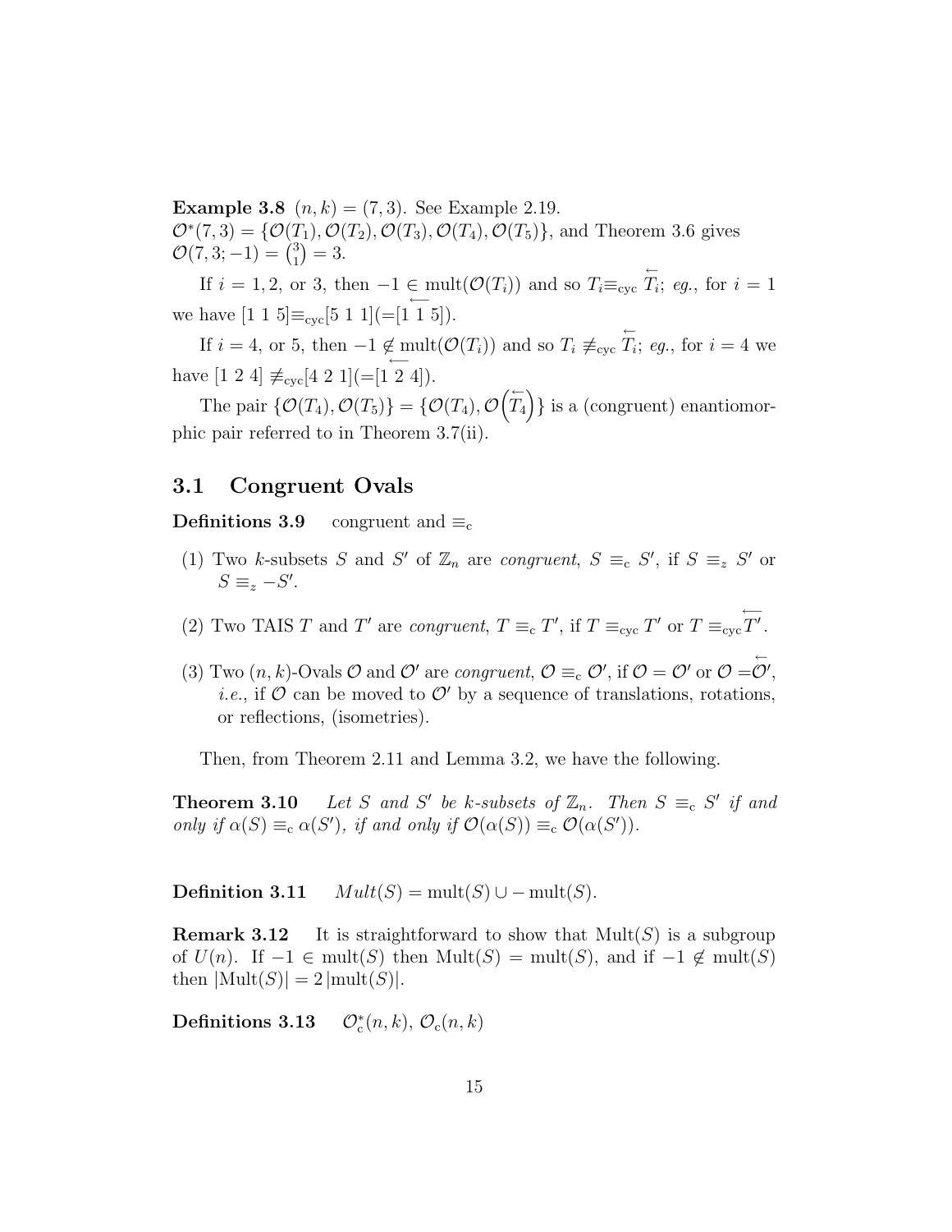**Example 3.8** $(n,k) = (7,3)$. See Example 2.19.
$\mathcal{O}^*(7,3) = \{\mathcal{O}(T_1), \mathcal{O}(T_2), \mathcal{O}(T_3), \mathcal{O}(T_4), \mathcal{O}(T_5)\}$, and Theorem 3.6 gives $\mathcal{O}(7,3;-1) = \binom{3}{1} = 3$.

If $i = 1, 2$, or 3, then $-1 \in \mathrm{mult}(\mathcal{O}(T_i))$ and so $T_i \equiv_{\mathrm{cyc}} \overleftarrow{T_i}$; *eg.*, for $i = 1$ we have $[1\ 1\ 5] \equiv_{\mathrm{cyc}} [5\ 1\ 1] (= \overleftarrow{[1\ 1\ 5]})$.

If $i = 4$, or 5, then $-1 \notin \mathrm{mult}(\mathcal{O}(T_i))$ and so $T_i \not\equiv_{\mathrm{cyc}} \overleftarrow{T_i}$; *eg.*, for $i = 4$ we have $[1\ 2\ 4] \not\equiv_{\mathrm{cyc}} [4\ 2\ 1] (= \overleftarrow{[1\ 2\ 4]})$.

The pair $\{\mathcal{O}(T_4), \mathcal{O}(T_5)\} = \{\mathcal{O}(T_4), \mathcal{O}\left(\overleftarrow{T_4}\right)\}$ is a (congruent) enantiomorphic pair referred to in Theorem 3.7(ii).

## 3.1 Congruent Ovals

**Definitions 3.9** congruent and $\equiv_{\mathrm{c}}$

(1) Two $k$-subsets $S$ and $S'$ of $\mathbb{Z}_n$ are *congruent*, $S \equiv_{\mathrm{c}} S'$, if $S \equiv_{z} S'$ or $S \equiv_{z} -S'$.

(2) Two TAIS $T$ and $T'$ are *congruent*, $T \equiv_{\mathrm{c}} T'$, if $T \equiv_{\mathrm{cyc}} T'$ or $T \equiv_{\mathrm{cyc}} \overleftarrow{T'}$.

(3) Two $(n,k)$-Ovals $\mathcal{O}$ and $\mathcal{O}'$ are *congruent*, $\mathcal{O} \equiv_{\mathrm{c}} \mathcal{O}'$, if $\mathcal{O} = \mathcal{O}'$ or $\mathcal{O} = \overleftarrow{\mathcal{O}'}$, *i.e.*, if $\mathcal{O}$ can be moved to $\mathcal{O}'$ by a sequence of translations, rotations, or reflections, (isometries).

Then, from Theorem 2.11 and Lemma 3.2, we have the following.

**Theorem 3.10** *Let $S$ and $S'$ be $k$-subsets of $\mathbb{Z}_n$. Then $S \equiv_{\mathrm{c}} S'$ if and only if $\alpha(S) \equiv_{\mathrm{c}} \alpha(S')$, if and only if $\mathcal{O}(\alpha(S)) \equiv_{\mathrm{c}} \mathcal{O}(\alpha(S'))$.*

**Definition 3.11** $Mult(S) = \mathrm{mult}(S) \cup -\mathrm{mult}(S)$.

**Remark 3.12** It is straightforward to show that $\mathrm{Mult}(S)$ is a subgroup of $U(n)$. If $-1 \in \mathrm{mult}(S)$ then $\mathrm{Mult}(S) = \mathrm{mult}(S)$, and if $-1 \notin \mathrm{mult}(S)$ then $|\mathrm{Mult}(S)| = 2\,|\mathrm{mult}(S)|$.

**Definitions 3.13** $\mathcal{O}^*_{\mathrm{c}}(n,k)$, $\mathcal{O}_{\mathrm{c}}(n,k)$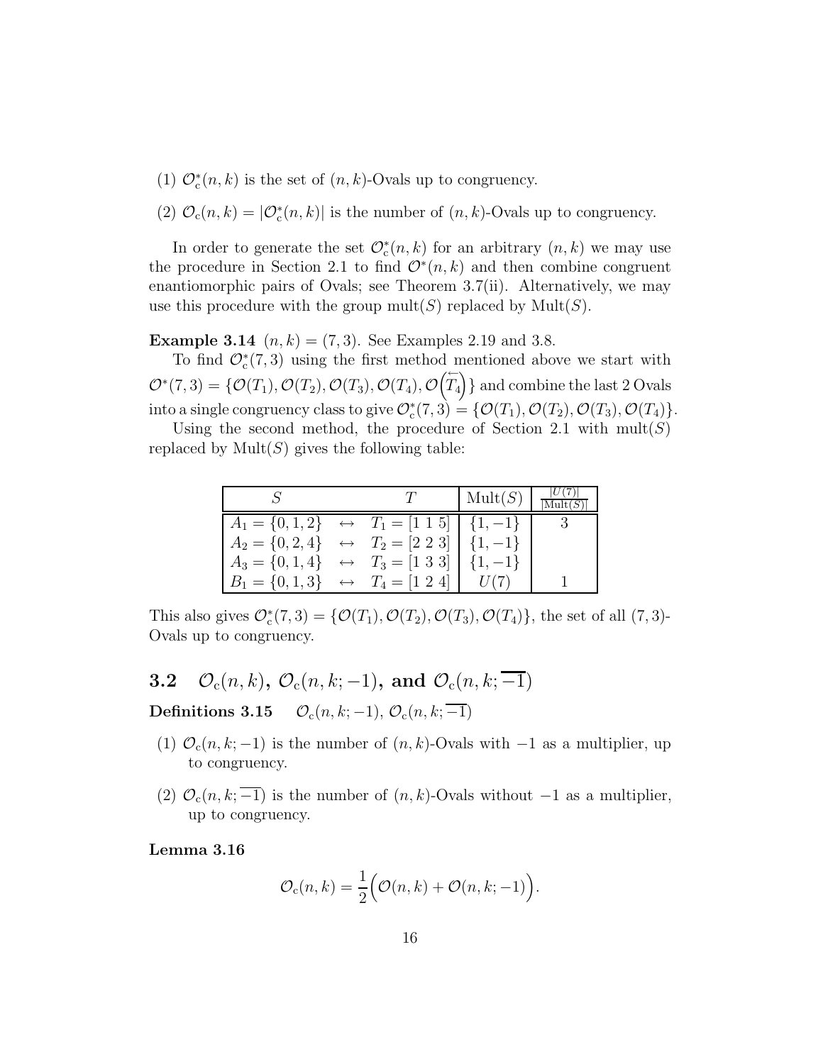(1) $\mathcal{O}_{\mathrm{c}}^{*}(n,k)$ is the set of $(n,k)$-Ovals up to congruency.

(2) $\mathcal{O}_{\mathrm{c}}(n,k) = |\mathcal{O}_{\mathrm{c}}^{*}(n,k)|$ is the number of $(n,k)$-Ovals up to congruency.

In order to generate the set $\mathcal{O}_{\mathrm{c}}^{*}(n,k)$ for an arbitrary $(n,k)$ we may use the procedure in Section 2.1 to find $\mathcal{O}^{*}(n,k)$ and then combine congruent enantiomorphic pairs of Ovals; see Theorem 3.7(ii). Alternatively, we may use this procedure with the group $\mathrm{mult}(S)$ replaced by $\mathrm{Mult}(S)$.

**Example 3.14** $(n,k) = (7,3)$. See Examples 2.19 and 3.8.

To find $\mathcal{O}_{\mathrm{c}}^{*}(7,3)$ using the first method mentioned above we start with $\mathcal{O}^{*}(7,3) = \{\mathcal{O}(T_1), \mathcal{O}(T_2), \mathcal{O}(T_3), \mathcal{O}(T_4), \mathcal{O}\big(\overleftarrow{T_4}\big)\}$ and combine the last 2 Ovals into a single congruency class to give $\mathcal{O}_{\mathrm{c}}^{*}(7,3) = \{\mathcal{O}(T_1), \mathcal{O}(T_2), \mathcal{O}(T_3), \mathcal{O}(T_4)\}$.

Using the second method, the procedure of Section 2.1 with $\mathrm{mult}(S)$ replaced by $\mathrm{Mult}(S)$ gives the following table:

| $S$ | | $T$ | $\mathrm{Mult}(S)$ | $\frac{\lvert U(7)\rvert}{\lvert\mathrm{Mult}(S)\rvert}$ |
|---|---|---|---|---|
| $A_1 = \{0,1,2\}$ | $\leftrightarrow$ | $T_1 = [1\ 1\ 5]$ | $\{1,-1\}$ | 3 |
| $A_2 = \{0,2,4\}$ | $\leftrightarrow$ | $T_2 = [2\ 2\ 3]$ | $\{1,-1\}$ | |
| $A_3 = \{0,1,4\}$ | $\leftrightarrow$ | $T_3 = [1\ 3\ 3]$ | $\{1,-1\}$ | |
| $B_1 = \{0,1,3\}$ | $\leftrightarrow$ | $T_4 = [1\ 2\ 4]$ | $U(7)$ | 1 |

This also gives $\mathcal{O}_{\mathrm{c}}^{*}(7,3) = \{\mathcal{O}(T_1), \mathcal{O}(T_2), \mathcal{O}(T_3), \mathcal{O}(T_4)\}$, the set of all $(7,3)$-Ovals up to congruency.

## 3.2 $\mathcal{O}_{\mathrm{c}}(n,k)$, $\mathcal{O}_{\mathrm{c}}(n,k;-1)$, and $\mathcal{O}_{\mathrm{c}}(n,k;\overline{-1})$

**Definitions 3.15** $\mathcal{O}_{\mathrm{c}}(n,k;-1)$, $\mathcal{O}_{\mathrm{c}}(n,k;\overline{-1})$

(1) $\mathcal{O}_{\mathrm{c}}(n,k;-1)$ is the number of $(n,k)$-Ovals with $-1$ as a multiplier, up to congruency.

(2) $\mathcal{O}_{\mathrm{c}}(n,k;\overline{-1})$ is the number of $(n,k)$-Ovals without $-1$ as a multiplier, up to congruency.

**Lemma 3.16**

$$\mathcal{O}_{\mathrm{c}}(n,k) = \frac{1}{2}\Big(\mathcal{O}(n,k) + \mathcal{O}(n,k;-1)\Big).$$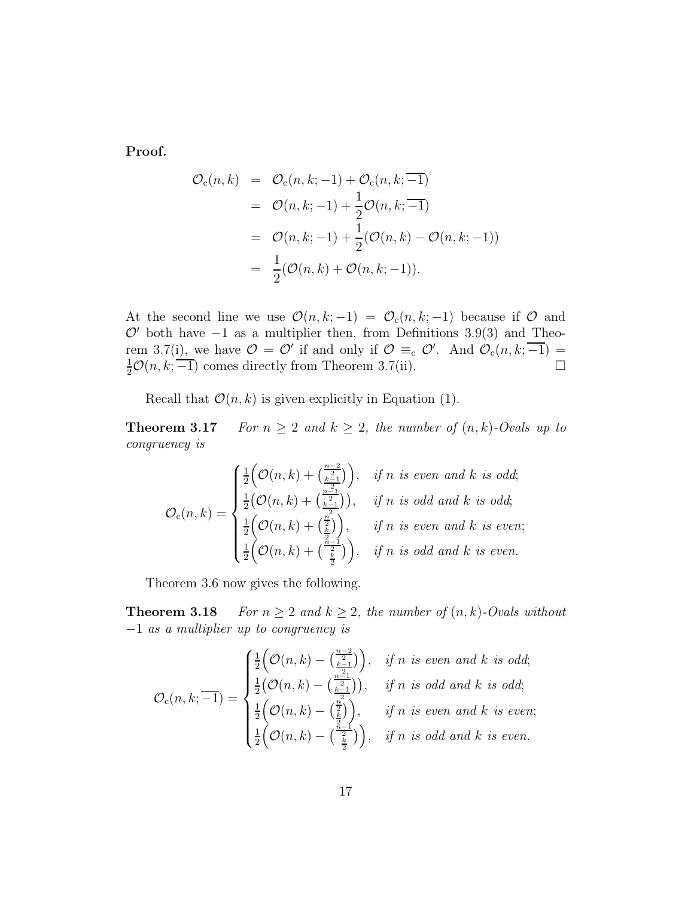**Proof.**

$$
\begin{aligned}
\mathcal{O}_{\rm c}(n,k) &= \mathcal{O}_{\rm c}(n,k;-1) + \mathcal{O}_{\rm c}(n,k;\overline{-1}) \\
&= \mathcal{O}(n,k;-1) + \frac{1}{2}\mathcal{O}(n,k;\overline{-1}) \\
&= \mathcal{O}(n,k;-1) + \frac{1}{2}(\mathcal{O}(n,k) - \mathcal{O}(n,k;-1)) \\
&= \frac{1}{2}(\mathcal{O}(n,k) + \mathcal{O}(n,k;-1)).
\end{aligned}
$$

At the second line we use $\mathcal{O}(n,k;-1) = \mathcal{O}_{\rm c}(n,k;-1)$ because if $\mathcal{O}$ and $\mathcal{O}'$ both have $-1$ as a multiplier then, from Definitions 3.9(3) and Theorem 3.7(i), we have $\mathcal{O} = \mathcal{O}'$ if and only if $\mathcal{O} \equiv_{\rm c} \mathcal{O}'$. And $\mathcal{O}_{\rm c}(n,k;\overline{-1}) = \frac{1}{2}\mathcal{O}(n,k;\overline{-1})$ comes directly from Theorem 3.7(ii). $\square$

Recall that $\mathcal{O}(n,k)$ is given explicitly in Equation (1).

**Theorem 3.17** *For $n \geq 2$ and $k \geq 2$, the number of $(n,k)$-Ovals up to congruency is*

$$
\mathcal{O}_{\rm c}(n,k) = \begin{cases}
\frac{1}{2}\Big(\mathcal{O}(n,k) + \binom{\frac{n-2}{2}}{\frac{k-1}{2}}\Big), & \text{if } n \text{ is even and } k \text{ is odd;} \\
\frac{1}{2}\big(\mathcal{O}(n,k) + \binom{\frac{n-1}{2}}{\frac{k-1}{2}}\big), & \text{if } n \text{ is odd and } k \text{ is odd;} \\
\frac{1}{2}\Big(\mathcal{O}(n,k) + \binom{\frac{n}{2}}{\frac{k}{2}}\Big), & \text{if } n \text{ is even and } k \text{ is even;} \\
\frac{1}{2}\Big(\mathcal{O}(n,k) + \binom{\frac{n-1}{2}}{\frac{k}{2}}\Big), & \text{if } n \text{ is odd and } k \text{ is even.}
\end{cases}
$$

Theorem 3.6 now gives the following.

**Theorem 3.18** *For $n \geq 2$ and $k \geq 2$, the number of $(n,k)$-Ovals without $-1$ as a multiplier up to congruency is*

$$
\mathcal{O}_{\rm c}(n,k;\overline{-1}) = \begin{cases}
\frac{1}{2}\Big(\mathcal{O}(n,k) - \binom{\frac{n-2}{2}}{\frac{k-1}{2}}\Big), & \text{if } n \text{ is even and } k \text{ is odd;} \\
\frac{1}{2}\big(\mathcal{O}(n,k) - \binom{\frac{n-1}{2}}{\frac{k-1}{2}}\big), & \text{if } n \text{ is odd and } k \text{ is odd;} \\
\frac{1}{2}\Big(\mathcal{O}(n,k) - \binom{\frac{n}{2}}{\frac{k}{2}}\Big), & \text{if } n \text{ is even and } k \text{ is even;} \\
\frac{1}{2}\Big(\mathcal{O}(n,k) - \binom{\frac{n-1}{2}}{\frac{k}{2}}\Big), & \text{if } n \text{ is odd and } k \text{ is even.}
\end{cases}
$$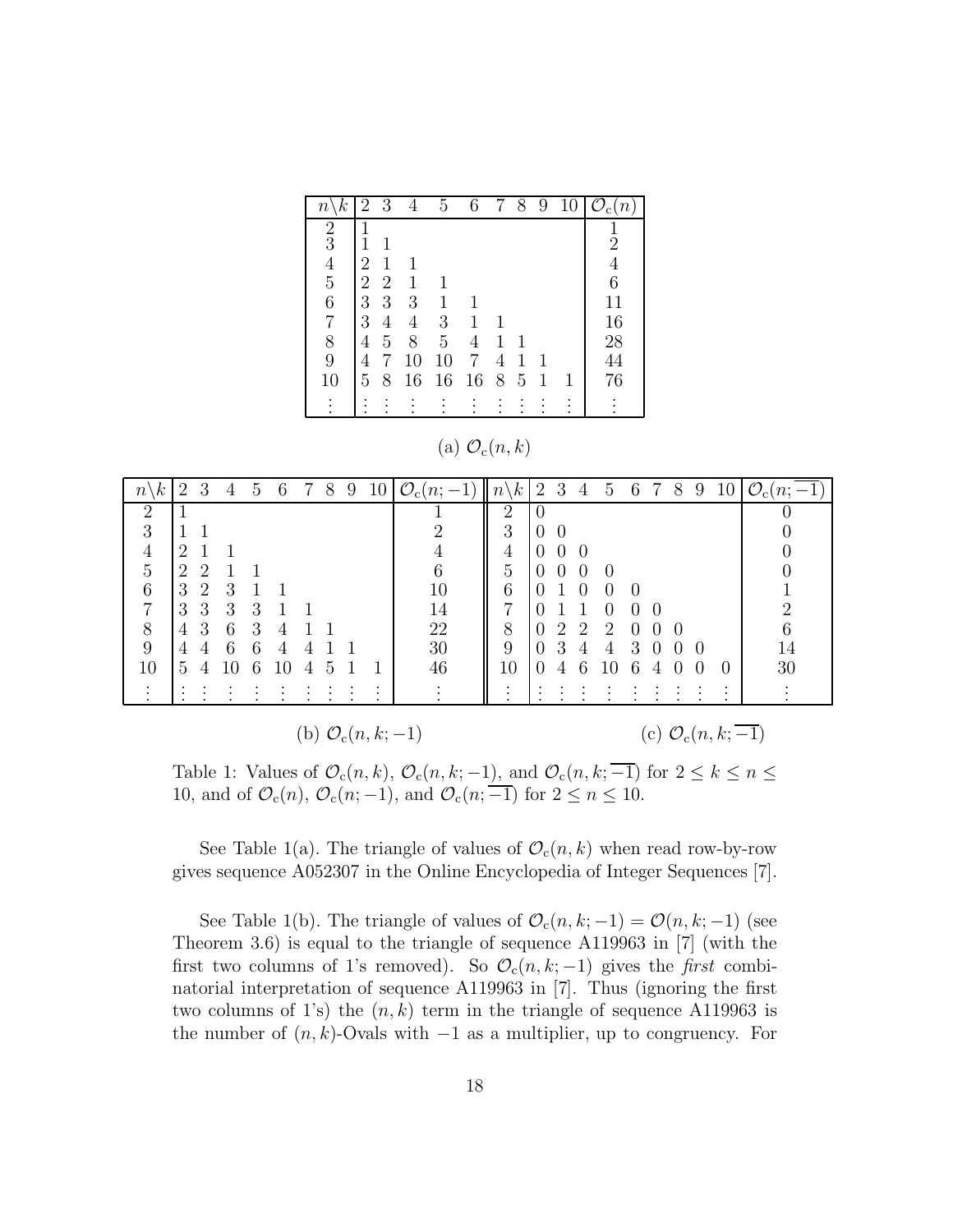| $n\backslash k$ | 2 | 3 | 4 | 5 | 6 | 7 | 8 | 9 | 10 | $\mathcal{O}_c(n)$ |
|---|---|---|---|---|---|---|---|---|---|---|
| 2 | 1 | | | | | | | | | 1 |
| 3 | 1 | 1 | | | | | | | | 2 |
| 4 | 2 | 1 | 1 | | | | | | | 4 |
| 5 | 2 | 2 | 1 | 1 | | | | | | 6 |
| 6 | 3 | 3 | 3 | 1 | 1 | | | | | 11 |
| 7 | 3 | 4 | 4 | 3 | 1 | 1 | | | | 16 |
| 8 | 4 | 5 | 8 | 5 | 4 | 1 | 1 | | | 28 |
| 9 | 4 | 7 | 10 | 10 | 7 | 4 | 1 | 1 | | 44 |
| 10 | 5 | 8 | 16 | 16 | 16 | 8 | 5 | 1 | 1 | 76 |
| ⋮ | ⋮ | ⋮ | ⋮ | ⋮ | ⋮ | ⋮ | ⋮ | ⋮ | ⋮ | ⋮ |

(a) $\mathcal{O}_c(n,k)$

| $n\backslash k$ | 2 | 3 | 4 | 5 | 6 | 7 | 8 | 9 | 10 | $\mathcal{O}_c(n;-1)$ |
|---|---|---|---|---|---|---|---|---|---|---|
| 2 | 1 | | | | | | | | | 1 |
| 3 | 1 | 1 | | | | | | | | 2 |
| 4 | 2 | 1 | 1 | | | | | | | 4 |
| 5 | 2 | 2 | 1 | 1 | | | | | | 6 |
| 6 | 3 | 2 | 3 | 1 | 1 | | | | | 10 |
| 7 | 3 | 3 | 3 | 3 | 1 | 1 | | | | 14 |
| 8 | 4 | 3 | 6 | 3 | 4 | 1 | 1 | | | 22 |
| 9 | 4 | 4 | 6 | 6 | 4 | 4 | 1 | 1 | | 30 |
| 10 | 5 | 4 | 10 | 6 | 10 | 4 | 5 | 1 | 1 | 46 |
| ⋮ | ⋮ | ⋮ | ⋮ | ⋮ | ⋮ | ⋮ | ⋮ | ⋮ | ⋮ | ⋮ |

(b) $\mathcal{O}_c(n,k;-1)$

| $n\backslash k$ | 2 | 3 | 4 | 5 | 6 | 7 | 8 | 9 | 10 | $\mathcal{O}_c(n;\overline{-1})$ |
|---|---|---|---|---|---|---|---|---|---|---|
| 2 | 0 | | | | | | | | | 0 |
| 3 | 0 | 0 | | | | | | | | 0 |
| 4 | 0 | 0 | 0 | | | | | | | 0 |
| 5 | 0 | 0 | 0 | 0 | | | | | | 0 |
| 6 | 0 | 1 | 0 | 0 | 0 | | | | | 1 |
| 7 | 0 | 1 | 1 | 0 | 0 | 0 | | | | 2 |
| 8 | 0 | 2 | 2 | 2 | 0 | 0 | 0 | | | 6 |
| 9 | 0 | 3 | 4 | 4 | 3 | 0 | 0 | 0 | | 14 |
| 10 | 0 | 4 | 6 | 10 | 6 | 4 | 0 | 0 | 0 | 30 |
| ⋮ | ⋮ | ⋮ | ⋮ | ⋮ | ⋮ | ⋮ | ⋮ | ⋮ | ⋮ | ⋮ |

(c) $\mathcal{O}_c(n,k;\overline{-1})$

Table 1: Values of $\mathcal{O}_c(n,k)$, $\mathcal{O}_c(n,k;-1)$, and $\mathcal{O}_c(n,k;\overline{-1})$ for $2 \leq k \leq n \leq 10$, and of $\mathcal{O}_c(n)$, $\mathcal{O}_c(n;-1)$, and $\mathcal{O}_c(n;\overline{-1})$ for $2 \leq n \leq 10$.

See Table 1(a). The triangle of values of $\mathcal{O}_c(n,k)$ when read row-by-row gives sequence A052307 in the Online Encyclopedia of Integer Sequences [7].

See Table 1(b). The triangle of values of $\mathcal{O}_c(n,k;-1) = \mathcal{O}(n,k;-1)$ (see Theorem 3.6) is equal to the triangle of sequence A119963 in [7] (with the first two columns of 1's removed). So $\mathcal{O}_c(n,k;-1)$ gives the *first* combinatorial interpretation of sequence A119963 in [7]. Thus (ignoring the first two columns of 1's) the $(n,k)$ term in the triangle of sequence A119963 is the number of $(n,k)$-Ovals with $-1$ as a multiplier, up to congruency. For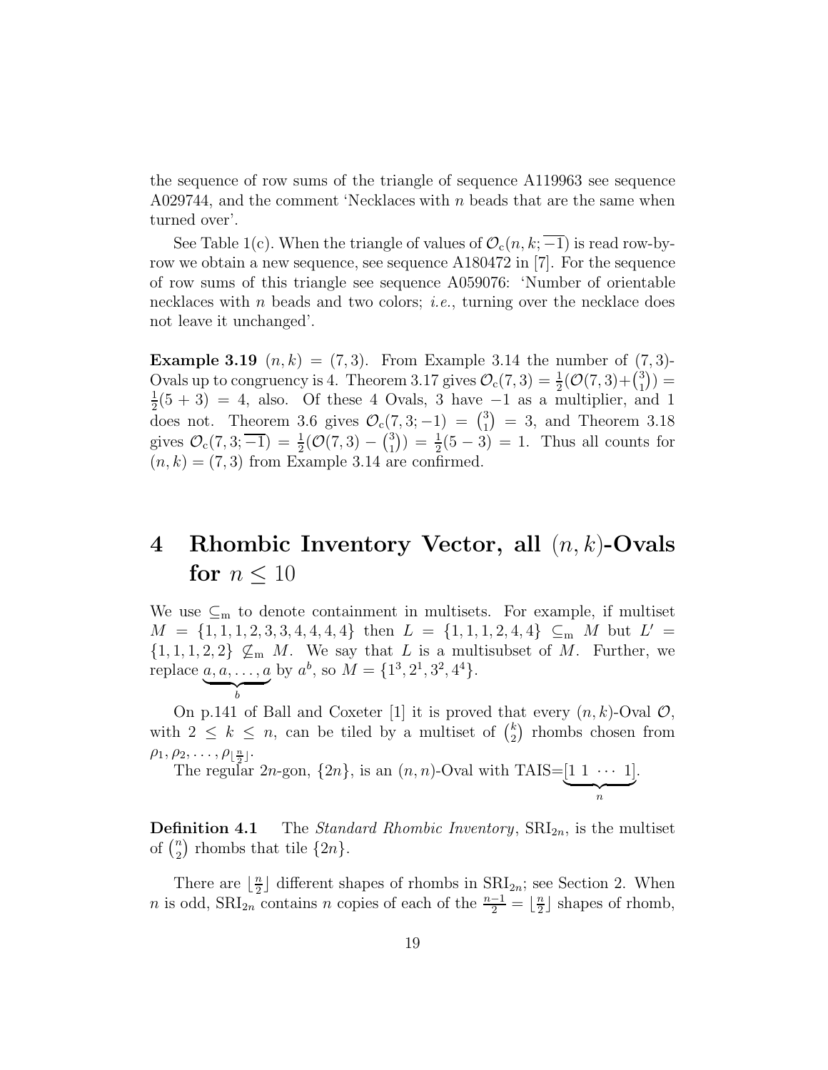the sequence of row sums of the triangle of sequence A119963 see sequence A029744, and the comment 'Necklaces with $n$ beads that are the same when turned over'.

See Table 1(c). When the triangle of values of $\mathcal{O}_c(n,k;\overline{-1})$ is read row-by-row we obtain a new sequence, see sequence A180472 in [7]. For the sequence of row sums of this triangle see sequence A059076: 'Number of orientable necklaces with $n$ beads and two colors; *i.e.*, turning over the necklace does not leave it unchanged'.

**Example 3.19** $(n,k) = (7,3)$. From Example 3.14 the number of $(7,3)$-Ovals up to congruency is 4. Theorem 3.17 gives $\mathcal{O}_c(7,3) = \frac{1}{2}(\mathcal{O}(7,3)+\binom{3}{1}) = \frac{1}{2}(5+3) = 4$, also. Of these 4 Ovals, 3 have $-1$ as a multiplier, and 1 does not. Theorem 3.6 gives $\mathcal{O}_c(7,3;-1) = \binom{3}{1} = 3$, and Theorem 3.18 gives $\mathcal{O}_c(7,3;\overline{-1}) = \frac{1}{2}(\mathcal{O}(7,3) - \binom{3}{1}) = \frac{1}{2}(5-3) = 1$. Thus all counts for $(n,k) = (7,3)$ from Example 3.14 are confirmed.

# 4 Rhombic Inventory Vector, all $(n,k)$-Ovals for $n \leq 10$

We use $\subseteq_{\mathrm{m}}$ to denote containment in multisets. For example, if multiset $M = \{1,1,1,2,3,3,4,4,4,4\}$ then $L = \{1,1,1,2,4,4\} \subseteq_{\mathrm{m}} M$ but $L' = \{1,1,1,2,2\} \not\subseteq_{\mathrm{m}} M$. We say that $L$ is a multisubset of $M$. Further, we replace $\underbrace{a,a,\ldots,a}_{b}$ by $a^b$, so $M = \{1^3, 2^1, 3^2, 4^4\}$.

On p.141 of Ball and Coxeter [1] it is proved that every $(n,k)$-Oval $\mathcal{O}$, with $2 \leq k \leq n$, can be tiled by a multiset of $\binom{k}{2}$ rhombs chosen from $\rho_1, \rho_2, \ldots, \rho_{\lfloor \frac{n}{2} \rfloor}$.

The regular $2n$-gon, $\{2n\}$, is an $(n,n)$-Oval with TAIS=$\underbrace{[1\ 1\ \cdots\ 1]}_{n}$.

**Definition 4.1** The *Standard Rhombic Inventory*, $\mathrm{SRI}_{2n}$, is the multiset of $\binom{n}{2}$ rhombs that tile $\{2n\}$.

There are $\lfloor \frac{n}{2} \rfloor$ different shapes of rhombs in $\mathrm{SRI}_{2n}$; see Section 2. When $n$ is odd, $\mathrm{SRI}_{2n}$ contains $n$ copies of each of the $\frac{n-1}{2} = \lfloor \frac{n}{2} \rfloor$ shapes of rhomb,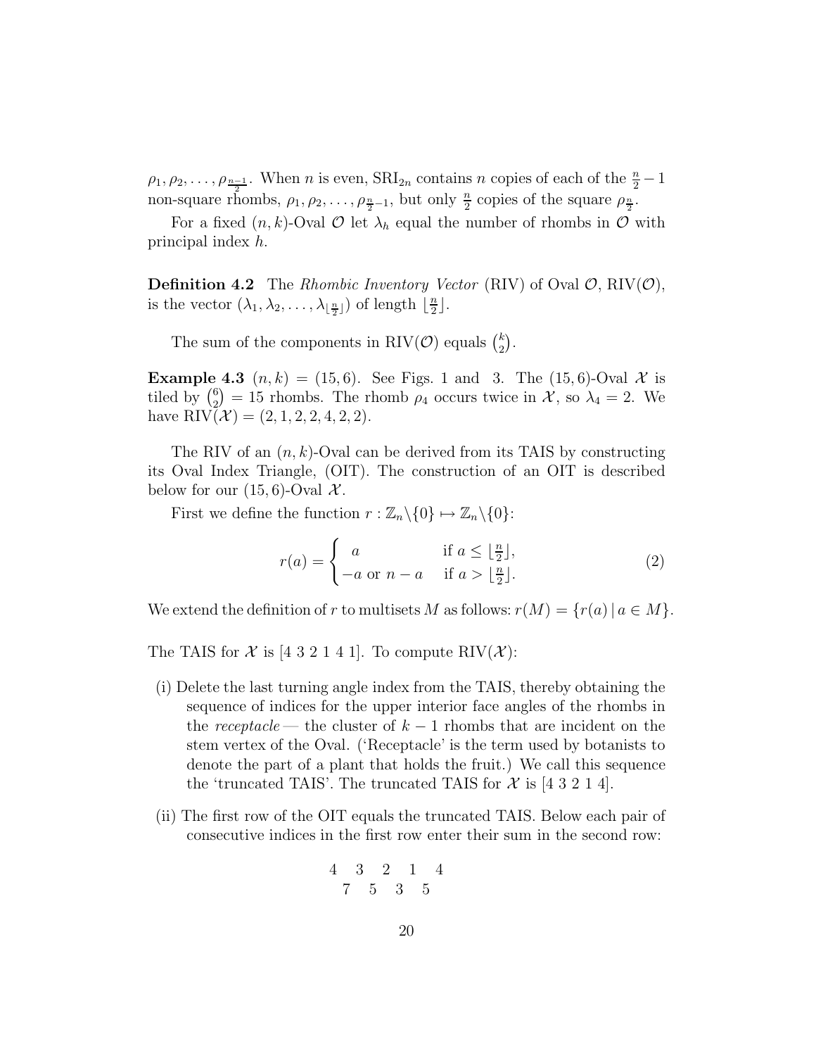$\rho_1, \rho_2, \ldots, \rho_{\frac{n-1}{2}}$. When $n$ is even, $\mathrm{SRI}_{2n}$ contains $n$ copies of each of the $\frac{n}{2} - 1$ non-square rhombs, $\rho_1, \rho_2, \ldots, \rho_{\frac{n}{2}-1}$, but only $\frac{n}{2}$ copies of the square $\rho_{\frac{n}{2}}$.

For a fixed $(n, k)$-Oval $\mathcal{O}$ let $\lambda_h$ equal the number of rhombs in $\mathcal{O}$ with principal index $h$.

**Definition 4.2** The *Rhombic Inventory Vector* (RIV) of Oval $\mathcal{O}$, $\mathrm{RIV}(\mathcal{O})$, is the vector $(\lambda_1, \lambda_2, \ldots, \lambda_{\lfloor \frac{n}{2} \rfloor})$ of length $\lfloor \frac{n}{2} \rfloor$.

The sum of the components in $\mathrm{RIV}(\mathcal{O})$ equals $\binom{k}{2}$.

**Example 4.3** $(n, k) = (15, 6)$. See Figs. 1 and 3. The $(15, 6)$-Oval $\mathcal{X}$ is tiled by $\binom{6}{2} = 15$ rhombs. The rhomb $\rho_4$ occurs twice in $\mathcal{X}$, so $\lambda_4 = 2$. We have $\mathrm{RIV}(\mathcal{X}) = (2, 1, 2, 2, 4, 2, 2)$.

The RIV of an $(n, k)$-Oval can be derived from its TAIS by constructing its Oval Index Triangle, (OIT). The construction of an OIT is described below for our $(15, 6)$-Oval $\mathcal{X}$.

First we define the function $r : \mathbb{Z}_n \backslash \{0\} \mapsto \mathbb{Z}_n \backslash \{0\}$:

$$r(a) = \begin{cases} a & \text{if } a \leq \lfloor \frac{n}{2} \rfloor, \\ -a \text{ or } n - a & \text{if } a > \lfloor \frac{n}{2} \rfloor. \end{cases} \tag{2}$$

We extend the definition of $r$ to multisets $M$ as follows: $r(M) = \{r(a) \mid a \in M\}$.

The TAIS for $\mathcal{X}$ is [4 3 2 1 4 1]. To compute $\mathrm{RIV}(\mathcal{X})$:

(i) Delete the last turning angle index from the TAIS, thereby obtaining the sequence of indices for the upper interior face angles of the rhombs in the *receptacle* — the cluster of $k - 1$ rhombs that are incident on the stem vertex of the Oval. ('Receptacle' is the term used by botanists to denote the part of a plant that holds the fruit.) We call this sequence the 'truncated TAIS'. The truncated TAIS for $\mathcal{X}$ is [4 3 2 1 4].

(ii) The first row of the OIT equals the truncated TAIS. Below each pair of consecutive indices in the first row enter their sum in the second row:

```
4   3   2   1   4
  7   5   3   5
```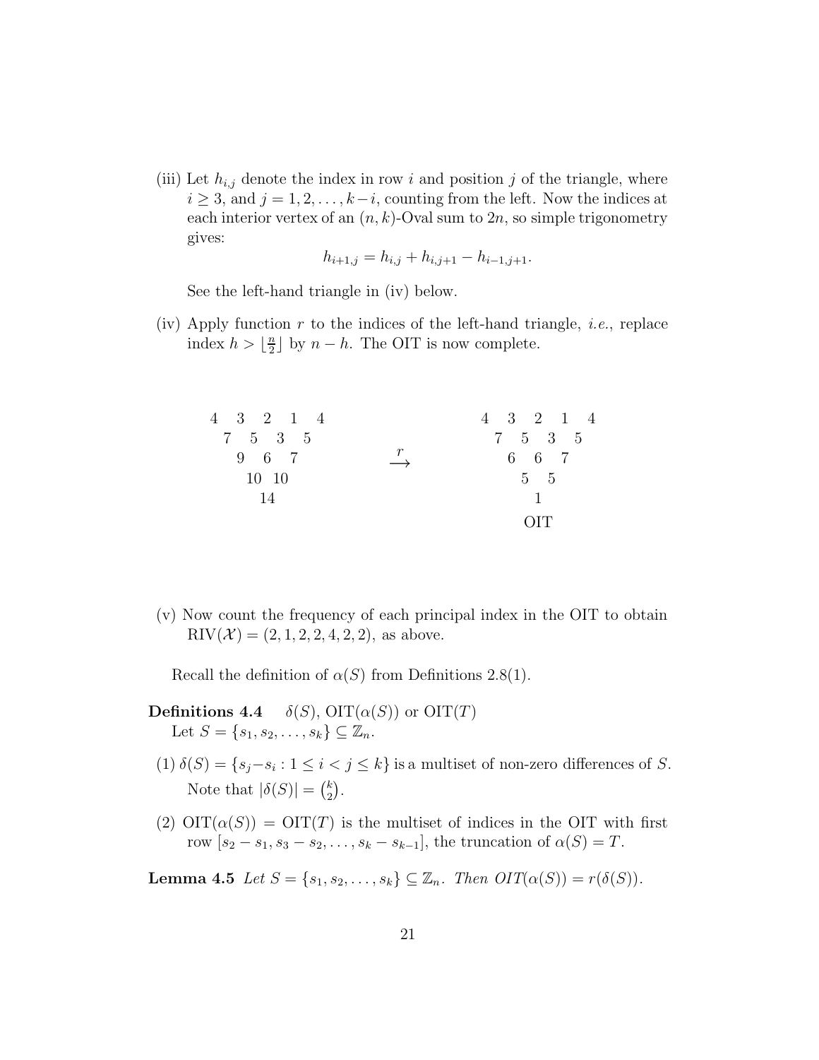(iii) Let $h_{i,j}$ denote the index in row $i$ and position $j$ of the triangle, where $i \geq 3$, and $j = 1, 2, \ldots, k-i$, counting from the left. Now the indices at each interior vertex of an $(n, k)$-Oval sum to $2n$, so simple trigonometry gives:

$$h_{i+1,j} = h_{i,j} + h_{i,j+1} - h_{i-1,j+1}.$$

See the left-hand triangle in (iv) below.

(iv) Apply function $r$ to the indices of the left-hand triangle, *i.e.*, replace index $h > \lfloor \frac{n}{2} \rfloor$ by $n - h$. The OIT is now complete.

$$\begin{array}{ccccccccc} 4 & & 3 & & 2 & & 1 & & 4 \\ & 7 & & 5 & & 3 & & 5 & \\ & & 9 & & 6 & & 7 & & \\ & & & 10 & & 10 & & & \\ & & & & 14 & & & & \end{array} \quad \xrightarrow{r} \quad \begin{array}{ccccccccc} 4 & & 3 & & 2 & & 1 & & 4 \\ & 7 & & 5 & & 3 & & 5 & \\ & & 6 & & 6 & & 7 & & \\ & & & 5 & & 5 & & & \\ & & & & 1 & & & & \end{array}$$

OIT

(v) Now count the frequency of each principal index in the OIT to obtain $\text{RIV}(\mathcal{X}) = (2, 1, 2, 2, 4, 2, 2)$, as above.

Recall the definition of $\alpha(S)$ from Definitions 2.8(1).

**Definitions 4.4** $\delta(S)$, $\text{OIT}(\alpha(S))$ or $\text{OIT}(T)$
Let $S = \{s_1, s_2, \ldots, s_k\} \subseteq \mathbb{Z}_n$.

(1) $\delta(S) = \{s_j - s_i : 1 \leq i < j \leq k\}$ is a multiset of non-zero differences of $S$. Note that $|\delta(S)| = \binom{k}{2}$.

(2) $\text{OIT}(\alpha(S)) = \text{OIT}(T)$ is the multiset of indices in the OIT with first row $[s_2 - s_1, s_3 - s_2, \ldots, s_k - s_{k-1}]$, the truncation of $\alpha(S) = T$.

**Lemma 4.5** *Let $S = \{s_1, s_2, \ldots, s_k\} \subseteq \mathbb{Z}_n$. Then $OIT(\alpha(S)) = r(\delta(S))$.*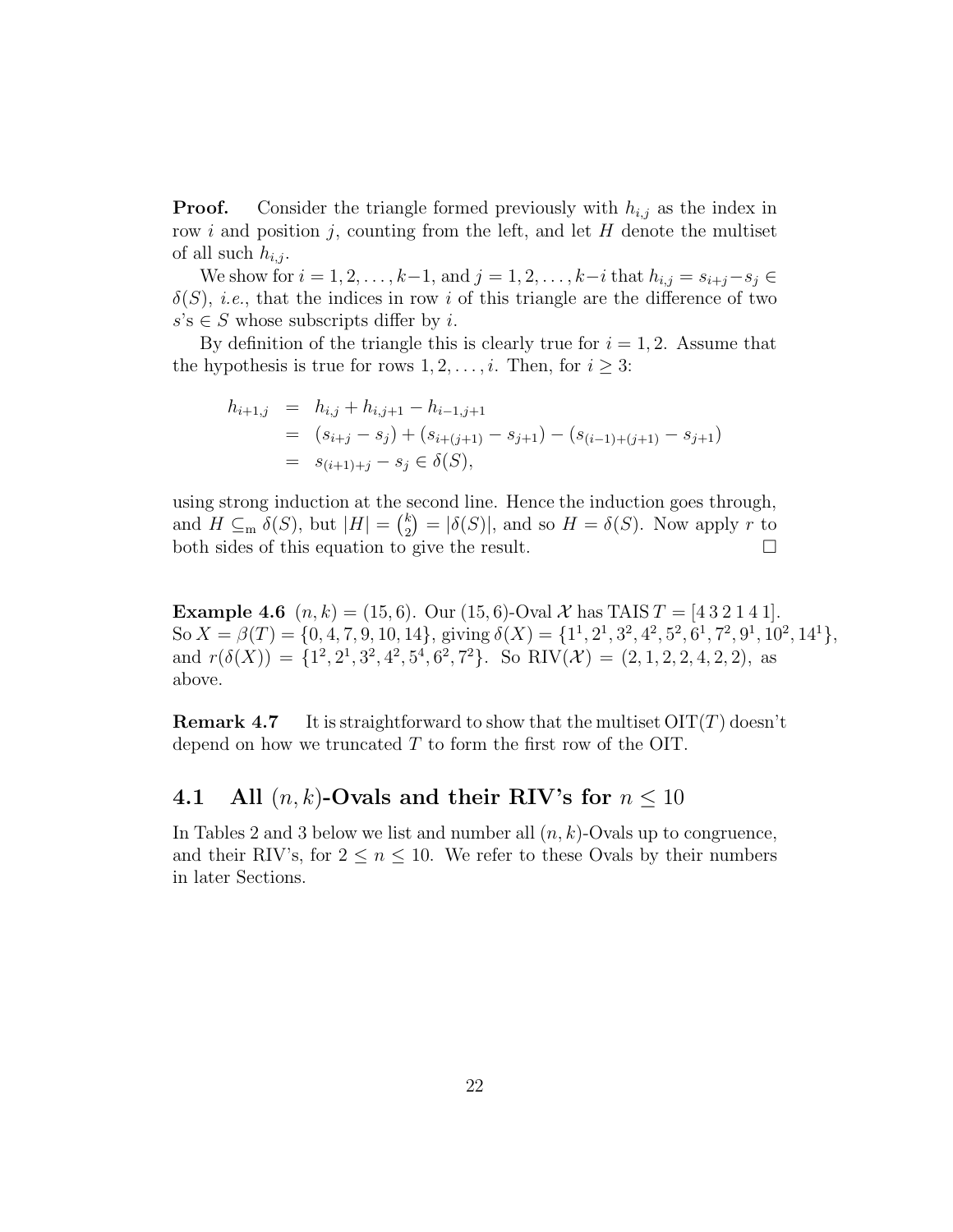**Proof.** Consider the triangle formed previously with $h_{i,j}$ as the index in row $i$ and position $j$, counting from the left, and let $H$ denote the multiset of all such $h_{i,j}$.

We show for $i = 1, 2, \ldots, k-1$, and $j = 1, 2, \ldots, k-i$ that $h_{i,j} = s_{i+j} - s_j \in \delta(S)$, *i.e.*, that the indices in row $i$ of this triangle are the difference of two $s$'s $\in S$ whose subscripts differ by $i$.

By definition of the triangle this is clearly true for $i = 1, 2$. Assume that the hypothesis is true for rows $1, 2, \ldots, i$. Then, for $i \geq 3$:

$$
\begin{aligned}
h_{i+1,j} &= h_{i,j} + h_{i,j+1} - h_{i-1,j+1} \\
&= (s_{i+j} - s_j) + (s_{i+(j+1)} - s_{j+1}) - (s_{(i-1)+(j+1)} - s_{j+1}) \\
&= s_{(i+1)+j} - s_j \in \delta(S),
\end{aligned}
$$

using strong induction at the second line. Hence the induction goes through, and $H \subseteq_{\text{m}} \delta(S)$, but $|H| = \binom{k}{2} = |\delta(S)|$, and so $H = \delta(S)$. Now apply $r$ to both sides of this equation to give the result. $\square$

**Example 4.6** $(n, k) = (15, 6)$. Our $(15, 6)$-Oval $\mathcal{X}$ has TAIS $T = [4\ 3\ 2\ 1\ 4\ 1]$. So $X = \beta(T) = \{0, 4, 7, 9, 10, 14\}$, giving $\delta(X) = \{1^1, 2^1, 3^2, 4^2, 5^2, 6^1, 7^2, 9^1, 10^2, 14^1\}$, and $r(\delta(X)) = \{1^2, 2^1, 3^2, 4^2, 5^4, 6^2, 7^2\}$. So $\text{RIV}(\mathcal{X}) = (2, 1, 2, 2, 4, 2, 2)$, as above.

**Remark 4.7** It is straightforward to show that the multiset $\text{OIT}(T)$ doesn't depend on how we truncated $T$ to form the first row of the OIT.

## 4.1 All $(n, k)$-Ovals and their RIV's for $n \leq 10$

In Tables 2 and 3 below we list and number all $(n, k)$-Ovals up to congruence, and their RIV's, for $2 \leq n \leq 10$. We refer to these Ovals by their numbers in later Sections.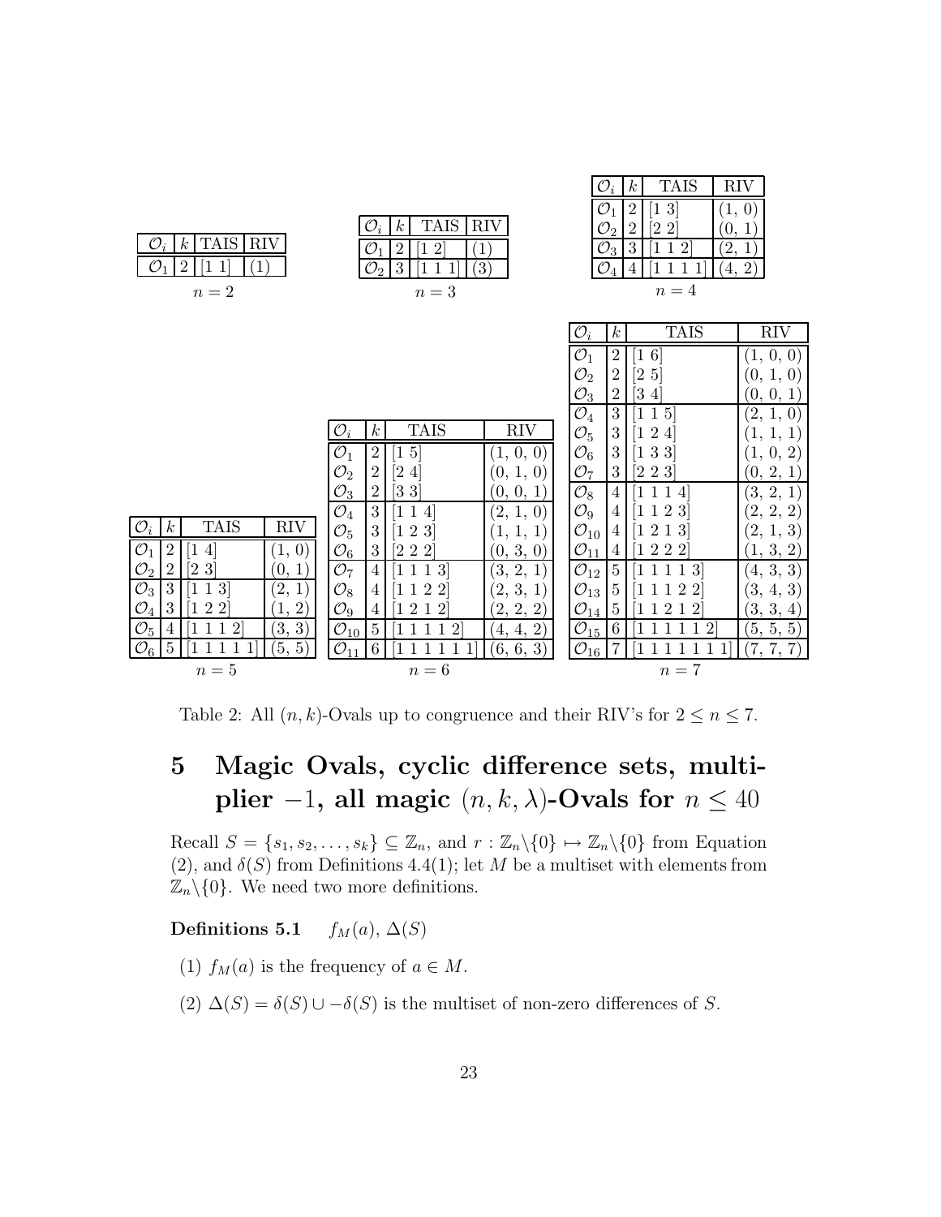| $\mathcal{O}_i$ | $k$ | TAIS | RIV |
|---|---|---|---|
| $\mathcal{O}_1$ | 2 | [1 1] | (1) |

$n = 2$

| $\mathcal{O}_i$ | $k$ | TAIS | RIV |
|---|---|---|---|
| $\mathcal{O}_1$ | 2 | [1 2] | (1) |
| $\mathcal{O}_2$ | 3 | [1 1 1] | (3) |

$n = 3$

| $\mathcal{O}_i$ | $k$ | TAIS | RIV |
|---|---|---|---|
| $\mathcal{O}_1$ | 2 | [1 3] | (1, 0) |
| $\mathcal{O}_2$ | 2 | [2 2] | (0, 1) |
| $\mathcal{O}_3$ | 3 | [1 1 2] | (2, 1) |
| $\mathcal{O}_4$ | 4 | [1 1 1 1] | (4, 2) |

$n = 4$

| $\mathcal{O}_i$ | $k$ | TAIS | RIV |
|---|---|---|---|
| $\mathcal{O}_1$ | 2 | [1 4] | (1, 0) |
| $\mathcal{O}_2$ | 2 | [2 3] | (0, 1) |
| $\mathcal{O}_3$ | 3 | [1 1 3] | (2, 1) |
| $\mathcal{O}_4$ | 3 | [1 2 2] | (1, 2) |
| $\mathcal{O}_5$ | 4 | [1 1 1 2] | (3, 3) |
| $\mathcal{O}_6$ | 5 | [1 1 1 1 1] | (5, 5) |

$n = 5$

| $\mathcal{O}_i$ | $k$ | TAIS | RIV |
|---|---|---|---|
| $\mathcal{O}_1$ | 2 | [1 5] | (1, 0, 0) |
| $\mathcal{O}_2$ | 2 | [2 4] | (0, 1, 0) |
| $\mathcal{O}_3$ | 2 | [3 3] | (0, 0, 1) |
| $\mathcal{O}_4$ | 3 | [1 1 4] | (2, 1, 0) |
| $\mathcal{O}_5$ | 3 | [1 2 3] | (1, 1, 1) |
| $\mathcal{O}_6$ | 3 | [2 2 2] | (0, 3, 0) |
| $\mathcal{O}_7$ | 4 | [1 1 1 3] | (3, 2, 1) |
| $\mathcal{O}_8$ | 4 | [1 1 2 2] | (2, 3, 1) |
| $\mathcal{O}_9$ | 4 | [1 2 1 2] | (2, 2, 2) |
| $\mathcal{O}_{10}$ | 5 | [1 1 1 1 2] | (4, 4, 2) |
| $\mathcal{O}_{11}$ | 6 | [1 1 1 1 1 1] | (6, 6, 3) |

$n = 6$

| $\mathcal{O}_i$ | $k$ | TAIS | RIV |
|---|---|---|---|
| $\mathcal{O}_1$ | 2 | [1 6] | (1, 0, 0) |
| $\mathcal{O}_2$ | 2 | [2 5] | (0, 1, 0) |
| $\mathcal{O}_3$ | 2 | [3 4] | (0, 0, 1) |
| $\mathcal{O}_4$ | 3 | [1 1 5] | (2, 1, 0) |
| $\mathcal{O}_5$ | 3 | [1 2 4] | (1, 1, 1) |
| $\mathcal{O}_6$ | 3 | [1 3 3] | (1, 0, 2) |
| $\mathcal{O}_7$ | 3 | [2 2 3] | (0, 2, 1) |
| $\mathcal{O}_8$ | 4 | [1 1 1 4] | (3, 2, 1) |
| $\mathcal{O}_9$ | 4 | [1 1 2 3] | (2, 2, 2) |
| $\mathcal{O}_{10}$ | 4 | [1 2 1 3] | (2, 1, 3) |
| $\mathcal{O}_{11}$ | 4 | [1 2 2 2] | (1, 3, 2) |
| $\mathcal{O}_{12}$ | 5 | [1 1 1 1 3] | (4, 3, 3) |
| $\mathcal{O}_{13}$ | 5 | [1 1 1 2 2] | (3, 4, 3) |
| $\mathcal{O}_{14}$ | 5 | [1 1 2 1 2] | (3, 3, 4) |
| $\mathcal{O}_{15}$ | 6 | [1 1 1 1 1 2] | (5, 5, 5) |
| $\mathcal{O}_{16}$ | 7 | [1 1 1 1 1 1 1] | (7, 7, 7) |

$n = 7$

Table 2: All $(n, k)$-Ovals up to congruence and their RIV's for $2 \leq n \leq 7$.

# 5 Magic Ovals, cyclic difference sets, multiplier $-1$, all magic $(n, k, \lambda)$-Ovals for $n \leq 40$

Recall $S = \{s_1, s_2, \ldots, s_k\} \subseteq \mathbb{Z}_n$, and $r : \mathbb{Z}_n \backslash \{0\} \mapsto \mathbb{Z}_n \backslash \{0\}$ from Equation (2), and $\delta(S)$ from Definitions 4.4(1); let $M$ be a multiset with elements from $\mathbb{Z}_n \backslash \{0\}$. We need two more definitions.

**Definitions 5.1** $f_M(a)$, $\Delta(S)$

(1) $f_M(a)$ is the frequency of $a \in M$.

(2) $\Delta(S) = \delta(S) \cup -\delta(S)$ is the multiset of non-zero differences of $S$.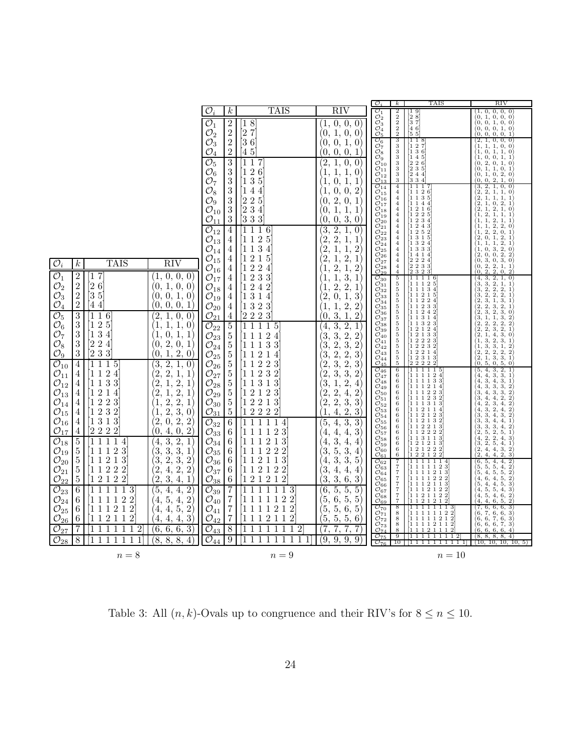| $\mathcal{O}_i$ | $k$ | TAIS | RIV |
|---|---|---|---|
| $\mathcal{O}_1$ | 2 | [1 7] | (1, 0, 0, 0) |
| $\mathcal{O}_2$ | 2 | [2 6] | (0, 1, 0, 0) |
| $\mathcal{O}_3$ | 2 | [3 5] | (0, 0, 1, 0) |
| $\mathcal{O}_4$ | 2 | [4 4] | (0, 0, 0, 1) |
| $\mathcal{O}_5$ | 3 | [1 1 6] | (2, 1, 0, 0) |
| $\mathcal{O}_6$ | 3 | [1 2 5] | (1, 1, 1, 0) |
| $\mathcal{O}_7$ | 3 | [1 3 4] | (1, 0, 1, 1) |
| $\mathcal{O}_8$ | 3 | [2 2 4] | (0, 2, 0, 1) |
| $\mathcal{O}_9$ | 3 | [2 3 3] | (0, 1, 2, 0) |
| $\mathcal{O}_{10}$ | 4 | [1 1 1 5] | (3, 2, 1, 0) |
| $\mathcal{O}_{11}$ | 4 | [1 1 2 4] | (2, 2, 1, 1) |
| $\mathcal{O}_{12}$ | 4 | [1 1 3 3] | (2, 1, 2, 1) |
| $\mathcal{O}_{13}$ | 4 | [1 2 1 4] | (2, 1, 2, 1) |
| $\mathcal{O}_{14}$ | 4 | [1 2 2 3] | (1, 2, 2, 1) |
| $\mathcal{O}_{15}$ | 4 | [1 2 3 2] | (1, 2, 3, 0) |
| $\mathcal{O}_{16}$ | 4 | [1 3 1 3] | (2, 0, 2, 2) |
| $\mathcal{O}_{17}$ | 4 | [2 2 2 2] | (0, 4, 0, 2) |
| $\mathcal{O}_{18}$ | 5 | [1 1 1 1 4] | (4, 3, 2, 1) |
| $\mathcal{O}_{19}$ | 5 | [1 1 1 2 3] | (3, 3, 3, 1) |
| $\mathcal{O}_{20}$ | 5 | [1 1 2 1 3] | (3, 2, 3, 2) |
| $\mathcal{O}_{21}$ | 5 | [1 1 2 2 2] | (2, 4, 2, 2) |
| $\mathcal{O}_{22}$ | 5 | [1 2 1 2 2] | (2, 3, 4, 1) |
| $\mathcal{O}_{23}$ | 6 | [1 1 1 1 1 3] | (5, 4, 4, 2) |
| $\mathcal{O}_{24}$ | 6 | [1 1 1 1 2 2] | (4, 5, 4, 2) |
| $\mathcal{O}_{25}$ | 6 | [1 1 1 2 1 2] | (4, 4, 5, 2) |
| $\mathcal{O}_{26}$ | 6 | [1 1 2 1 1 2] | (4, 4, 4, 3) |
| $\mathcal{O}_{27}$ | 7 | [1 1 1 1 1 1 2] | (6, 6, 6, 3) |
| $\mathcal{O}_{28}$ | 8 | [1 1 1 1 1 1 1] | (8, 8, 8, 4) |

$n = 8$

| $\mathcal{O}_i$ | $k$ | TAIS | RIV |
|---|---|---|---|
| $\mathcal{O}_1$ | 2 | [1 8] | (1, 0, 0, 0) |
| $\mathcal{O}_2$ | 2 | [2 7] | (0, 1, 0, 0) |
| $\mathcal{O}_3$ | 2 | [3 6] | (0, 0, 1, 0) |
| $\mathcal{O}_4$ | 2 | [4 5] | (0, 0, 0, 1) |
| $\mathcal{O}_5$ | 3 | [1 1 7] | (2, 1, 0, 0) |
| $\mathcal{O}_6$ | 3 | [1 2 6] | (1, 1, 1, 0) |
| $\mathcal{O}_7$ | 3 | [1 3 5] | (1, 0, 1, 1) |
| $\mathcal{O}_8$ | 3 | [1 4 4] | (1, 0, 0, 2) |
| $\mathcal{O}_9$ | 3 | [2 2 5] | (0, 2, 0, 1) |
| $\mathcal{O}_{10}$ | 3 | [2 3 4] | (0, 1, 1, 1) |
| $\mathcal{O}_{11}$ | 3 | [3 3 3] | (0, 0, 3, 0) |
| $\mathcal{O}_{12}$ | 4 | [1 1 1 6] | (3, 2, 1, 0) |
| $\mathcal{O}_{13}$ | 4 | [1 1 2 5] | (2, 2, 1, 1) |
| $\mathcal{O}_{14}$ | 4 | [1 1 3 4] | (2, 1, 1, 2) |
| $\mathcal{O}_{15}$ | 4 | [1 2 1 5] | (2, 1, 2, 1) |
| $\mathcal{O}_{16}$ | 4 | [1 2 2 4] | (1, 2, 1, 2) |
| $\mathcal{O}_{17}$ | 4 | [1 2 3 3] | (1, 1, 3, 1) |
| $\mathcal{O}_{18}$ | 4 | [1 2 4 2] | (1, 2, 2, 1) |
| $\mathcal{O}_{19}$ | 4 | [1 3 1 4] | (2, 0, 1, 3) |
| $\mathcal{O}_{20}$ | 4 | [1 3 2 3] | (1, 1, 2, 2) |
| $\mathcal{O}_{21}$ | 4 | [2 2 2 3] | (0, 3, 1, 2) |
| $\mathcal{O}_{22}$ | 5 | [1 1 1 1 5] | (4, 3, 2, 1) |
| $\mathcal{O}_{23}$ | 5 | [1 1 1 2 4] | (3, 3, 2, 2) |
| $\mathcal{O}_{24}$ | 5 | [1 1 1 3 3] | (3, 2, 3, 2) |
| $\mathcal{O}_{25}$ | 5 | [1 1 2 1 4] | (3, 2, 2, 3) |
| $\mathcal{O}_{26}$ | 5 | [1 1 2 2 3] | (2, 3, 2, 3) |
| $\mathcal{O}_{27}$ | 5 | [1 1 2 3 2] | (2, 3, 3, 2) |
| $\mathcal{O}_{28}$ | 5 | [1 1 3 1 3] | (3, 1, 2, 4) |
| $\mathcal{O}_{29}$ | 5 | [1 2 1 2 3] | (2, 2, 4, 2) |
| $\mathcal{O}_{30}$ | 5 | [1 2 2 1 3] | (2, 2, 3, 3) |
| $\mathcal{O}_{31}$ | 5 | [1 2 2 2 2] | (1, 4, 2, 3) |
| $\mathcal{O}_{32}$ | 6 | [1 1 1 1 1 4] | (5, 4, 3, 3) |
| $\mathcal{O}_{33}$ | 6 | [1 1 1 1 2 3] | (4, 4, 4, 3) |
| $\mathcal{O}_{34}$ | 6 | [1 1 1 2 1 3] | (4, 3, 4, 4) |
| $\mathcal{O}_{35}$ | 6 | [1 1 1 2 2 2] | (3, 5, 3, 4) |
| $\mathcal{O}_{36}$ | 6 | [1 1 2 1 1 3] | (4, 3, 3, 5) |
| $\mathcal{O}_{37}$ | 6 | [1 1 2 1 2 2] | (3, 4, 4, 4) |
| $\mathcal{O}_{38}$ | 6 | [1 2 1 2 1 2] | (3, 3, 6, 3) |
| $\mathcal{O}_{39}$ | 7 | [1 1 1 1 1 1 3] | (6, 5, 5, 5) |
| $\mathcal{O}_{40}$ | 7 | [1 1 1 1 1 2 2] | (5, 6, 5, 5) |
| $\mathcal{O}_{41}$ | 7 | [1 1 1 1 2 1 2] | (5, 5, 6, 5) |
| $\mathcal{O}_{42}$ | 7 | [1 1 1 2 1 1 2] | (5, 5, 5, 6) |
| $\mathcal{O}_{43}$ | 8 | [1 1 1 1 1 1 1 2] | (7, 7, 7, 7) |
| $\mathcal{O}_{44}$ | 9 | [1 1 1 1 1 1 1 1 1] | (9, 9, 9, 9) |

$n = 9$

| $\mathcal{O}_i$ | $k$ | TAIS | RIV |
|---|---|---|---|
| $\mathcal{O}_1$ | 2 | [1 9] | (1, 0, 0, 0, 0) |
| $\mathcal{O}_2$ | 2 | [2 8] | (0, 1, 0, 0, 0) |
| $\mathcal{O}_3$ | 2 | [3 7] | (0, 0, 1, 0, 0) |
| $\mathcal{O}_4$ | 2 | [4 6] | (0, 0, 0, 1, 0) |
| $\mathcal{O}_5$ | 2 | [5 5] | (0, 0, 0, 0, 1) |
| $\mathcal{O}_6$ | 3 | [1 1 8] | (2, 1, 0, 0, 0) |
| $\mathcal{O}_7$ | 3 | [1 2 7] | (1, 1, 1, 0, 0) |
| $\mathcal{O}_8$ | 3 | [1 3 6] | (1, 0, 1, 1, 0) |
| $\mathcal{O}_9$ | 3 | [1 4 5] | (1, 0, 0, 1, 1) |
| $\mathcal{O}_{10}$ | 3 | [2 2 6] | (0, 2, 0, 1, 0) |
| $\mathcal{O}_{11}$ | 3 | [2 3 5] | (0, 1, 1, 0, 1) |
| $\mathcal{O}_{12}$ | 3 | [2 4 4] | (0, 1, 0, 2, 0) |
| $\mathcal{O}_{13}$ | 3 | [3 3 4] | (0, 0, 2, 1, 0) |
| $\mathcal{O}_{14}$ | 4 | [1 1 1 7] | (3, 2, 1, 0, 0) |
| $\mathcal{O}_{15}$ | 4 | [1 1 2 6] | (2, 2, 1, 1, 0) |
| $\mathcal{O}_{16}$ | 4 | [1 1 3 5] | (2, 1, 1, 1, 1) |
| $\mathcal{O}_{17}$ | 4 | [1 1 4 4] | (2, 1, 0, 2, 1) |
| $\mathcal{O}_{18}$ | 4 | [1 2 1 6] | (2, 1, 2, 1, 0) |
| $\mathcal{O}_{19}$ | 4 | [1 2 2 5] | (1, 2, 1, 1, 1) |
| $\mathcal{O}_{20}$ | 4 | [1 2 3 4] | (1, 1, 2, 1, 1) |
| $\mathcal{O}_{21}$ | 4 | [1 2 4 3] | (1, 1, 2, 2, 0) |
| $\mathcal{O}_{22}$ | 4 | [1 2 5 2] | (1, 2, 2, 0, 1) |
| $\mathcal{O}_{23}$ | 4 | [1 3 1 5] | (2, 0, 1, 2, 1) |
| $\mathcal{O}_{24}$ | 4 | [1 3 2 4] | (1, 1, 1, 2, 1) |
| $\mathcal{O}_{25}$ | 4 | [1 3 3 3] | (1, 0, 3, 2, 0) |
| $\mathcal{O}_{26}$ | 4 | [1 4 1 4] | (2, 0, 0, 2, 2) |
| $\mathcal{O}_{27}$ | 4 | [2 2 2 4] | (0, 3, 0, 3, 0) |
| $\mathcal{O}_{28}$ | 4 | [2 2 3 3] | (0, 2, 2, 1, 1) |
| $\mathcal{O}_{29}$ | 4 | [2 3 2 3] | (0, 2, 2, 0, 2) |
| $\mathcal{O}_{30}$ | 5 | [1 1 1 1 6] | (4, 3, 2, 1, 0) |
| $\mathcal{O}_{31}$ | 5 | [1 1 1 2 5] | (3, 3, 2, 1, 1) |
| $\mathcal{O}_{32}$ | 5 | [1 1 1 3 4] | (3, 2, 2, 2, 1) |
| $\mathcal{O}_{33}$ | 5 | [1 1 2 1 5] | (3, 2, 2, 2, 1) |
| $\mathcal{O}_{34}$ | 5 | [1 1 2 2 4] | (2, 3, 1, 3, 1) |
| $\mathcal{O}_{35}$ | 5 | [1 1 2 3 3] | (2, 2, 3, 2, 1) |
| $\mathcal{O}_{36}$ | 5 | [1 1 2 4 2] | (2, 3, 2, 3, 0) |
| $\mathcal{O}_{37}$ | 5 | [1 1 3 1 4] | (3, 1, 1, 3, 2) |
| $\mathcal{O}_{38}$ | 5 | [1 1 3 2 3] | (2, 2, 2, 2, 2) |
| $\mathcal{O}_{39}$ | 5 | [1 2 1 2 4] | (2, 2, 3, 2, 1) |
| $\mathcal{O}_{40}$ | 5 | [1 2 1 3 3] | (2, 1, 4, 3, 0) |
| $\mathcal{O}_{41}$ | 5 | [1 2 2 2 3] | (1, 3, 2, 3, 1) |
| $\mathcal{O}_{42}$ | 5 | [1 2 2 3 2] | (1, 3, 3, 1, 2) |
| $\mathcal{O}_{43}$ | 5 | [1 2 2 1 4] | (2, 2, 2, 2, 2) |
| $\mathcal{O}_{44}$ | 5 | [1 2 3 1 3] | (2, 1, 3, 3, 1) |
| $\mathcal{O}_{45}$ | 5 | [2 2 2 2 2] | (0, 5, 0, 5, 0) |
| $\mathcal{O}_{46}$ | 6 | [1 1 1 1 1 5] | (5, 4, 3, 2, 1) |
| $\mathcal{O}_{47}$ | 6 | [1 1 1 1 2 4] | (4, 4, 3, 3, 1) |
| $\mathcal{O}_{48}$ | 6 | [1 1 1 1 3 3] | (4, 3, 4, 3, 1) |
| $\mathcal{O}_{49}$ | 6 | [1 1 1 2 1 4] | (4, 3, 3, 3, 2) |
| $\mathcal{O}_{50}$ | 6 | [1 1 1 2 2 3] | (3, 4, 3, 3, 2) |
| $\mathcal{O}_{51}$ | 6 | [1 1 1 2 3 2] | (3, 4, 4, 2, 2) |
| $\mathcal{O}_{52}$ | 6 | [1 1 1 3 1 3] | (4, 2, 3, 4, 2) |
| $\mathcal{O}_{53}$ | 6 | [1 1 2 1 1 4] | (4, 3, 2, 4, 2) |
| $\mathcal{O}_{54}$ | 6 | [1 1 2 1 2 3] | (3, 3, 4, 3, 2) |
| $\mathcal{O}_{55}$ | 6 | [1 1 2 1 3 2] | (3, 3, 4, 4, 1) |
| $\mathcal{O}_{56}$ | 6 | [1 1 2 2 1 3] | (3, 3, 3, 4, 2) |
| $\mathcal{O}_{57}$ | 6 | [1 1 2 2 2 2] | (2, 5, 2, 5, 1) |
| $\mathcal{O}_{58}$ | 6 | [1 1 3 1 1 3] | (4, 2, 2, 4, 3) |
| $\mathcal{O}_{59}$ | 6 | [1 2 1 2 1 3] | (3, 2, 5, 4, 1) |
| $\mathcal{O}_{60}$ | 6 | [1 2 1 2 2 2] | (2, 4, 4, 3, 2) |
| $\mathcal{O}_{61}$ | 6 | [1 2 2 1 2 2] | (2, 4, 4, 2, 3) |
| $\mathcal{O}_{62}$ | 7 | [1 1 1 1 1 1 4] | (6, 5, 4, 4, 2) |
| $\mathcal{O}_{63}$ | 7 | [1 1 1 1 1 2 3] | (5, 5, 5, 4, 2) |
| $\mathcal{O}_{64}$ | 7 | [1 1 1 1 2 1 3] | (5, 4, 5, 5, 2) |
| $\mathcal{O}_{65}$ | 7 | [1 1 1 1 2 2 2] | (4, 6, 4, 5, 2) |
| $\mathcal{O}_{66}$ | 7 | [1 1 1 2 1 1 3] | (5, 4, 4, 5, 3) |
| $\mathcal{O}_{67}$ | 7 | [1 1 1 2 1 2 2] | (4, 5, 5, 4, 3) |
| $\mathcal{O}_{68}$ | 7 | [1 1 2 1 1 2 2] | (4, 5, 4, 6, 2) |
| $\mathcal{O}_{69}$ | 7 | [1 1 2 1 2 1 2] | (4, 4, 6, 5, 2) |
| $\mathcal{O}_{70}$ | 8 | [1 1 1 1 1 1 1 3] | (7, 6, 6, 6, 3) |
| $\mathcal{O}_{71}$ | 8 | [1 1 1 1 1 1 2 2] | (6, 7, 6, 6, 3) |
| $\mathcal{O}_{72}$ | 8 | [1 1 1 1 1 2 1 2] | (6, 6, 7, 6, 3) |
| $\mathcal{O}_{73}$ | 8 | [1 1 1 1 2 1 1 2] | (6, 6, 6, 7, 3) |
| $\mathcal{O}_{74}$ | 8 | [1 1 1 2 1 1 1 2] | (6, 6, 6, 6, 4) |
| $\mathcal{O}_{75}$ | 9 | [1 1 1 1 1 1 1 1 2] | (8, 8, 8, 8, 4) |
| $\mathcal{O}_{76}$ | 10 | [1 1 1 1 1 1 1 1 1 1] | (10, 10, 10, 10, 5) |

$n = 10$

Table 3: All $(n, k)$-Ovals up to congruence and their RIV's for $8 \leq n \leq 10$.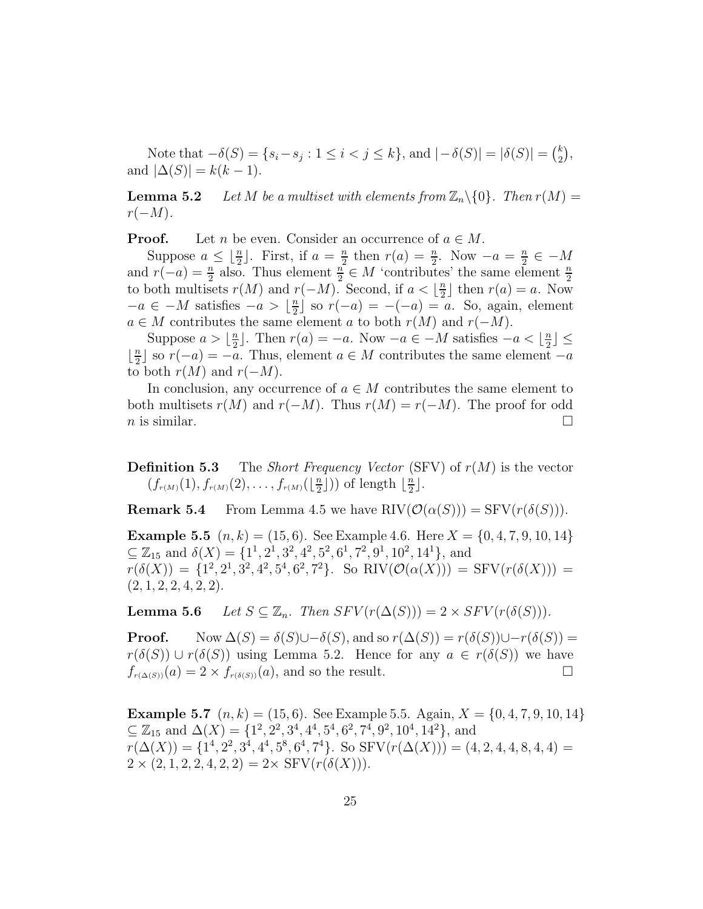Note that $-\delta(S) = \{s_i - s_j : 1 \leq i < j \leq k\}$, and $|-\delta(S)| = |\delta(S)| = \binom{k}{2}$, and $|\Delta(S)| = k(k-1)$.

**Lemma 5.2** *Let $M$ be a multiset with elements from $\mathbb{Z}_n \backslash \{0\}$. Then $r(M) = r(-M)$.*

**Proof.** Let $n$ be even. Consider an occurrence of $a \in M$.

Suppose $a \leq \lfloor \frac{n}{2} \rfloor$. First, if $a = \frac{n}{2}$ then $r(a) = \frac{n}{2}$. Now $-a = \frac{n}{2} \in -M$ and $r(-a) = \frac{n}{2}$ also. Thus element $\frac{n}{2} \in M$ 'contributes' the same element $\frac{n}{2}$ to both multisets $r(M)$ and $r(-M)$. Second, if $a < \lfloor \frac{n}{2} \rfloor$ then $r(a) = a$. Now $-a \in -M$ satisfies $-a > \lfloor \frac{n}{2} \rfloor$ so $r(-a) = -(-a) = a$. So, again, element $a \in M$ contributes the same element $a$ to both $r(M)$ and $r(-M)$.

Suppose $a > \lfloor \frac{n}{2} \rfloor$. Then $r(a) = -a$. Now $-a \in -M$ satisfies $-a < \lfloor \frac{n}{2} \rfloor \leq \lfloor \frac{n}{2} \rfloor$ so $r(-a) = -a$. Thus, element $a \in M$ contributes the same element $-a$ to both $r(M)$ and $r(-M)$.

In conclusion, any occurrence of $a \in M$ contributes the same element to both multisets $r(M)$ and $r(-M)$. Thus $r(M) = r(-M)$. The proof for odd $n$ is similar. $\square$

**Definition 5.3** The *Short Frequency Vector* (SFV) of $r(M)$ is the vector $(f_{r(M)}(1), f_{r(M)}(2), \ldots, f_{r(M)}(\lfloor \frac{n}{2} \rfloor))$ of length $\lfloor \frac{n}{2} \rfloor$.

**Remark 5.4** From Lemma 4.5 we have $\text{RIV}(\mathcal{O}(\alpha(S))) = \text{SFV}(r(\delta(S)))$.

**Example 5.5** $(n, k) = (15, 6)$. See Example 4.6. Here $X = \{0, 4, 7, 9, 10, 14\} \subseteq \mathbb{Z}_{15}$ and $\delta(X) = \{1^1, 2^1, 3^2, 4^2, 5^2, 6^1, 7^2, 9^1, 10^2, 14^1\}$, and $r(\delta(X)) = \{1^2, 2^1, 3^2, 4^2, 5^4, 6^2, 7^2\}$. So $\text{RIV}(\mathcal{O}(\alpha(X))) = \text{SFV}(r(\delta(X))) = (2, 1, 2, 2, 4, 2, 2)$.

**Lemma 5.6** *Let $S \subseteq \mathbb{Z}_n$. Then $SFV(r(\Delta(S))) = 2 \times SFV(r(\delta(S)))$.*

**Proof.** Now $\Delta(S) = \delta(S) \cup -\delta(S)$, and so $r(\Delta(S)) = r(\delta(S)) \cup -r(\delta(S)) = r(\delta(S)) \cup r(\delta(S))$ using Lemma 5.2. Hence for any $a \in r(\delta(S))$ we have $f_{r(\Delta(S))}(a) = 2 \times f_{r(\delta(S))}(a)$, and so the result. $\square$

**Example 5.7** $(n, k) = (15, 6)$. See Example 5.5. Again, $X = \{0, 4, 7, 9, 10, 14\} \subseteq \mathbb{Z}_{15}$ and $\Delta(X) = \{1^2, 2^2, 3^4, 4^4, 5^4, 6^2, 7^4, 9^2, 10^4, 14^2\}$, and $r(\Delta(X)) = \{1^4, 2^2, 3^4, 4^4, 5^8, 6^4, 7^4\}$. So $\text{SFV}(r(\Delta(X))) = (4, 2, 4, 4, 8, 4, 4) = 2 \times (2, 1, 2, 2, 4, 2, 2) = 2\times$ $\text{SFV}(r(\delta(X)))$.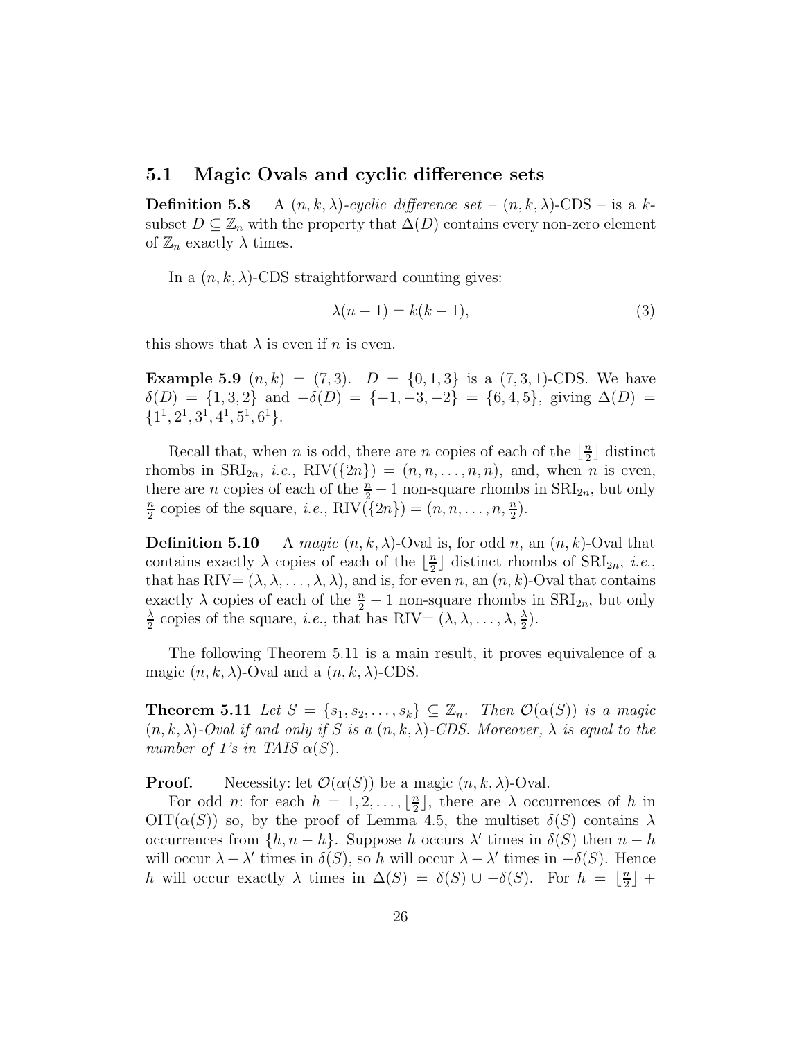### 5.1 Magic Ovals and cyclic difference sets

**Definition 5.8** A $(n, k, \lambda)$-*cyclic difference set* – $(n, k, \lambda)$-CDS – is a $k$-subset $D \subseteq \mathbb{Z}_n$ with the property that $\Delta(D)$ contains every non-zero element of $\mathbb{Z}_n$ exactly $\lambda$ times.

In a $(n, k, \lambda)$-CDS straightforward counting gives:

$$\lambda(n-1) = k(k-1), \tag{3}$$

this shows that $\lambda$ is even if $n$ is even.

**Example 5.9** $(n, k) = (7, 3)$. $D = \{0, 1, 3\}$ is a $(7, 3, 1)$-CDS. We have $\delta(D) = \{1, 3, 2\}$ and $-\delta(D) = \{-1, -3, -2\} = \{6, 4, 5\}$, giving $\Delta(D) = \{1^1, 2^1, 3^1, 4^1, 5^1, 6^1\}$.

Recall that, when $n$ is odd, there are $n$ copies of each of the $\lfloor \frac{n}{2} \rfloor$ distinct rhombs in $\mathrm{SRI}_{2n}$, *i.e.*, $\mathrm{RIV}(\{2n\}) = (n, n, \ldots, n, n)$, and, when $n$ is even, there are $n$ copies of each of the $\frac{n}{2} - 1$ non-square rhombs in $\mathrm{SRI}_{2n}$, but only $\frac{n}{2}$ copies of the square, *i.e.*, $\mathrm{RIV}(\{2n\}) = (n, n, \ldots, n, \frac{n}{2})$.

**Definition 5.10** A *magic* $(n, k, \lambda)$-Oval is, for odd $n$, an $(n, k)$-Oval that contains exactly $\lambda$ copies of each of the $\lfloor \frac{n}{2} \rfloor$ distinct rhombs of $\mathrm{SRI}_{2n}$, *i.e.*, that has $\mathrm{RIV}= (\lambda, \lambda, \ldots, \lambda, \lambda)$, and is, for even $n$, an $(n, k)$-Oval that contains exactly $\lambda$ copies of each of the $\frac{n}{2} - 1$ non-square rhombs in $\mathrm{SRI}_{2n}$, but only $\frac{\lambda}{2}$ copies of the square, *i.e.*, that has $\mathrm{RIV}= (\lambda, \lambda, \ldots, \lambda, \frac{\lambda}{2})$.

The following Theorem 5.11 is a main result, it proves equivalence of a magic $(n, k, \lambda)$-Oval and a $(n, k, \lambda)$-CDS.

**Theorem 5.11** *Let $S = \{s_1, s_2, \ldots, s_k\} \subseteq \mathbb{Z}_n$. Then $\mathcal{O}(\alpha(S))$ is a magic $(n, k, \lambda)$-Oval if and only if $S$ is a $(n, k, \lambda)$-CDS. Moreover, $\lambda$ is equal to the number of 1's in TAIS $\alpha(S)$.*

**Proof.** Necessity: let $\mathcal{O}(\alpha(S))$ be a magic $(n, k, \lambda)$-Oval.

For odd $n$: for each $h = 1, 2, \ldots, \lfloor \frac{n}{2} \rfloor$, there are $\lambda$ occurrences of $h$ in $\mathrm{OIT}(\alpha(S))$ so, by the proof of Lemma 4.5, the multiset $\delta(S)$ contains $\lambda$ occurrences from $\{h, n-h\}$. Suppose $h$ occurs $\lambda'$ times in $\delta(S)$ then $n-h$ will occur $\lambda - \lambda'$ times in $\delta(S)$, so $h$ will occur $\lambda - \lambda'$ times in $-\delta(S)$. Hence $h$ will occur exactly $\lambda$ times in $\Delta(S) = \delta(S) \cup -\delta(S)$. For $h = \lfloor \frac{n}{2} \rfloor +$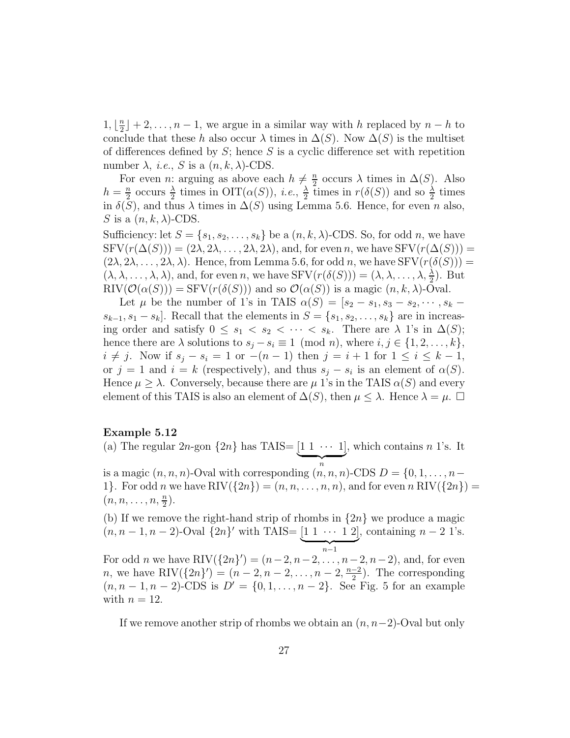$1, \lfloor \frac{n}{2} \rfloor + 2, \ldots, n-1$, we argue in a similar way with $h$ replaced by $n-h$ to conclude that these $h$ also occur $\lambda$ times in $\Delta(S)$. Now $\Delta(S)$ is the multiset of differences defined by $S$; hence $S$ is a cyclic difference set with repetition number $\lambda$, *i.e.*, $S$ is a $(n, k, \lambda)$-CDS.

For even $n$: arguing as above each $h \neq \frac{n}{2}$ occurs $\lambda$ times in $\Delta(S)$. Also $h = \frac{n}{2}$ occurs $\frac{\lambda}{2}$ times in $\mathrm{OIT}(\alpha(S))$, *i.e.*, $\frac{\lambda}{2}$ times in $r(\delta(S))$ and so $\frac{\lambda}{2}$ times in $\delta(S)$, and thus $\lambda$ times in $\Delta(S)$ using Lemma 5.6. Hence, for even $n$ also, $S$ is a $(n, k, \lambda)$-CDS.

Sufficiency: let $S = \{s_1, s_2, \ldots, s_k\}$ be a $(n, k, \lambda)$-CDS. So, for odd $n$, we have $\mathrm{SFV}(r(\Delta(S))) = (2\lambda, 2\lambda, \ldots, 2\lambda, 2\lambda)$, and, for even $n$, we have $\mathrm{SFV}(r(\Delta(S))) = (2\lambda, 2\lambda, \ldots, 2\lambda, \lambda)$. Hence, from Lemma 5.6, for odd $n$, we have $\mathrm{SFV}(r(\delta(S))) = (\lambda, \lambda, \ldots, \lambda, \lambda)$, and, for even $n$, we have $\mathrm{SFV}(r(\delta(S))) = (\lambda, \lambda, \ldots, \lambda, \frac{\lambda}{2})$. But $\mathrm{RIV}(\mathcal{O}(\alpha(S))) = \mathrm{SFV}(r(\delta(S)))$ and so $\mathcal{O}(\alpha(S))$ is a magic $(n, k, \lambda)$-Oval.

Let $\mu$ be the number of 1's in TAIS $\alpha(S) = [s_2 - s_1, s_3 - s_2, \cdots, s_k - s_{k-1}, s_1 - s_k]$. Recall that the elements in $S = \{s_1, s_2, \ldots, s_k\}$ are in increasing order and satisfy $0 \leq s_1 < s_2 < \cdots < s_k$. There are $\lambda$ 1's in $\Delta(S)$; hence there are $\lambda$ solutions to $s_j - s_i \equiv 1 \pmod{n}$, where $i, j \in \{1, 2, \ldots, k\}$, $i \neq j$. Now if $s_j - s_i = 1$ or $-(n-1)$ then $j = i + 1$ for $1 \leq i \leq k-1$, or $j = 1$ and $i = k$ (respectively), and thus $s_j - s_i$ is an element of $\alpha(S)$. Hence $\mu \geq \lambda$. Conversely, because there are $\mu$ 1's in the TAIS $\alpha(S)$ and every element of this TAIS is also an element of $\Delta(S)$, then $\mu \leq \lambda$. Hence $\lambda = \mu$. $\square$

**Example 5.12**

(a) The regular $2n$-gon $\{2n\}$ has TAIS$= [\underbrace{1\ 1\ \cdots\ 1}_{n}]$, which contains $n$ 1's. It is a magic $(n, n, n)$-Oval with corresponding $(n, n, n)$-CDS $D = \{0, 1, \ldots, n-1\}$. For odd $n$ we have $\mathrm{RIV}(\{2n\}) = (n, n, \ldots, n, n)$, and for even $n$ $\mathrm{RIV}(\{2n\}) = (n, n, \ldots, n, \frac{n}{2})$.

(b) If we remove the right-hand strip of rhombs in $\{2n\}$ we produce a magic $(n, n-1, n-2)$-Oval $\{2n\}'$ with TAIS$= [\underbrace{1\ 1\ \cdots\ 1\ 2}_{n-1}]$, containing $n-2$ 1's. For odd $n$ we have $\mathrm{RIV}(\{2n\}') = (n-2, n-2, \ldots, n-2, n-2)$, and, for even $n$, we have $\mathrm{RIV}(\{2n\}') = (n-2, n-2, \ldots, n-2, \frac{n-2}{2})$. The corresponding $(n, n-1, n-2)$-CDS is $D' = \{0, 1, \ldots, n-2\}$. See Fig. 5 for an example with $n = 12$.

If we remove another strip of rhombs we obtain an $(n, n-2)$-Oval but only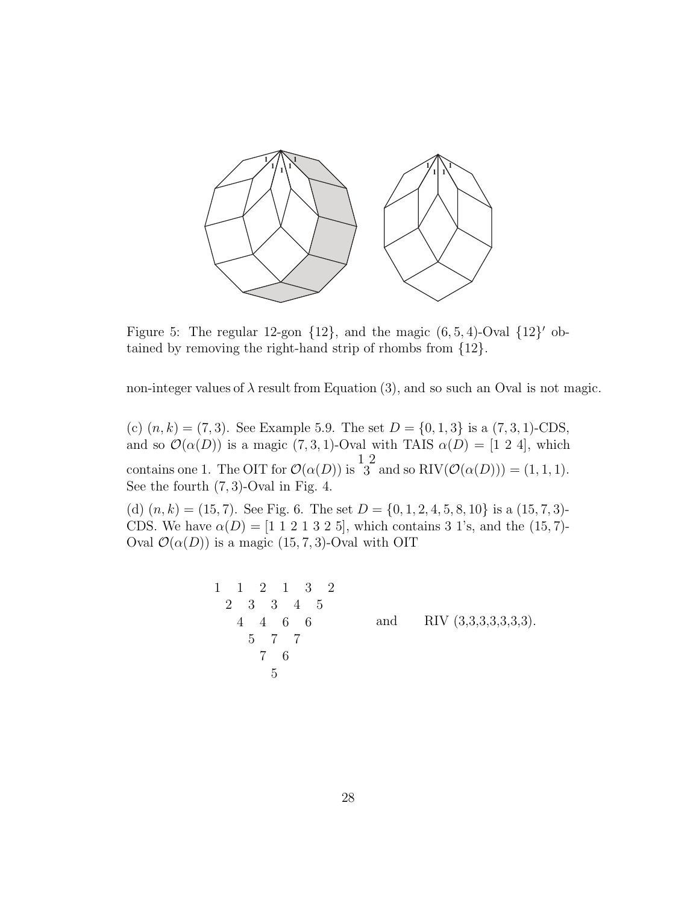Figure 5: The regular 12-gon $\{12\}$, and the magic $(6, 5, 4)$-Oval $\{12\}'$ obtained by removing the right-hand strip of rhombs from $\{12\}$.

non-integer values of $\lambda$ result from Equation (3), and so such an Oval is not magic.

(c) $(n, k) = (7, 3)$. See Example 5.9. The set $D = \{0, 1, 3\}$ is a $(7, 3, 1)$-CDS, and so $\mathcal{O}(\alpha(D))$ is a magic $(7, 3, 1)$-Oval with TAIS $\alpha(D) = [1\ 2\ 4]$, which contains one 1. The OIT for $\mathcal{O}(\alpha(D))$ is $\begin{smallmatrix} 1 & 2 \\ 3 \end{smallmatrix}$ and so $\text{RIV}(\mathcal{O}(\alpha(D))) = (1, 1, 1)$. See the fourth $(7, 3)$-Oval in Fig. 4.

(d) $(n, k) = (15, 7)$. See Fig. 6. The set $D = \{0, 1, 2, 4, 5, 8, 10\}$ is a $(15, 7, 3)$-CDS. We have $\alpha(D) = [1\ 1\ 2\ 1\ 3\ 2\ 5]$, which contains 3 1's, and the $(15, 7)$-Oval $\mathcal{O}(\alpha(D))$ is a magic $(15, 7, 3)$-Oval with OIT

```
1   1   2   1   3   2
  2   3   3   4   5
    4   4   6   6
      5   7   7
        7   6
          5
```

and RIV (3,3,3,3,3,3,3).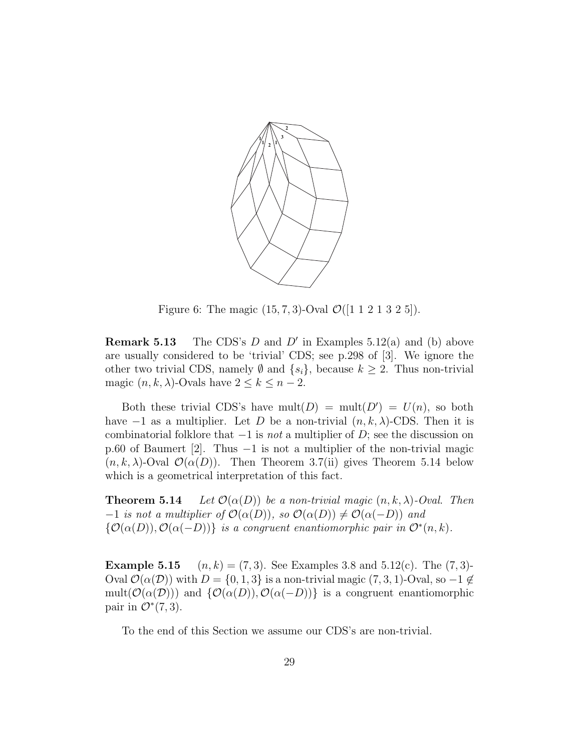Figure 6: The magic $(15, 7, 3)$-Oval $\mathcal{O}([1\ 1\ 2\ 1\ 3\ 2\ 5])$.

**Remark 5.13** The CDS's $D$ and $D'$ in Examples 5.12(a) and (b) above are usually considered to be 'trivial' CDS; see p.298 of [3]. We ignore the other two trivial CDS, namely $\emptyset$ and $\{s_i\}$, because $k \geq 2$. Thus non-trivial magic $(n, k, \lambda)$-Ovals have $2 \leq k \leq n - 2$.

Both these trivial CDS's have $\text{mult}(D) = \text{mult}(D') = U(n)$, so both have $-1$ as a multiplier. Let $D$ be a non-trivial $(n, k, \lambda)$-CDS. Then it is combinatorial folklore that $-1$ is *not* a multiplier of $D$; see the discussion on p.60 of Baumert [2]. Thus $-1$ is not a multiplier of the non-trivial magic $(n, k, \lambda)$-Oval $\mathcal{O}(\alpha(D))$. Then Theorem 3.7(ii) gives Theorem 5.14 below which is a geometrical interpretation of this fact.

**Theorem 5.14** *Let $\mathcal{O}(\alpha(D))$ be a non-trivial magic $(n, k, \lambda)$-Oval. Then $-1$ is not a multiplier of $\mathcal{O}(\alpha(D))$, so $\mathcal{O}(\alpha(D)) \neq \mathcal{O}(\alpha(-D))$ and $\{\mathcal{O}(\alpha(D)), \mathcal{O}(\alpha(-D))\}$ is a congruent enantiomorphic pair in $\mathcal{O}^*(n, k)$.*

**Example 5.15** $(n, k) = (7, 3)$. See Examples 3.8 and 5.12(c). The $(7, 3)$-Oval $\mathcal{O}(\alpha(\mathcal{D}))$ with $D = \{0, 1, 3\}$ is a non-trivial magic $(7, 3, 1)$-Oval, so $-1 \notin \text{mult}(\mathcal{O}(\alpha(\mathcal{D})))$ and $\{\mathcal{O}(\alpha(D)), \mathcal{O}(\alpha(-D))\}$ is a congruent enantiomorphic pair in $\mathcal{O}^*(7, 3)$.

To the end of this Section we assume our CDS's are non-trivial.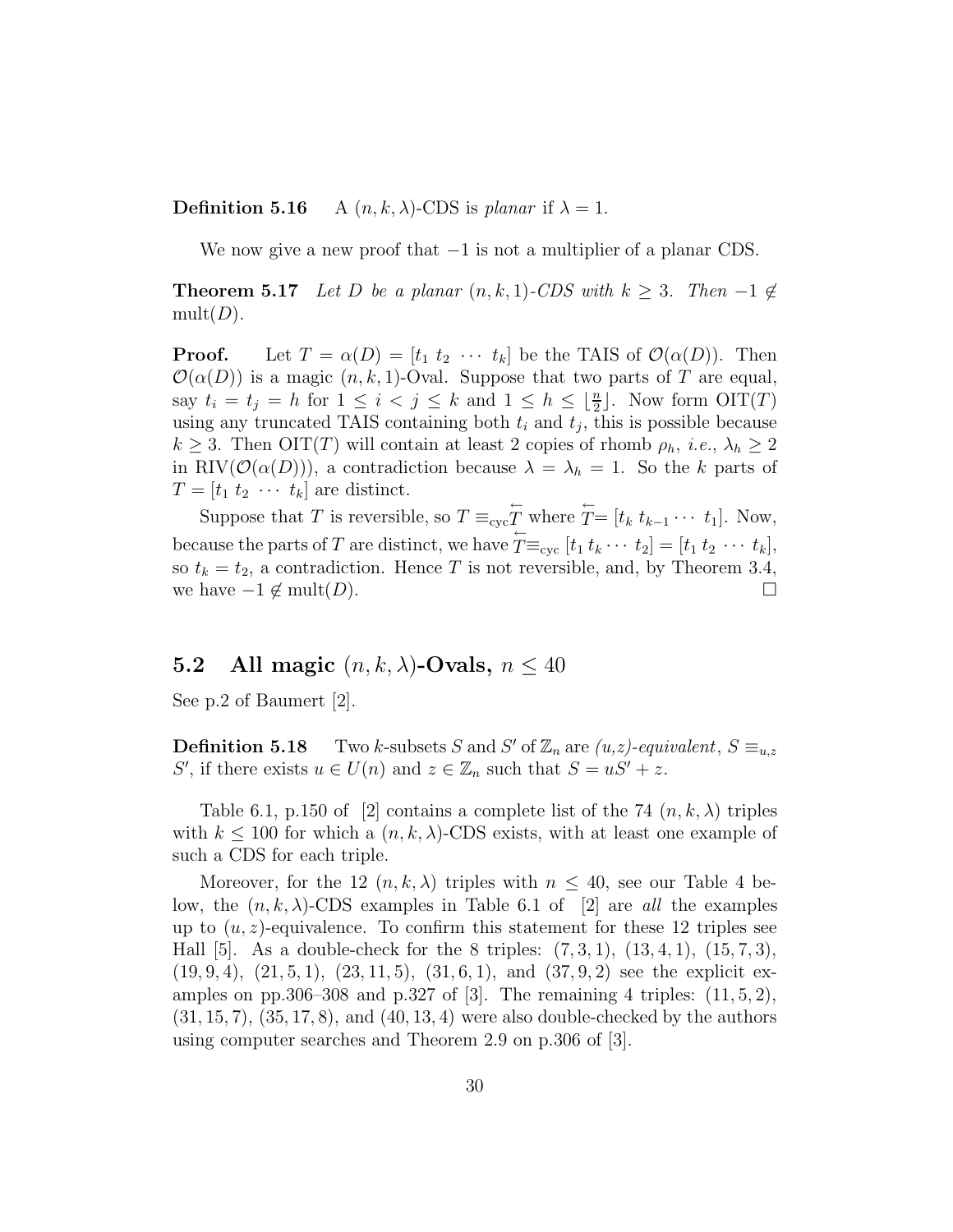**Definition 5.16** A $(n, k, \lambda)$-CDS is *planar* if $\lambda = 1$.

We now give a new proof that $-1$ is not a multiplier of a planar CDS.

**Theorem 5.17** *Let $D$ be a planar $(n, k, 1)$-CDS with $k \geq 3$. Then $-1 \notin \mathrm{mult}(D)$.*

**Proof.** Let $T = \alpha(D) = [t_1\ t_2\ \cdots\ t_k]$ be the TAIS of $\mathcal{O}(\alpha(D))$. Then $\mathcal{O}(\alpha(D))$ is a magic $(n, k, 1)$-Oval. Suppose that two parts of $T$ are equal, say $t_i = t_j = h$ for $1 \leq i < j \leq k$ and $1 \leq h \leq \lfloor \frac{n}{2} \rfloor$. Now form $\mathrm{OIT}(T)$ using any truncated TAIS containing both $t_i$ and $t_j$, this is possible because $k \geq 3$. Then $\mathrm{OIT}(T)$ will contain at least 2 copies of rhomb $\rho_h$, *i.e.*, $\lambda_h \geq 2$ in $\mathrm{RIV}(\mathcal{O}(\alpha(D)))$, a contradiction because $\lambda = \lambda_h = 1$. So the $k$ parts of $T = [t_1\ t_2\ \cdots\ t_k]$ are distinct.

Suppose that $T$ is reversible, so $T \equiv_{\mathrm{cyc}} \overleftarrow{T}$ where $\overleftarrow{T} = [t_k\ t_{k-1} \cdots\ t_1]$. Now, because the parts of $T$ are distinct, we have $\overleftarrow{T} \equiv_{\mathrm{cyc}} [t_1\, t_k \cdots\ t_2] = [t_1\ t_2\ \cdots\ t_k]$, so $t_k = t_2$, a contradiction. Hence $T$ is not reversible, and, by Theorem 3.4, we have $-1 \notin \mathrm{mult}(D)$. $\square$

## 5.2 All magic $(n, k, \lambda)$-Ovals, $n \leq 40$

See p.2 of Baumert [2].

**Definition 5.18** Two $k$-subsets $S$ and $S'$ of $\mathbb{Z}_n$ are *(u,z)-equivalent*, $S \equiv_{u,z} S'$, if there exists $u \in U(n)$ and $z \in \mathbb{Z}_n$ such that $S = uS' + z$.

Table 6.1, p.150 of [2] contains a complete list of the 74 $(n, k, \lambda)$ triples with $k \leq 100$ for which a $(n, k, \lambda)$-CDS exists, with at least one example of such a CDS for each triple.

Moreover, for the 12 $(n, k, \lambda)$ triples with $n \leq 40$, see our Table 4 below, the $(n, k, \lambda)$-CDS examples in Table 6.1 of [2] are *all* the examples up to $(u, z)$-equivalence. To confirm this statement for these 12 triples see Hall [5]. As a double-check for the 8 triples: $(7, 3, 1)$, $(13, 4, 1)$, $(15, 7, 3)$, $(19, 9, 4)$, $(21, 5, 1)$, $(23, 11, 5)$, $(31, 6, 1)$, and $(37, 9, 2)$ see the explicit examples on pp.306–308 and p.327 of [3]. The remaining 4 triples: $(11, 5, 2)$, $(31, 15, 7)$, $(35, 17, 8)$, and $(40, 13, 4)$ were also double-checked by the authors using computer searches and Theorem 2.9 on p.306 of [3].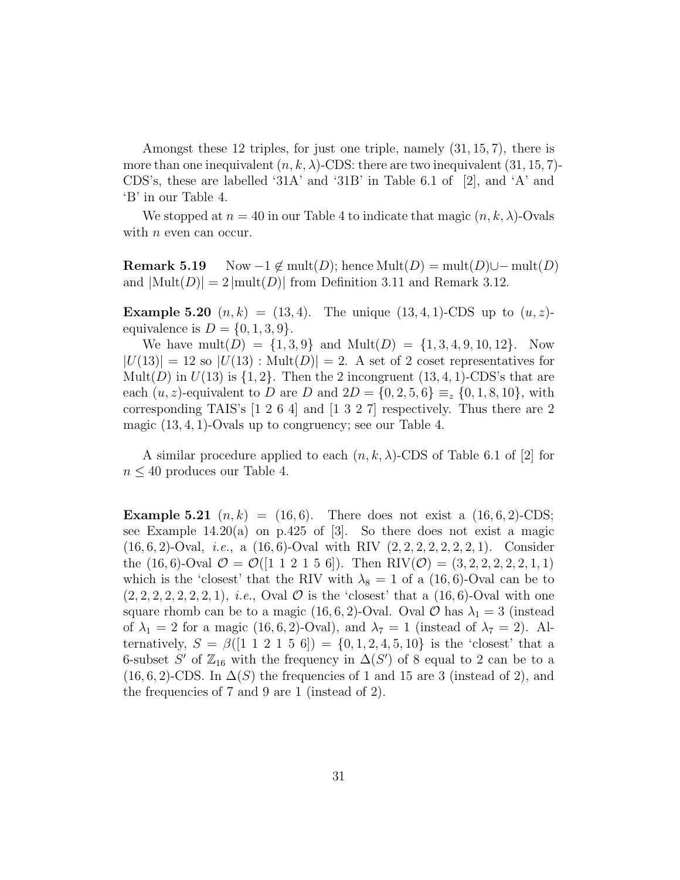Amongst these 12 triples, for just one triple, namely $(31, 15, 7)$, there is more than one inequivalent $(n, k, \lambda)$-CDS: there are two inequivalent $(31, 15, 7)$-CDS's, these are labelled '31A' and '31B' in Table 6.1 of [2], and 'A' and 'B' in our Table 4.

We stopped at $n = 40$ in our Table 4 to indicate that magic $(n, k, \lambda)$-Ovals with $n$ even can occur.

**Remark 5.19** Now $-1 \notin \text{mult}(D)$; hence $\text{Mult}(D) = \text{mult}(D) \cup -\text{mult}(D)$ and $|\text{Mult}(D)| = 2\,|\text{mult}(D)|$ from Definition 3.11 and Remark 3.12.

**Example 5.20** $(n, k) = (13, 4)$. The unique $(13, 4, 1)$-CDS up to $(u, z)$-equivalence is $D = \{0, 1, 3, 9\}$.

We have $\text{mult}(D) = \{1, 3, 9\}$ and $\text{Mult}(D) = \{1, 3, 4, 9, 10, 12\}$. Now $|U(13)| = 12$ so $|U(13) : \text{Mult}(D)| = 2$. A set of 2 coset representatives for $\text{Mult}(D)$ in $U(13)$ is $\{1, 2\}$. Then the 2 incongruent $(13, 4, 1)$-CDS's that are each $(u, z)$-equivalent to $D$ are $D$ and $2D = \{0, 2, 5, 6\} \equiv_z \{0, 1, 8, 10\}$, with corresponding TAIS's [1 2 6 4] and [1 3 2 7] respectively. Thus there are 2 magic $(13, 4, 1)$-Ovals up to congruency; see our Table 4.

A similar procedure applied to each $(n, k, \lambda)$-CDS of Table 6.1 of [2] for $n \leq 40$ produces our Table 4.

**Example 5.21** $(n, k) = (16, 6)$. There does not exist a $(16, 6, 2)$-CDS; see Example 14.20(a) on p.425 of [3]. So there does not exist a magic $(16, 6, 2)$-Oval, *i.e.*, a $(16, 6)$-Oval with RIV $(2, 2, 2, 2, 2, 2, 2, 1)$. Consider the $(16, 6)$-Oval $\mathcal{O} = \mathcal{O}([1\ 1\ 2\ 1\ 5\ 6])$. Then $\text{RIV}(\mathcal{O}) = (3, 2, 2, 2, 2, 2, 1, 1)$ which is the 'closest' that the RIV with $\lambda_8 = 1$ of a $(16, 6)$-Oval can be to $(2, 2, 2, 2, 2, 2, 2, 1)$, *i.e.*, Oval $\mathcal{O}$ is the 'closest' that a $(16, 6)$-Oval with one square rhomb can be to a magic $(16, 6, 2)$-Oval. Oval $\mathcal{O}$ has $\lambda_1 = 3$ (instead of $\lambda_1 = 2$ for a magic $(16, 6, 2)$-Oval), and $\lambda_7 = 1$ (instead of $\lambda_7 = 2$). Alternatively, $S = \beta([1\ 1\ 2\ 1\ 5\ 6]) = \{0, 1, 2, 4, 5, 10\}$ is the 'closest' that a 6-subset $S'$ of $\mathbb{Z}_{16}$ with the frequency in $\Delta(S')$ of 8 equal to 2 can be to a $(16, 6, 2)$-CDS. In $\Delta(S)$ the frequencies of 1 and 15 are 3 (instead of 2), and the frequencies of 7 and 9 are 1 (instead of 2).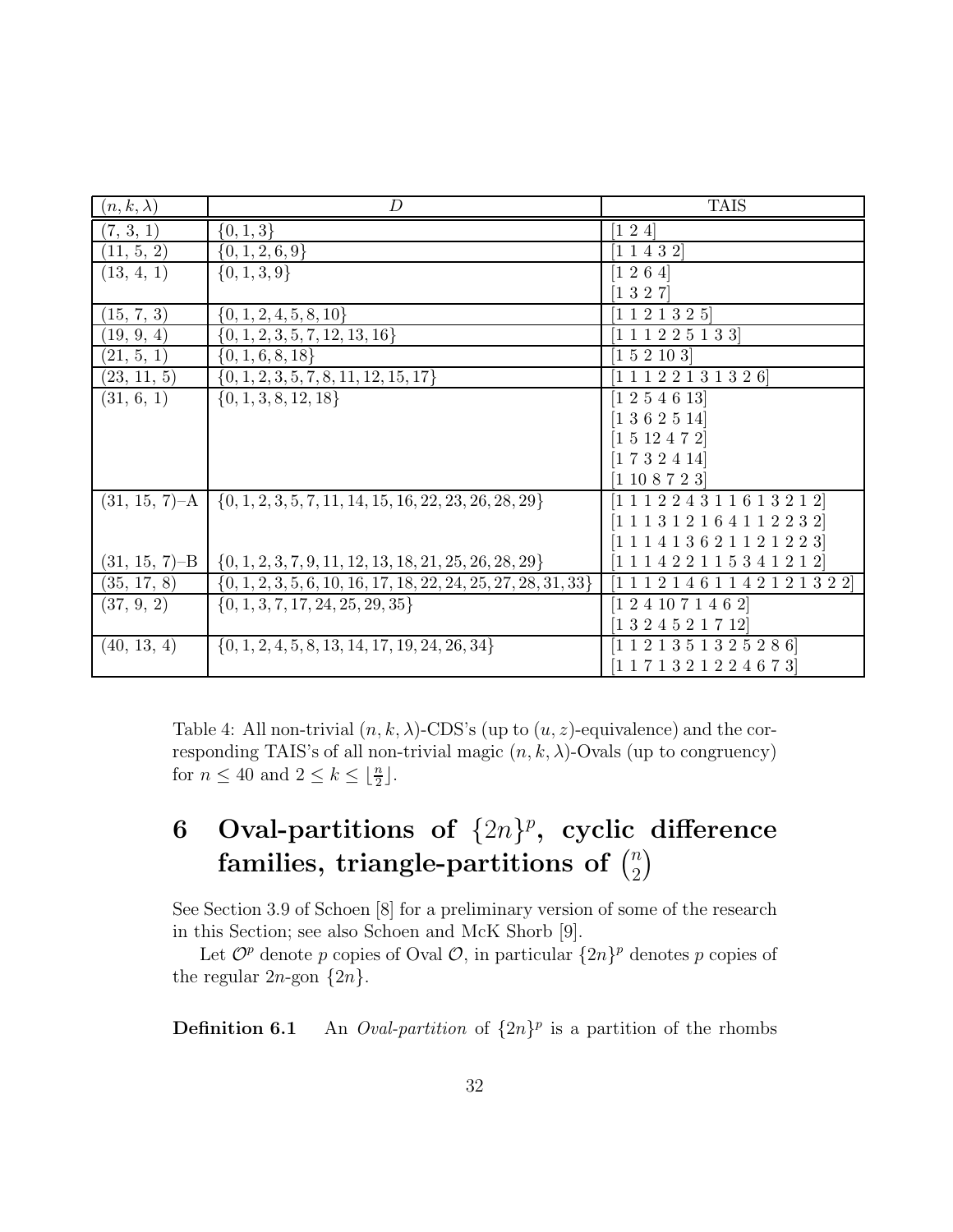| $(n,k,\lambda)$ | $D$ | TAIS |
| --- | --- | --- |
| (7, 3, 1) | $\{0,1,3\}$ | [1 2 4] |
| (11, 5, 2) | $\{0,1,2,6,9\}$ | [1 1 4 3 2] |
| (13, 4, 1) | $\{0,1,3,9\}$ | [1 2 6 4] |
| | | [1 3 2 7] |
| (15, 7, 3) | $\{0,1,2,4,5,8,10\}$ | [1 1 2 1 3 2 5] |
| (19, 9, 4) | $\{0,1,2,3,5,7,12,13,16\}$ | [1 1 1 2 2 5 1 3 3] |
| (21, 5, 1) | $\{0,1,6,8,18\}$ | [1 5 2 10 3] |
| (23, 11, 5) | $\{0,1,2,3,5,7,8,11,12,15,17\}$ | [1 1 1 2 2 1 3 1 3 2 6] |
| (31, 6, 1) | $\{0,1,3,8,12,18\}$ | [1 2 5 4 6 13] |
| | | [1 3 6 2 5 14] |
| | | [1 5 12 4 7 2] |
| | | [1 7 3 2 4 14] |
| | | [1 10 8 7 2 3] |
| (31, 15, 7)–A | $\{0,1,2,3,5,7,11,14,15,16,22,23,26,28,29\}$ | [1 1 1 2 2 4 3 1 1 6 1 3 2 1 2] |
| | | [1 1 1 3 1 2 1 6 4 1 1 2 2 3 2] |
| | | [1 1 1 4 1 3 6 2 1 1 2 1 2 2 3] |
| (31, 15, 7)–B | $\{0,1,2,3,7,9,11,12,13,18,21,25,26,28,29\}$ | [1 1 1 4 2 2 1 1 5 3 4 1 2 1 2] |
| (35, 17, 8) | $\{0,1,2,3,5,6,10,16,17,18,22,24,25,27,28,31,33\}$ | [1 1 1 2 1 4 6 1 1 4 2 1 2 1 3 2 2] |
| (37, 9, 2) | $\{0,1,3,7,17,24,25,29,35\}$ | [1 2 4 10 7 1 4 6 2] |
| | | [1 3 2 4 5 2 1 7 12] |
| (40, 13, 4) | $\{0,1,2,4,5,8,13,14,17,19,24,26,34\}$ | [1 1 2 1 3 5 1 3 2 5 2 8 6] |
| | | [1 1 7 1 3 2 1 2 2 4 6 7 3] |

Table 4: All non-trivial $(n,k,\lambda)$-CDS's (up to $(u,z)$-equivalence) and the corresponding TAIS's of all non-trivial magic $(n,k,\lambda)$-Ovals (up to congruency) for $n \leq 40$ and $2 \leq k \leq \lfloor \frac{n}{2} \rfloor$.

# 6 Oval-partitions of $\{2n\}^p$, cyclic difference families, triangle-partitions of $\binom{n}{2}$

See Section 3.9 of Schoen [8] for a preliminary version of some of the research in this Section; see also Schoen and McK Shorb [9].

Let $\mathcal{O}^p$ denote $p$ copies of Oval $\mathcal{O}$, in particular $\{2n\}^p$ denotes $p$ copies of the regular $2n$-gon $\{2n\}$.

**Definition 6.1** An *Oval-partition* of $\{2n\}^p$ is a partition of the rhombs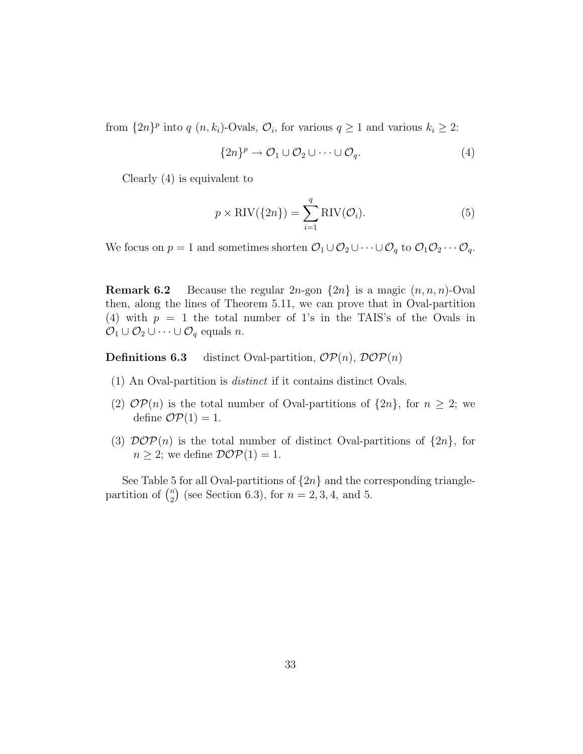from $\{2n\}^p$ into $q$ $(n, k_i)$-Ovals, $\mathcal{O}_i$, for various $q \geq 1$ and various $k_i \geq 2$:

$$\{2n\}^p \to \mathcal{O}_1 \cup \mathcal{O}_2 \cup \cdots \cup \mathcal{O}_q. \tag{4}$$

Clearly (4) is equivalent to

$$p \times \mathrm{RIV}(\{2n\}) = \sum_{i=1}^{q} \mathrm{RIV}(\mathcal{O}_i). \tag{5}$$

We focus on $p = 1$ and sometimes shorten $\mathcal{O}_1 \cup \mathcal{O}_2 \cup \cdots \cup \mathcal{O}_q$ to $\mathcal{O}_1\mathcal{O}_2 \cdots \mathcal{O}_q$.

**Remark 6.2** Because the regular $2n$-gon $\{2n\}$ is a magic $(n, n, n)$-Oval then, along the lines of Theorem 5.11, we can prove that in Oval-partition (4) with $p = 1$ the total number of 1's in the TAIS's of the Ovals in $\mathcal{O}_1 \cup \mathcal{O}_2 \cup \cdots \cup \mathcal{O}_q$ equals $n$.

**Definitions 6.3** distinct Oval-partition, $\mathcal{OP}(n)$, $\mathcal{DOP}(n)$

(1) An Oval-partition is *distinct* if it contains distinct Ovals.

(2) $\mathcal{OP}(n)$ is the total number of Oval-partitions of $\{2n\}$, for $n \geq 2$; we define $\mathcal{OP}(1) = 1$.

(3) $\mathcal{DOP}(n)$ is the total number of distinct Oval-partitions of $\{2n\}$, for $n \geq 2$; we define $\mathcal{DOP}(1) = 1$.

See Table 5 for all Oval-partitions of $\{2n\}$ and the corresponding triangle-partition of $\binom{n}{2}$ (see Section 6.3), for $n = 2, 3, 4,$ and 5.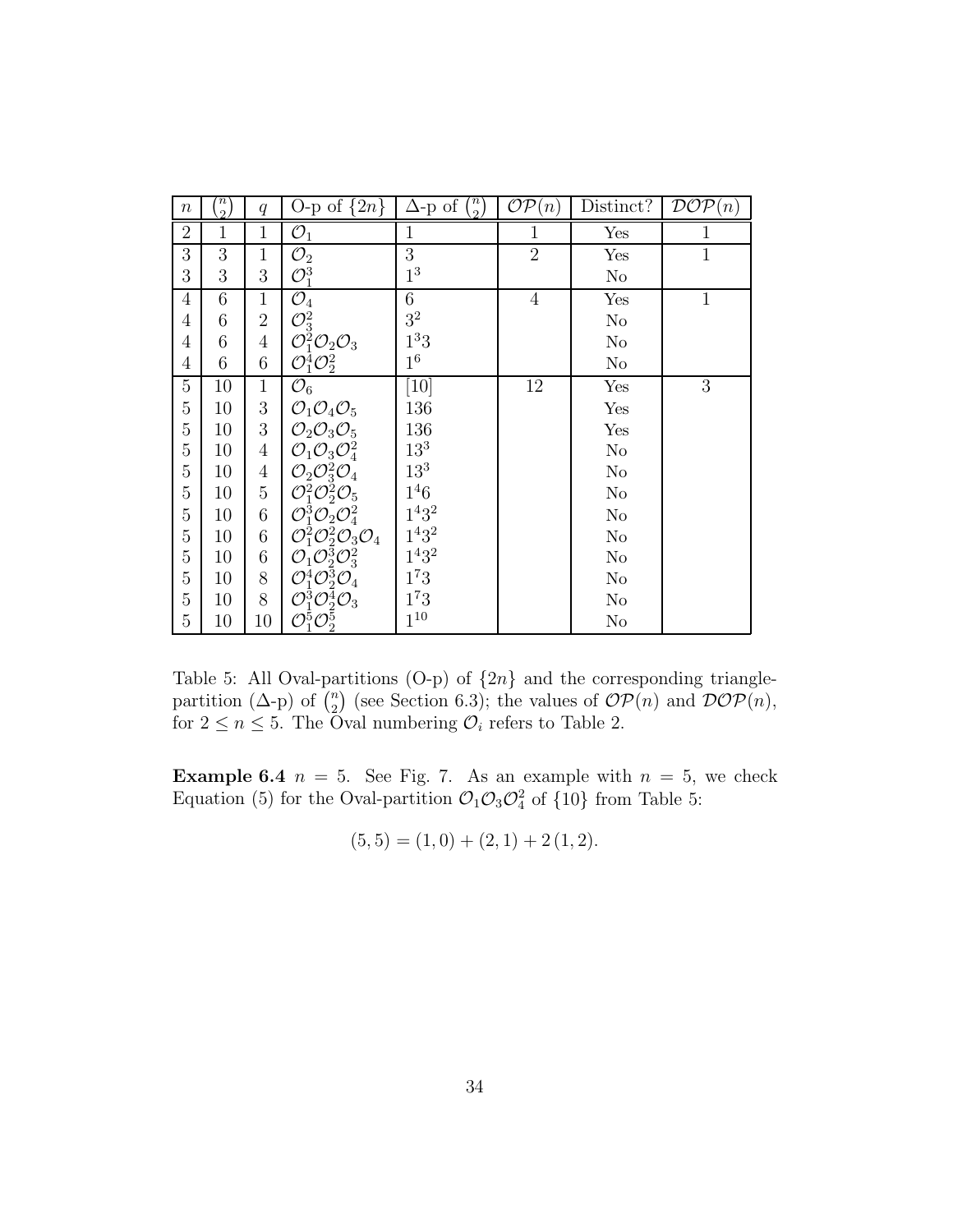| $n$ | $\binom{n}{2}$ | $q$ | O-p of $\{2n\}$ | $\Delta$-p of $\binom{n}{2}$ | $\mathcal{OP}(n)$ | Distinct? | $\mathcal{DOP}(n)$ |
|---|---|---|---|---|---|---|---|
| 2 | 1 | 1 | $\mathcal{O}_1$ | 1 | 1 | Yes | 1 |
| 3 | 3 | 1 | $\mathcal{O}_2$ | 3 | 2 | Yes | 1 |
| 3 | 3 | 3 | $\mathcal{O}_1^3$ | $1^3$ | | No | |
| 4 | 6 | 1 | $\mathcal{O}_4$ | 6 | 4 | Yes | 1 |
| 4 | 6 | 2 | $\mathcal{O}_3^2$ | $3^2$ | | No | |
| 4 | 6 | 4 | $\mathcal{O}_1^2\mathcal{O}_2\mathcal{O}_3$ | $1^3 3$ | | No | |
| 4 | 6 | 6 | $\mathcal{O}_1^4\mathcal{O}_2^2$ | $1^6$ | | No | |
| 5 | 10 | 1 | $\mathcal{O}_6$ | [10] | 12 | Yes | 3 |
| 5 | 10 | 3 | $\mathcal{O}_1\mathcal{O}_4\mathcal{O}_5$ | 136 | | Yes | |
| 5 | 10 | 3 | $\mathcal{O}_2\mathcal{O}_3\mathcal{O}_5$ | 136 | | Yes | |
| 5 | 10 | 4 | $\mathcal{O}_1\mathcal{O}_3\mathcal{O}_4^2$ | $13^3$ | | No | |
| 5 | 10 | 4 | $\mathcal{O}_2\mathcal{O}_3^2\mathcal{O}_4$ | $13^3$ | | No | |
| 5 | 10 | 5 | $\mathcal{O}_1^2\mathcal{O}_2^2\mathcal{O}_5$ | $1^4 6$ | | No | |
| 5 | 10 | 6 | $\mathcal{O}_1^3\mathcal{O}_2\mathcal{O}_4^2$ | $1^4 3^2$ | | No | |
| 5 | 10 | 6 | $\mathcal{O}_1^2\mathcal{O}_2^2\mathcal{O}_3\mathcal{O}_4$ | $1^4 3^2$ | | No | |
| 5 | 10 | 6 | $\mathcal{O}_1\mathcal{O}_2^3\mathcal{O}_3^2$ | $1^4 3^2$ | | No | |
| 5 | 10 | 8 | $\mathcal{O}_1^4\mathcal{O}_2^3\mathcal{O}_4$ | $1^7 3$ | | No | |
| 5 | 10 | 8 | $\mathcal{O}_1^3\mathcal{O}_2^4\mathcal{O}_3$ | $1^7 3$ | | No | |
| 5 | 10 | 10 | $\mathcal{O}_1^5\mathcal{O}_2^5$ | $1^{10}$ | | No | |

Table 5: All Oval-partitions (O-p) of $\{2n\}$ and the corresponding triangle-partition ($\Delta$-p) of $\binom{n}{2}$ (see Section 6.3); the values of $\mathcal{OP}(n)$ and $\mathcal{DOP}(n)$, for $2 \leq n \leq 5$. The Oval numbering $\mathcal{O}_i$ refers to Table 2.

**Example 6.4** $n = 5$. See Fig. 7. As an example with $n = 5$, we check Equation (5) for the Oval-partition $\mathcal{O}_1\mathcal{O}_3\mathcal{O}_4^2$ of $\{10\}$ from Table 5:

$$(5, 5) = (1, 0) + (2, 1) + 2\,(1, 2).$$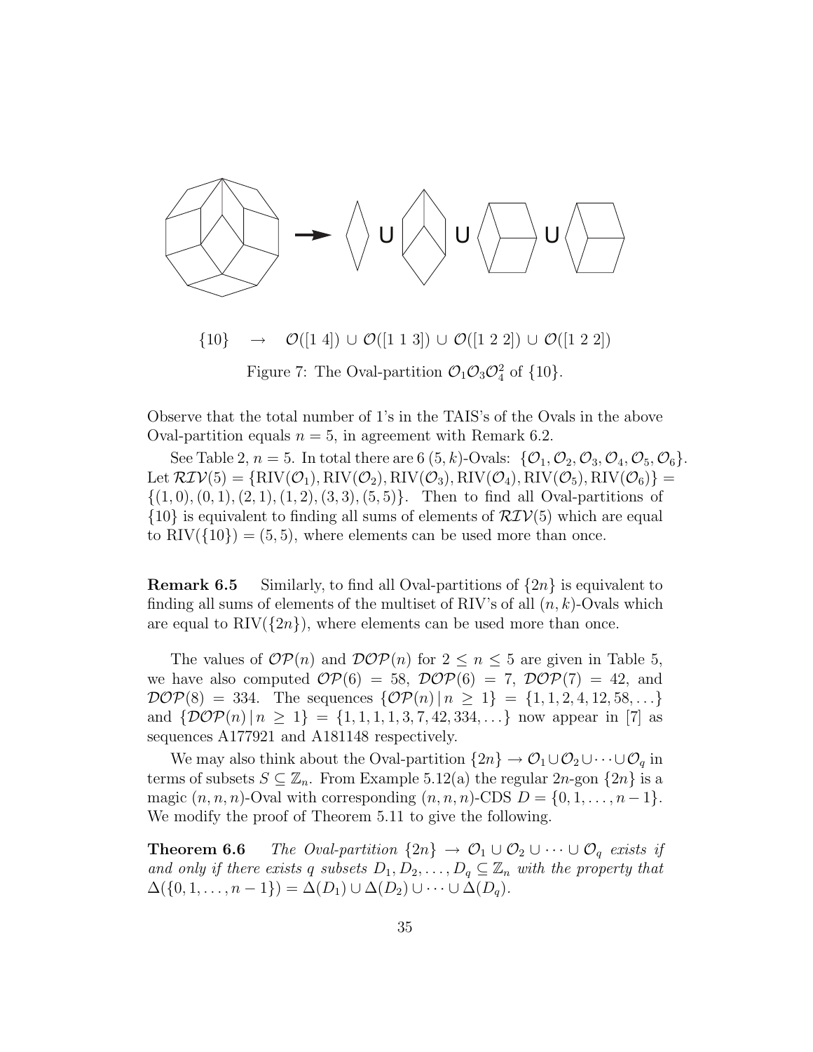$$\{10\} \quad \rightarrow \quad \mathcal{O}([1\ 4]) \cup \mathcal{O}([1\ 1\ 3]) \cup \mathcal{O}([1\ 2\ 2]) \cup \mathcal{O}([1\ 2\ 2])$$

Figure 7: The Oval-partition $\mathcal{O}_1\mathcal{O}_3\mathcal{O}_4^2$ of $\{10\}$.

Observe that the total number of 1's in the TAIS's of the Ovals in the above Oval-partition equals $n = 5$, in agreement with Remark 6.2.

See Table 2, $n = 5$. In total there are 6 $(5, k)$-Ovals: $\{\mathcal{O}_1, \mathcal{O}_2, \mathcal{O}_3, \mathcal{O}_4, \mathcal{O}_5, \mathcal{O}_6\}$. Let $\mathcal{RIV}(5) = \{\mathrm{RIV}(\mathcal{O}_1), \mathrm{RIV}(\mathcal{O}_2), \mathrm{RIV}(\mathcal{O}_3), \mathrm{RIV}(\mathcal{O}_4), \mathrm{RIV}(\mathcal{O}_5), \mathrm{RIV}(\mathcal{O}_6)\} = \{(1, 0), (0, 1), (2, 1), (1, 2), (3, 3), (5, 5)\}$. Then to find all Oval-partitions of $\{10\}$ is equivalent to finding all sums of elements of $\mathcal{RIV}(5)$ which are equal to $\mathrm{RIV}(\{10\}) = (5, 5)$, where elements can be used more than once.

**Remark 6.5** Similarly, to find all Oval-partitions of $\{2n\}$ is equivalent to finding all sums of elements of the multiset of RIV's of all $(n, k)$-Ovals which are equal to $\mathrm{RIV}(\{2n\})$, where elements can be used more than once.

The values of $\mathcal{OP}(n)$ and $\mathcal{DOP}(n)$ for $2 \leq n \leq 5$ are given in Table 5, we have also computed $\mathcal{OP}(6) = 58$, $\mathcal{DOP}(6) = 7$, $\mathcal{DOP}(7) = 42$, and $\mathcal{DOP}(8) = 334$. The sequences $\{\mathcal{OP}(n) \,|\, n \geq 1\} = \{1, 1, 2, 4, 12, 58, \ldots\}$ and $\{\mathcal{DOP}(n) \,|\, n \geq 1\} = \{1, 1, 1, 1, 3, 7, 42, 334, \ldots\}$ now appear in [7] as sequences A177921 and A181148 respectively.

We may also think about the Oval-partition $\{2n\} \rightarrow \mathcal{O}_1 \cup \mathcal{O}_2 \cup \cdots \cup \mathcal{O}_q$ in terms of subsets $S \subseteq \mathbb{Z}_n$. From Example 5.12(a) the regular $2n$-gon $\{2n\}$ is a magic $(n, n, n)$-Oval with corresponding $(n, n, n)$-CDS $D = \{0, 1, \ldots, n-1\}$. We modify the proof of Theorem 5.11 to give the following.

**Theorem 6.6** *The Oval-partition $\{2n\} \rightarrow \mathcal{O}_1 \cup \mathcal{O}_2 \cup \cdots \cup \mathcal{O}_q$ exists if and only if there exists $q$ subsets $D_1, D_2, \ldots, D_q \subseteq \mathbb{Z}_n$ with the property that $\Delta(\{0, 1, \ldots, n-1\}) = \Delta(D_1) \cup \Delta(D_2) \cup \cdots \cup \Delta(D_q)$.*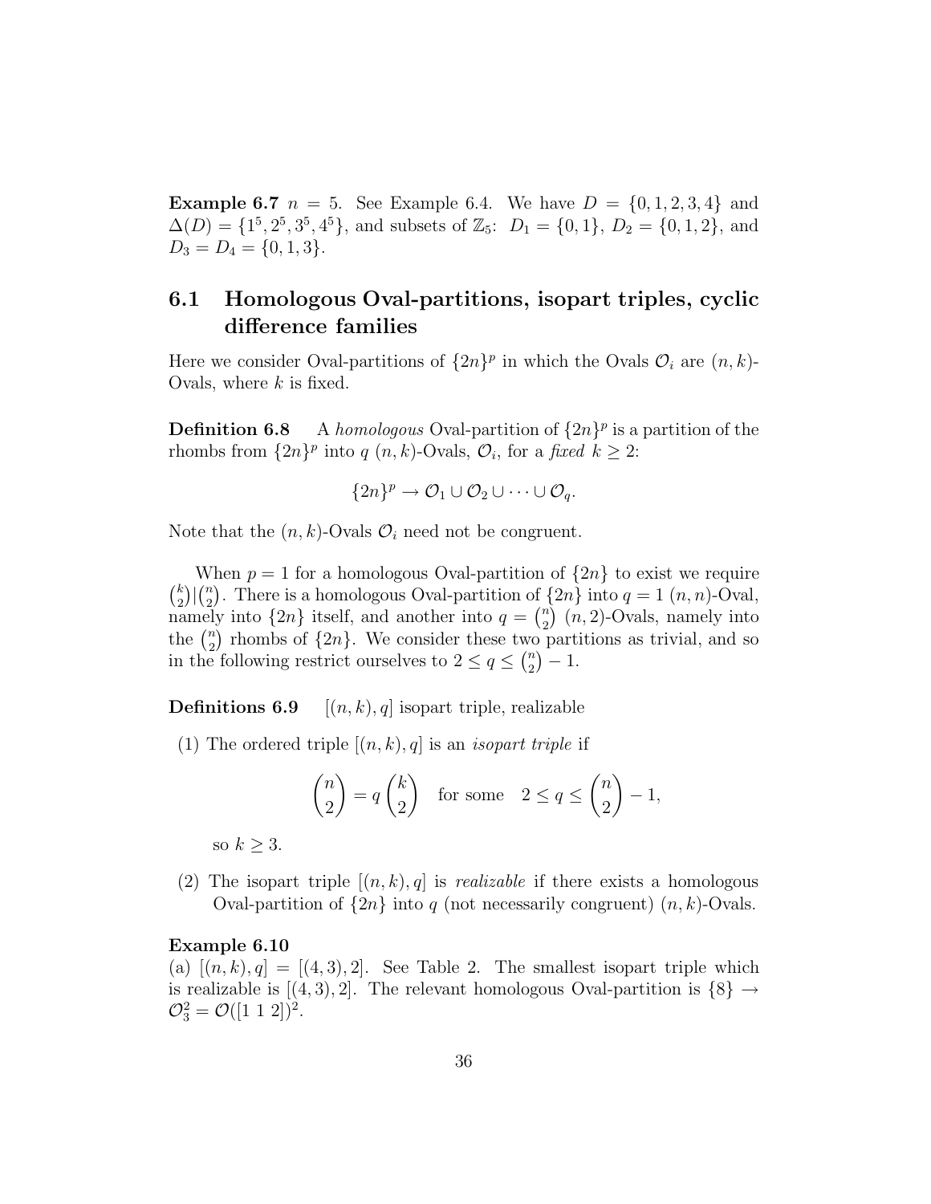**Example 6.7** $n = 5$. See Example 6.4. We have $D = \{0, 1, 2, 3, 4\}$ and $\Delta(D) = \{1^5, 2^5, 3^5, 4^5\}$, and subsets of $\mathbb{Z}_5$: $D_1 = \{0, 1\}$, $D_2 = \{0, 1, 2\}$, and $D_3 = D_4 = \{0, 1, 3\}$.

## 6.1 Homologous Oval-partitions, isopart triples, cyclic difference families

Here we consider Oval-partitions of $\{2n\}^p$ in which the Ovals $\mathcal{O}_i$ are $(n, k)$-Ovals, where $k$ is fixed.

**Definition 6.8** A *homologous* Oval-partition of $\{2n\}^p$ is a partition of the rhombs from $\{2n\}^p$ into $q$ $(n, k)$-Ovals, $\mathcal{O}_i$, for a *fixed* $k \geq 2$:

$$\{2n\}^p \to \mathcal{O}_1 \cup \mathcal{O}_2 \cup \cdots \cup \mathcal{O}_q.$$

Note that the $(n, k)$-Ovals $\mathcal{O}_i$ need not be congruent.

When $p = 1$ for a homologous Oval-partition of $\{2n\}$ to exist we require $\binom{k}{2} | \binom{n}{2}$. There is a homologous Oval-partition of $\{2n\}$ into $q = 1$ $(n, n)$-Oval, namely into $\{2n\}$ itself, and another into $q = \binom{n}{2}$ $(n, 2)$-Ovals, namely into the $\binom{n}{2}$ rhombs of $\{2n\}$. We consider these two partitions as trivial, and so in the following restrict ourselves to $2 \leq q \leq \binom{n}{2} - 1$.

**Definitions 6.9** $[(n, k), q]$ isopart triple, realizable

(1) The ordered triple $[(n, k), q]$ is an *isopart triple* if

$$\binom{n}{2} = q\binom{k}{2} \quad \text{for some} \quad 2 \leq q \leq \binom{n}{2} - 1,$$

so $k \geq 3$.

(2) The isopart triple $[(n, k), q]$ is *realizable* if there exists a homologous Oval-partition of $\{2n\}$ into $q$ (not necessarily congruent) $(n, k)$-Ovals.

**Example 6.10**
(a) $[(n, k), q] = [(4, 3), 2]$. See Table 2. The smallest isopart triple which is realizable is $[(4, 3), 2]$. The relevant homologous Oval-partition is $\{8\} \to \mathcal{O}_3^2 = \mathcal{O}([1\ 1\ 2])^2$.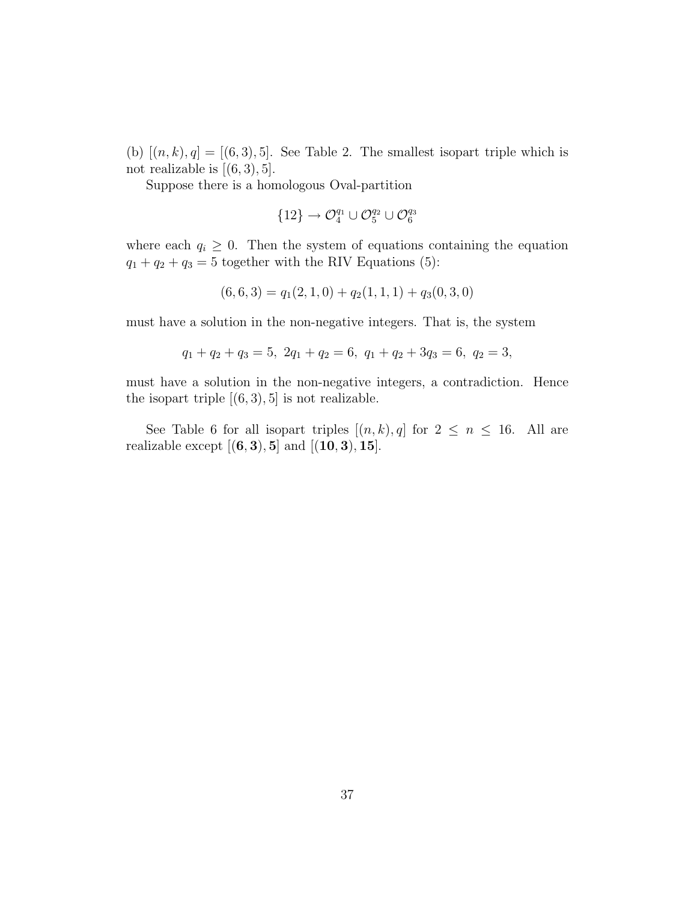(b) $[(n,k),q] = [(6,3),5]$. See Table 2. The smallest isopart triple which is not realizable is $[(6,3),5]$.

Suppose there is a homologous Oval-partition

$$\{12\} \to \mathcal{O}_4^{q_1} \cup \mathcal{O}_5^{q_2} \cup \mathcal{O}_6^{q_3}$$

where each $q_i \geq 0$. Then the system of equations containing the equation $q_1 + q_2 + q_3 = 5$ together with the RIV Equations (5):

$$(6,6,3) = q_1(2,1,0) + q_2(1,1,1) + q_3(0,3,0)$$

must have a solution in the non-negative integers. That is, the system

$$q_1 + q_2 + q_3 = 5,\ 2q_1 + q_2 = 6,\ q_1 + q_2 + 3q_3 = 6,\ q_2 = 3,$$

must have a solution in the non-negative integers, a contradiction. Hence the isopart triple $[(6,3),5]$ is not realizable.

See Table 6 for all isopart triples $[(n,k),q]$ for $2 \leq n \leq 16$. All are realizable except $[(\mathbf{6},\mathbf{3}),\mathbf{5}]$ and $[(\mathbf{10},\mathbf{3}),\mathbf{15}]$.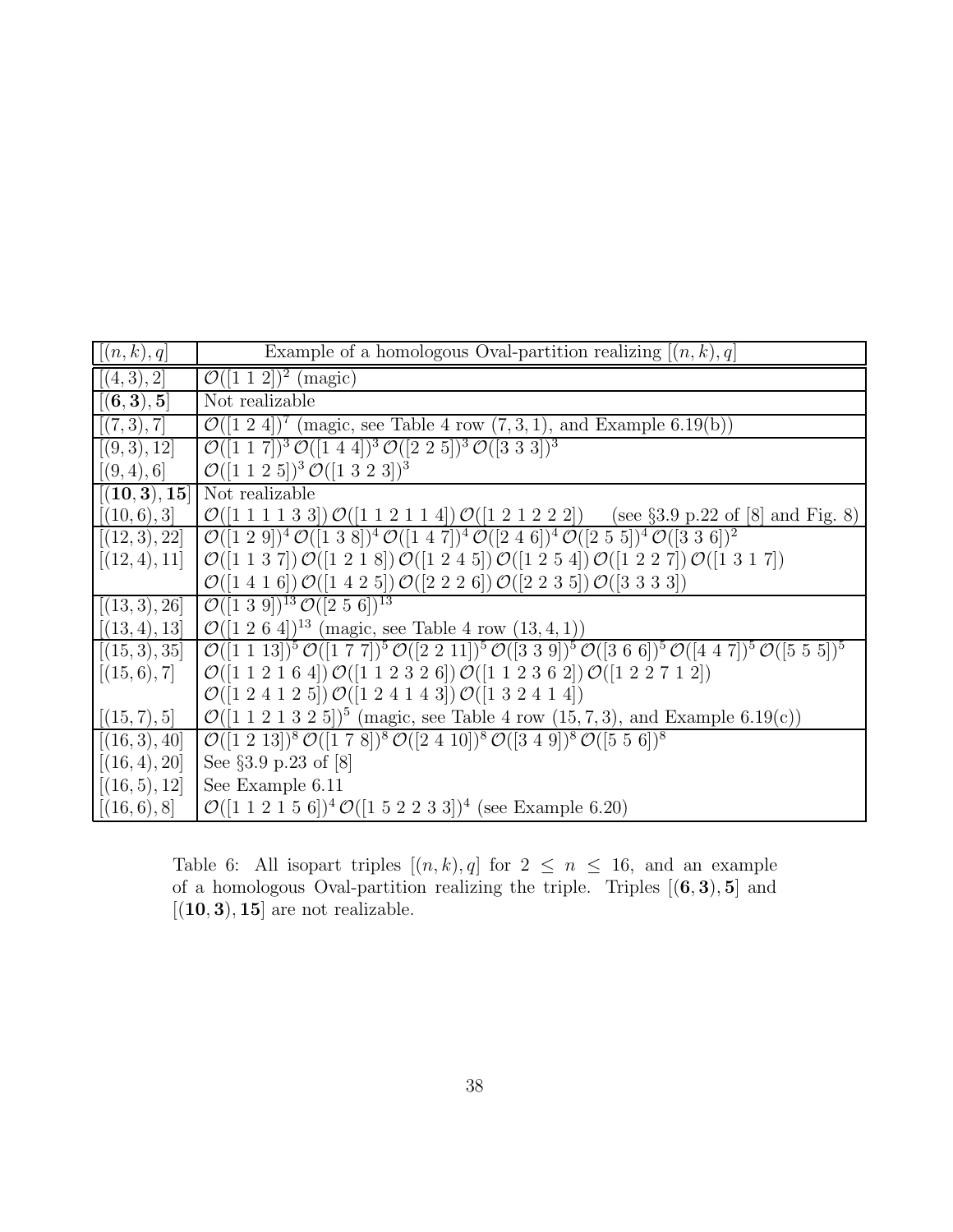| $[(n,k),q]$ | Example of a homologous Oval-partition realizing $[(n,k),q]$ |
|---|---|
| $[(4,3),2]$ | $\mathcal{O}([1\ 1\ 2])^2$ (magic) |
| $[(\mathbf{6},\mathbf{3}),\mathbf{5}]$ | Not realizable |
| $[(7,3),7]$ | $\mathcal{O}([1\ 2\ 4])^7$ (magic, see Table 4 row $(7,3,1)$, and Example 6.19(b)) |
| $[(9,3),12]$ | $\mathcal{O}([1\ 1\ 7])^3\,\mathcal{O}([1\ 4\ 4])^3\,\mathcal{O}([2\ 2\ 5])^3\,\mathcal{O}([3\ 3\ 3])^3$ |
| $[(9,4),6]$ | $\mathcal{O}([1\ 1\ 2\ 5])^3\,\mathcal{O}([1\ 3\ 2\ 3])^3$ |
| $[(\mathbf{10},\mathbf{3}),\mathbf{15}]$ | Not realizable |
| $[(10,6),3]$ | $\mathcal{O}([1\ 1\ 1\ 1\ 3\ 3])\,\mathcal{O}([1\ 1\ 2\ 1\ 1\ 4])\,\mathcal{O}([1\ 2\ 1\ 2\ 2\ 2])$ (see §3.9 p.22 of [8] and Fig. 8) |
| $[(12,3),22]$ | $\mathcal{O}([1\ 2\ 9])^4\,\mathcal{O}([1\ 3\ 8])^4\,\mathcal{O}([1\ 4\ 7])^4\,\mathcal{O}([2\ 4\ 6])^4\,\mathcal{O}([2\ 5\ 5])^4\,\mathcal{O}([3\ 3\ 6])^2$ |
| $[(12,4),11]$ | $\mathcal{O}([1\ 1\ 3\ 7])\,\mathcal{O}([1\ 2\ 1\ 8])\,\mathcal{O}([1\ 2\ 4\ 5])\,\mathcal{O}([1\ 2\ 5\ 4])\,\mathcal{O}([1\ 2\ 2\ 7])\,\mathcal{O}([1\ 3\ 1\ 7])$ |
| | $\mathcal{O}([1\ 4\ 1\ 6])\,\mathcal{O}([1\ 4\ 2\ 5])\,\mathcal{O}([2\ 2\ 2\ 6])\,\mathcal{O}([2\ 2\ 3\ 5])\,\mathcal{O}([3\ 3\ 3\ 3])$ |
| $[(13,3),26]$ | $\mathcal{O}([1\ 3\ 9])^{13}\,\mathcal{O}([2\ 5\ 6])^{13}$ |
| $[(13,4),13]$ | $\mathcal{O}([1\ 2\ 6\ 4])^{13}$ (magic, see Table 4 row $(13,4,1)$) |
| $[(15,3),35]$ | $\mathcal{O}([1\ 1\ 13])^5\,\mathcal{O}([1\ 7\ 7])^5\,\mathcal{O}([2\ 2\ 11])^5\,\mathcal{O}([3\ 3\ 9])^5\,\mathcal{O}([3\ 6\ 6])^5\,\mathcal{O}([4\ 4\ 7])^5\,\mathcal{O}([5\ 5\ 5])^5$ |
| $[(15,6),7]$ | $\mathcal{O}([1\ 1\ 2\ 1\ 6\ 4])\,\mathcal{O}([1\ 1\ 2\ 3\ 2\ 6])\,\mathcal{O}([1\ 1\ 2\ 3\ 6\ 2])\,\mathcal{O}([1\ 2\ 2\ 7\ 1\ 2])$ |
| | $\mathcal{O}([1\ 2\ 4\ 1\ 2\ 5])\,\mathcal{O}([1\ 2\ 4\ 1\ 4\ 3])\,\mathcal{O}([1\ 3\ 2\ 4\ 1\ 4])$ |
| $[(15,7),5]$ | $\mathcal{O}([1\ 1\ 2\ 1\ 3\ 2\ 5])^5$ (magic, see Table 4 row $(15,7,3)$, and Example 6.19(c)) |
| $[(16,3),40]$ | $\mathcal{O}([1\ 2\ 13])^8\,\mathcal{O}([1\ 7\ 8])^8\,\mathcal{O}([2\ 4\ 10])^8\,\mathcal{O}([3\ 4\ 9])^8\,\mathcal{O}([5\ 5\ 6])^8$ |
| $[(16,4),20]$ | See §3.9 p.23 of [8] |
| $[(16,5),12]$ | See Example 6.11 |
| $[(16,6),8]$ | $\mathcal{O}([1\ 1\ 2\ 1\ 5\ 6])^4\,\mathcal{O}([1\ 5\ 2\ 2\ 3\ 3])^4$ (see Example 6.20) |

Table 6: All isopart triples $[(n,k),q]$ for $2 \le n \le 16$, and an example of a homologous Oval-partition realizing the triple. Triples $[(\mathbf{6},\mathbf{3}),\mathbf{5}]$ and $[(\mathbf{10},\mathbf{3}),\mathbf{15}]$ are not realizable.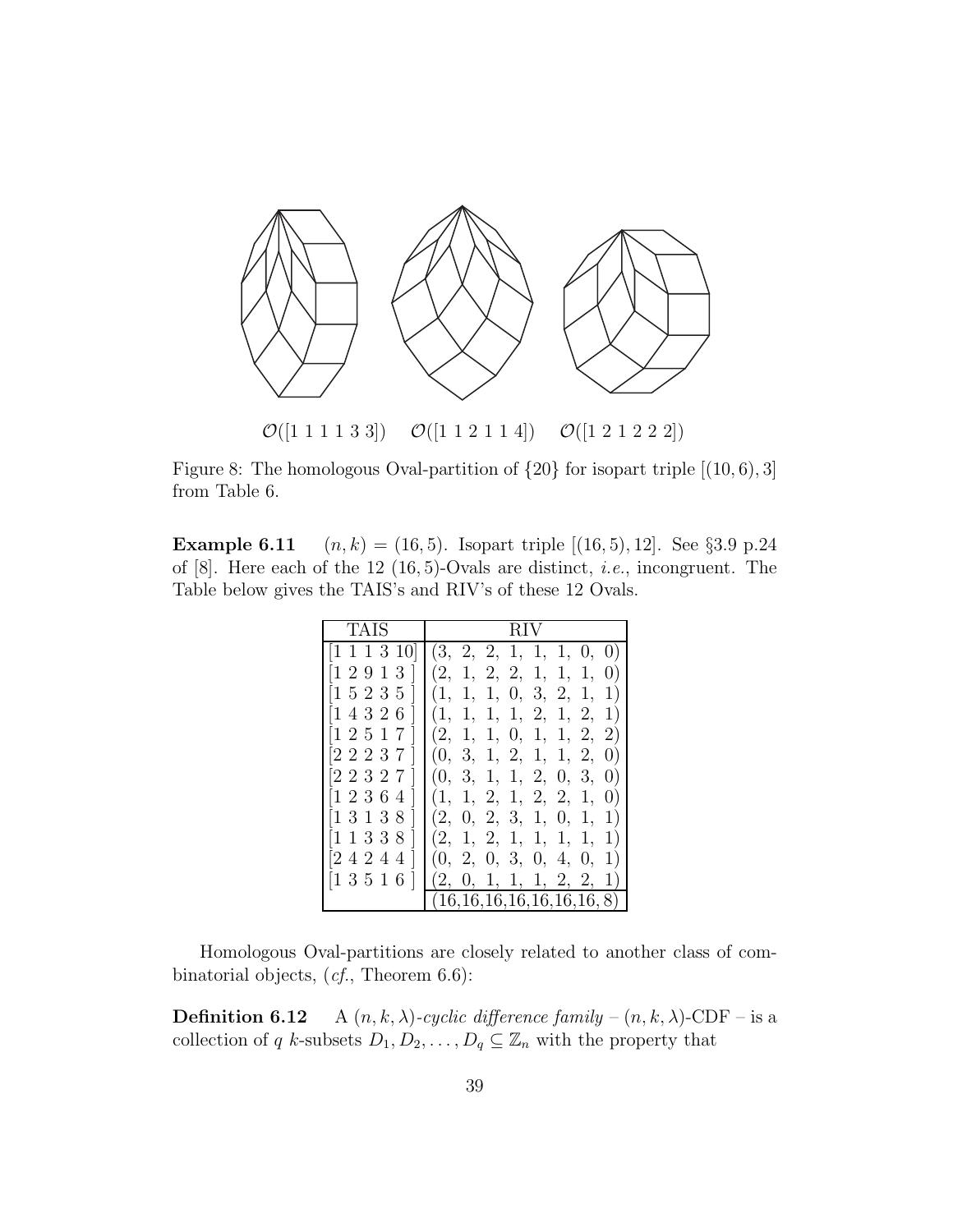$\mathcal{O}([1\ 1\ 1\ 1\ 3\ 3])$ $\mathcal{O}([1\ 1\ 2\ 1\ 1\ 4])$ $\mathcal{O}([1\ 2\ 1\ 2\ 2\ 2])$

Figure 8: The homologous Oval-partition of $\{20\}$ for isopart triple $[(10, 6), 3]$ from Table 6.

**Example 6.11** $(n, k) = (16, 5)$. Isopart triple $[(16, 5), 12]$. See §3.9 p.24 of [8]. Here each of the 12 $(16, 5)$-Ovals are distinct, *i.e.*, incongruent. The Table below gives the TAIS's and RIV's of these 12 Ovals.

| TAIS | RIV |
|---|---|
| [1 1 1 3 10] | (3, 2, 2, 1, 1, 1, 0, 0) |
| [1 2 9 1 3 ] | (2, 1, 2, 2, 1, 1, 1, 0) |
| [1 5 2 3 5 ] | (1, 1, 1, 0, 3, 2, 1, 1) |
| [1 4 3 2 6 ] | (1, 1, 1, 1, 2, 1, 2, 1) |
| [1 2 5 1 7 ] | (2, 1, 1, 0, 1, 1, 2, 2) |
| [2 2 2 3 7 ] | (0, 3, 1, 2, 1, 1, 2, 0) |
| [2 2 3 2 7 ] | (0, 3, 1, 1, 2, 0, 3, 0) |
| [1 2 3 6 4 ] | (1, 1, 2, 1, 2, 2, 1, 0) |
| [1 3 1 3 8 ] | (2, 0, 2, 3, 1, 0, 1, 1) |
| [1 1 3 3 8 ] | (2, 1, 2, 1, 1, 1, 1, 1) |
| [2 4 2 4 4 ] | (0, 2, 0, 3, 0, 4, 0, 1) |
| [1 3 5 1 6 ] | (2, 0, 1, 1, 1, 2, 2, 1) |
| | (16,16,16,16,16,16,16, 8) |

Homologous Oval-partitions are closely related to another class of combinatorial objects, (*cf.*, Theorem 6.6):

**Definition 6.12** A $(n, k, \lambda)$-*cyclic difference family* – $(n, k, \lambda)$-CDF – is a collection of $q$ $k$-subsets $D_1, D_2, \ldots, D_q \subseteq \mathbb{Z}_n$ with the property that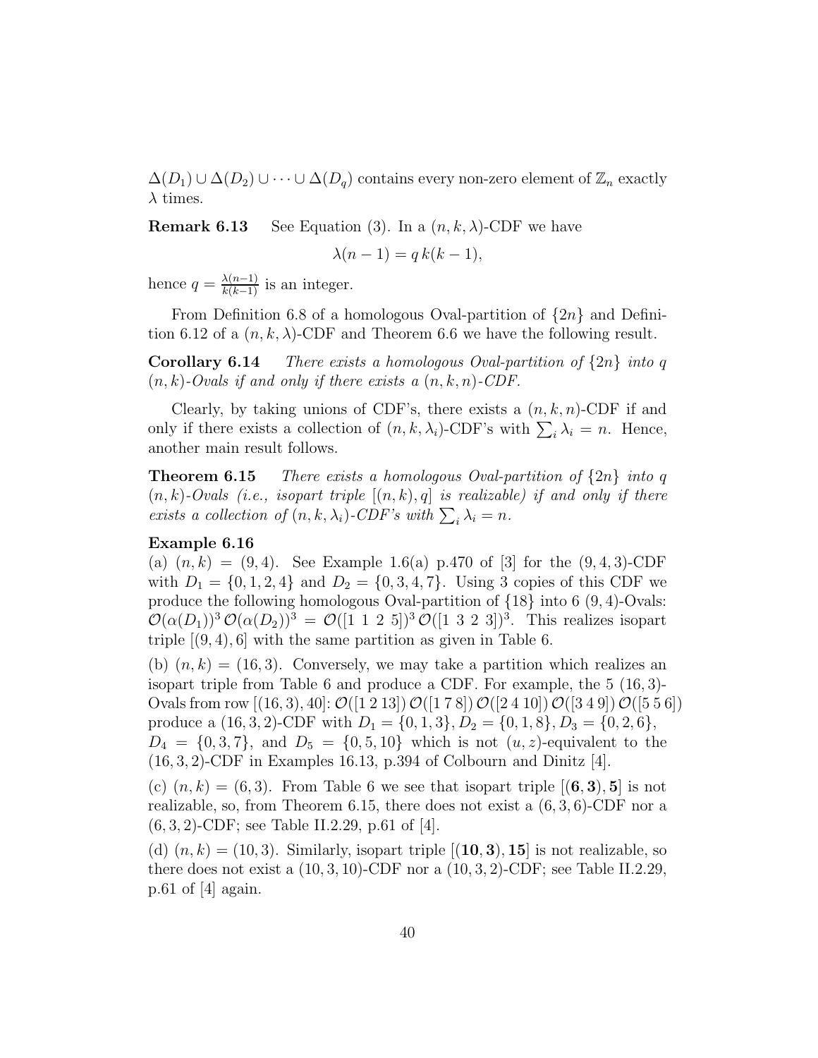$\Delta(D_1) \cup \Delta(D_2) \cup \cdots \cup \Delta(D_q)$ contains every non-zero element of $\mathbb{Z}_n$ exactly $\lambda$ times.

**Remark 6.13** See Equation (3). In a $(n, k, \lambda)$-CDF we have

$$\lambda(n-1) = q\, k(k-1),$$

hence $q = \frac{\lambda(n-1)}{k(k-1)}$ is an integer.

From Definition 6.8 of a homologous Oval-partition of $\{2n\}$ and Definition 6.12 of a $(n, k, \lambda)$-CDF and Theorem 6.6 we have the following result.

**Corollary 6.14** *There exists a homologous Oval-partition of $\{2n\}$ into $q$ $(n, k)$-Ovals if and only if there exists a $(n, k, n)$-CDF.*

Clearly, by taking unions of CDF's, there exists a $(n, k, n)$-CDF if and only if there exists a collection of $(n, k, \lambda_i)$-CDF's with $\sum_i \lambda_i = n$. Hence, another main result follows.

**Theorem 6.15** *There exists a homologous Oval-partition of $\{2n\}$ into $q$ $(n, k)$-Ovals (i.e., isopart triple $[(n, k), q]$ is realizable) if and only if there exists a collection of $(n, k, \lambda_i)$-CDF's with $\sum_i \lambda_i = n$.*

**Example 6.16**

(a) $(n, k) = (9, 4)$. See Example 1.6(a) p.470 of [3] for the $(9, 4, 3)$-CDF with $D_1 = \{0, 1, 2, 4\}$ and $D_2 = \{0, 3, 4, 7\}$. Using 3 copies of this CDF we produce the following homologous Oval-partition of $\{18\}$ into 6 $(9, 4)$-Ovals: $\mathcal{O}(\alpha(D_1))^3\, \mathcal{O}(\alpha(D_2))^3 = \mathcal{O}([1\ 1\ 2\ 5])^3\, \mathcal{O}([1\ 3\ 2\ 3])^3$. This realizes isopart triple $[(9, 4), 6]$ with the same partition as given in Table 6.

(b) $(n, k) = (16, 3)$. Conversely, we may take a partition which realizes an isopart triple from Table 6 and produce a CDF. For example, the 5 $(16, 3)$-Ovals from row $[(16, 3), 40]$: $\mathcal{O}([1\,2\,13])\, \mathcal{O}([1\,7\,8])\, \mathcal{O}([2\,4\,10])\, \mathcal{O}([3\,4\,9])\, \mathcal{O}([5\,5\,6])$ produce a $(16, 3, 2)$-CDF with $D_1 = \{0, 1, 3\}$, $D_2 = \{0, 1, 8\}$, $D_3 = \{0, 2, 6\}$, $D_4 = \{0, 3, 7\}$, and $D_5 = \{0, 5, 10\}$ which is not $(u, z)$-equivalent to the $(16, 3, 2)$-CDF in Examples 16.13, p.394 of Colbourn and Dinitz [4].

(c) $(n, k) = (6, 3)$. From Table 6 we see that isopart triple $[(\mathbf{6}, \mathbf{3}), \mathbf{5}]$ is not realizable, so, from Theorem 6.15, there does not exist a $(6, 3, 6)$-CDF nor a $(6, 3, 2)$-CDF; see Table II.2.29, p.61 of [4].

(d) $(n, k) = (10, 3)$. Similarly, isopart triple $[(\mathbf{10}, \mathbf{3}), \mathbf{15}]$ is not realizable, so there does not exist a $(10, 3, 10)$-CDF nor a $(10, 3, 2)$-CDF; see Table II.2.29, p.61 of [4] again.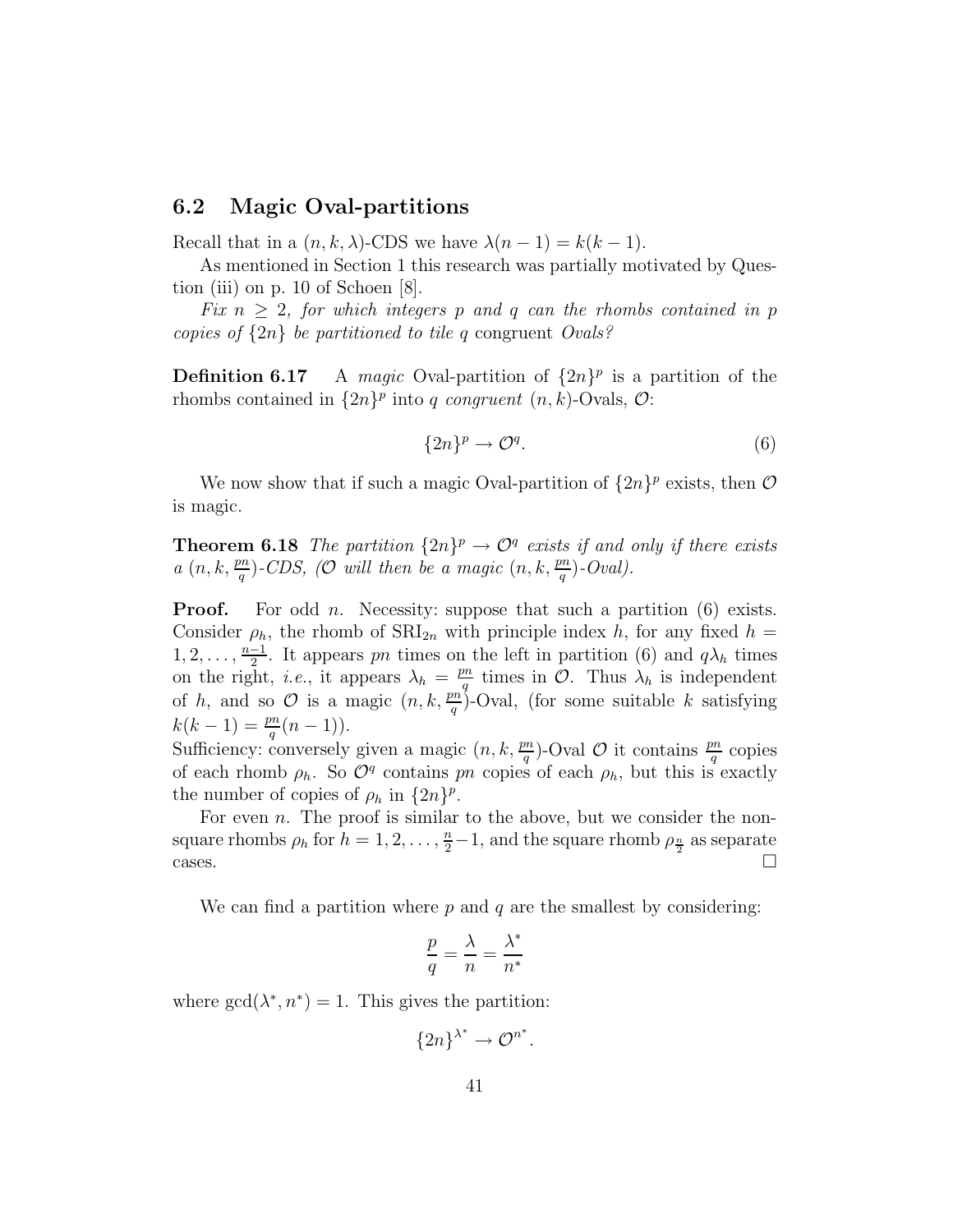## 6.2 Magic Oval-partitions

Recall that in a $(n, k, \lambda)$-CDS we have $\lambda(n-1) = k(k-1)$.

As mentioned in Section 1 this research was partially motivated by Question (iii) on p. 10 of Schoen [8].

*Fix $n \geq 2$, for which integers $p$ and $q$ can the rhombs contained in $p$ copies of $\{2n\}$ be partitioned to tile $q$* congruent *Ovals?*

**Definition 6.17** A *magic* Oval-partition of $\{2n\}^p$ is a partition of the rhombs contained in $\{2n\}^p$ into $q$ *congruent* $(n, k)$-Ovals, $\mathcal{O}$:

$$\{2n\}^p \to \mathcal{O}^q. \tag{6}$$

We now show that if such a magic Oval-partition of $\{2n\}^p$ exists, then $\mathcal{O}$ is magic.

**Theorem 6.18** *The partition $\{2n\}^p \to \mathcal{O}^q$ exists if and only if there exists a $(n, k, \frac{pn}{q})$-CDS, ($\mathcal{O}$ will then be a magic $(n, k, \frac{pn}{q})$-Oval).*

**Proof.** For odd $n$. Necessity: suppose that such a partition (6) exists. Consider $\rho_h$, the rhomb of $\mathrm{SRI}_{2n}$ with principle index $h$, for any fixed $h = 1, 2, \ldots, \frac{n-1}{2}$. It appears $pn$ times on the left in partition (6) and $q\lambda_h$ times on the right, *i.e.*, it appears $\lambda_h = \frac{pn}{q}$ times in $\mathcal{O}$. Thus $\lambda_h$ is independent of $h$, and so $\mathcal{O}$ is a magic $(n, k, \frac{pn}{q})$-Oval, (for some suitable $k$ satisfying $k(k-1) = \frac{pn}{q}(n-1)$).
Sufficiency: conversely given a magic $(n, k, \frac{pn}{q})$-Oval $\mathcal{O}$ it contains $\frac{pn}{q}$ copies of each rhomb $\rho_h$. So $\mathcal{O}^q$ contains $pn$ copies of each $\rho_h$, but this is exactly the number of copies of $\rho_h$ in $\{2n\}^p$.

For even $n$. The proof is similar to the above, but we consider the non-square rhombs $\rho_h$ for $h = 1, 2, \ldots, \frac{n}{2}-1$, and the square rhomb $\rho_{\frac{n}{2}}$ as separate cases. □

We can find a partition where $p$ and $q$ are the smallest by considering:

$$\frac{p}{q} = \frac{\lambda}{n} = \frac{\lambda^*}{n^*}$$

where $\gcd(\lambda^*, n^*) = 1$. This gives the partition:

$$\{2n\}^{\lambda^*} \to \mathcal{O}^{n^*}.$$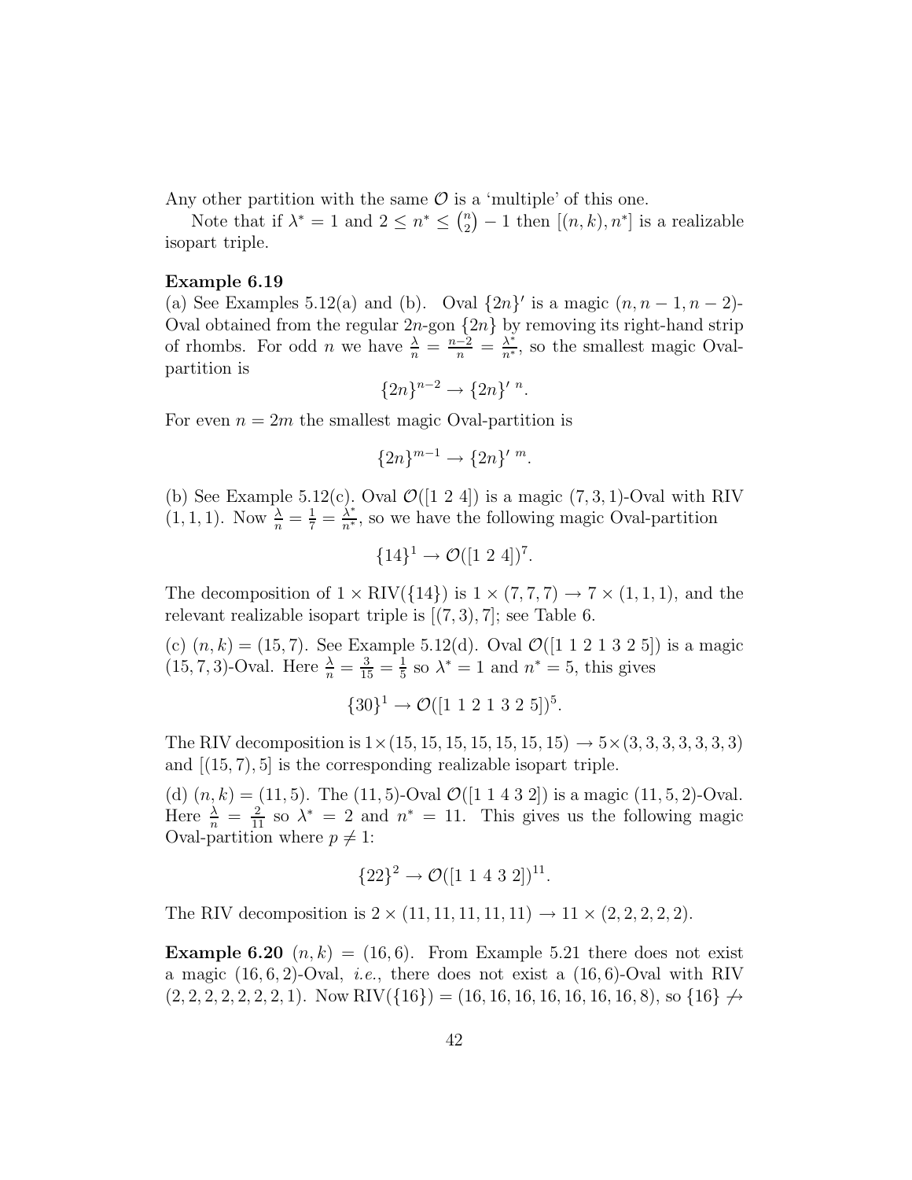Any other partition with the same $\mathcal{O}$ is a 'multiple' of this one.

Note that if $\lambda^* = 1$ and $2 \le n^* \le \binom{n}{2} - 1$ then $[(n,k), n^*]$ is a realizable isopart triple.

**Example 6.19**

(a) See Examples 5.12(a) and (b). Oval $\{2n\}'$ is a magic $(n, n-1, n-2)$-Oval obtained from the regular $2n$-gon $\{2n\}$ by removing its right-hand strip of rhombs. For odd $n$ we have $\frac{\lambda}{n} = \frac{n-2}{n} = \frac{\lambda^*}{n^*}$, so the smallest magic Oval-partition is

$$\{2n\}^{n-2} \to \{2n\}'^{\,n}.$$

For even $n = 2m$ the smallest magic Oval-partition is

$$\{2n\}^{m-1} \to \{2n\}'^{\,m}.$$

(b) See Example 5.12(c). Oval $\mathcal{O}([1\ 2\ 4])$ is a magic $(7, 3, 1)$-Oval with RIV $(1, 1, 1)$. Now $\frac{\lambda}{n} = \frac{1}{7} = \frac{\lambda^*}{n^*}$, so we have the following magic Oval-partition

$$\{14\}^1 \to \mathcal{O}([1\ 2\ 4])^7.$$

The decomposition of $1 \times \mathrm{RIV}(\{14\})$ is $1 \times (7, 7, 7) \to 7 \times (1, 1, 1)$, and the relevant realizable isopart triple is $[(7, 3), 7]$; see Table 6.

(c) $(n, k) = (15, 7)$. See Example 5.12(d). Oval $\mathcal{O}([1\ 1\ 2\ 1\ 3\ 2\ 5])$ is a magic $(15, 7, 3)$-Oval. Here $\frac{\lambda}{n} = \frac{3}{15} = \frac{1}{5}$ so $\lambda^* = 1$ and $n^* = 5$, this gives

$$\{30\}^1 \to \mathcal{O}([1\ 1\ 2\ 1\ 3\ 2\ 5])^5.$$

The RIV decomposition is $1 \times (15, 15, 15, 15, 15, 15, 15) \to 5 \times (3, 3, 3, 3, 3, 3, 3)$ and $[(15, 7), 5]$ is the corresponding realizable isopart triple.

(d) $(n, k) = (11, 5)$. The $(11, 5)$-Oval $\mathcal{O}([1\ 1\ 4\ 3\ 2])$ is a magic $(11, 5, 2)$-Oval. Here $\frac{\lambda}{n} = \frac{2}{11}$ so $\lambda^* = 2$ and $n^* = 11$. This gives us the following magic Oval-partition where $p \neq 1$:

$$\{22\}^2 \to \mathcal{O}([1\ 1\ 4\ 3\ 2])^{11}.$$

The RIV decomposition is $2 \times (11, 11, 11, 11, 11) \to 11 \times (2, 2, 2, 2, 2)$.

**Example 6.20** $(n, k) = (16, 6)$. From Example 5.21 there does not exist a magic $(16, 6, 2)$-Oval, *i.e.*, there does not exist a $(16, 6)$-Oval with RIV $(2, 2, 2, 2, 2, 2, 2, 1)$. Now $\mathrm{RIV}(\{16\}) = (16, 16, 16, 16, 16, 16, 16, 8)$, so $\{16\} \not\to$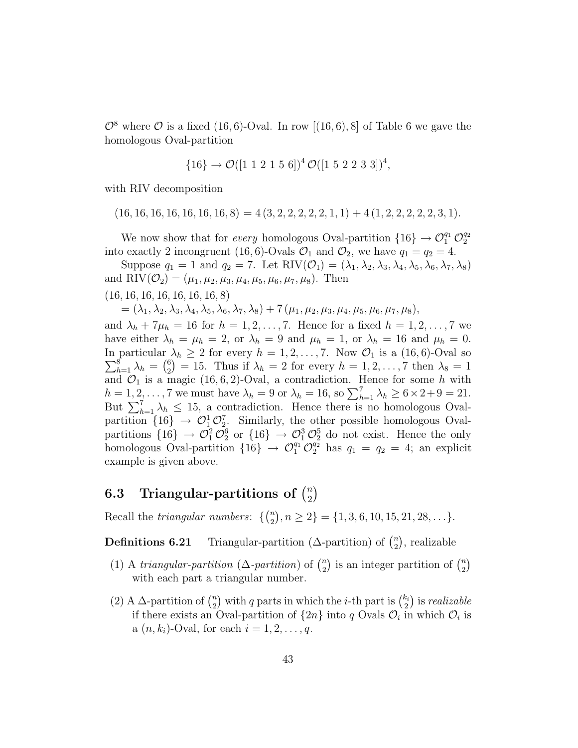$\mathcal{O}^8$ where $\mathcal{O}$ is a fixed $(16, 6)$-Oval. In row $[(16, 6), 8]$ of Table 6 we gave the homologous Oval-partition

$$\{16\} \to \mathcal{O}([1\ 1\ 2\ 1\ 5\ 6])^4\, \mathcal{O}([1\ 5\ 2\ 2\ 3\ 3])^4,$$

with RIV decomposition

$$(16, 16, 16, 16, 16, 16, 16, 8) = 4\,(3, 2, 2, 2, 2, 2, 1, 1) + 4\,(1, 2, 2, 2, 2, 2, 3, 1).$$

We now show that for *every* homologous Oval-partition $\{16\} \to \mathcal{O}_1^{q_1}\, \mathcal{O}_2^{q_2}$ into exactly 2 incongruent $(16, 6)$-Ovals $\mathcal{O}_1$ and $\mathcal{O}_2$, we have $q_1 = q_2 = 4$.

Suppose $q_1 = 1$ and $q_2 = 7$. Let $\mathrm{RIV}(\mathcal{O}_1) = (\lambda_1, \lambda_2, \lambda_3, \lambda_4, \lambda_5, \lambda_6, \lambda_7, \lambda_8)$ and $\mathrm{RIV}(\mathcal{O}_2) = (\mu_1, \mu_2, \mu_3, \mu_4, \mu_5, \mu_6, \mu_7, \mu_8)$. Then

$$\begin{aligned}&(16, 16, 16, 16, 16, 16, 16, 8)\\ &\quad = (\lambda_1, \lambda_2, \lambda_3, \lambda_4, \lambda_5, \lambda_6, \lambda_7, \lambda_8) + 7\,(\mu_1, \mu_2, \mu_3, \mu_4, \mu_5, \mu_6, \mu_7, \mu_8),\end{aligned}$$

and $\lambda_h + 7\mu_h = 16$ for $h = 1, 2, \ldots, 7$. Hence for a fixed $h = 1, 2, \ldots, 7$ we have either $\lambda_h = \mu_h = 2$, or $\lambda_h = 9$ and $\mu_h = 1$, or $\lambda_h = 16$ and $\mu_h = 0$. In particular $\lambda_h \geq 2$ for every $h = 1, 2, \ldots, 7$. Now $\mathcal{O}_1$ is a $(16, 6)$-Oval so $\sum_{h=1}^{8} \lambda_h = \binom{6}{2} = 15$. Thus if $\lambda_h = 2$ for every $h = 1, 2, \ldots, 7$ then $\lambda_8 = 1$ and $\mathcal{O}_1$ is a magic $(16, 6, 2)$-Oval, a contradiction. Hence for some $h$ with $h = 1, 2, \ldots, 7$ we must have $\lambda_h = 9$ or $\lambda_h = 16$, so $\sum_{h=1}^{7} \lambda_h \geq 6 \times 2 + 9 = 21$. But $\sum_{h=1}^{7} \lambda_h \leq 15$, a contradiction. Hence there is no homologous Oval-partition $\{16\} \to \mathcal{O}_1^1\, \mathcal{O}_2^7$. Similarly, the other possible homologous Oval-partitions $\{16\} \to \mathcal{O}_1^2\, \mathcal{O}_2^6$ or $\{16\} \to \mathcal{O}_1^3\, \mathcal{O}_2^5$ do not exist. Hence the only homologous Oval-partition $\{16\} \to \mathcal{O}_1^{q_1}\, \mathcal{O}_2^{q_2}$ has $q_1 = q_2 = 4$; an explicit example is given above.

### 6.3 Triangular-partitions of $\binom{n}{2}$

Recall the *triangular numbers*: $\{\binom{n}{2}, n \geq 2\} = \{1, 3, 6, 10, 15, 21, 28, \ldots\}$.

**Definitions 6.21** Triangular-partition ($\Delta$-partition) of $\binom{n}{2}$, realizable

(1) A *triangular-partition* (*$\Delta$-partition*) of $\binom{n}{2}$ is an integer partition of $\binom{n}{2}$ with each part a triangular number.

(2) A $\Delta$-partition of $\binom{n}{2}$ with $q$ parts in which the $i$-th part is $\binom{k_i}{2}$ is *realizable* if there exists an Oval-partition of $\{2n\}$ into $q$ Ovals $\mathcal{O}_i$ in which $\mathcal{O}_i$ is a $(n, k_i)$-Oval, for each $i = 1, 2, \ldots, q$.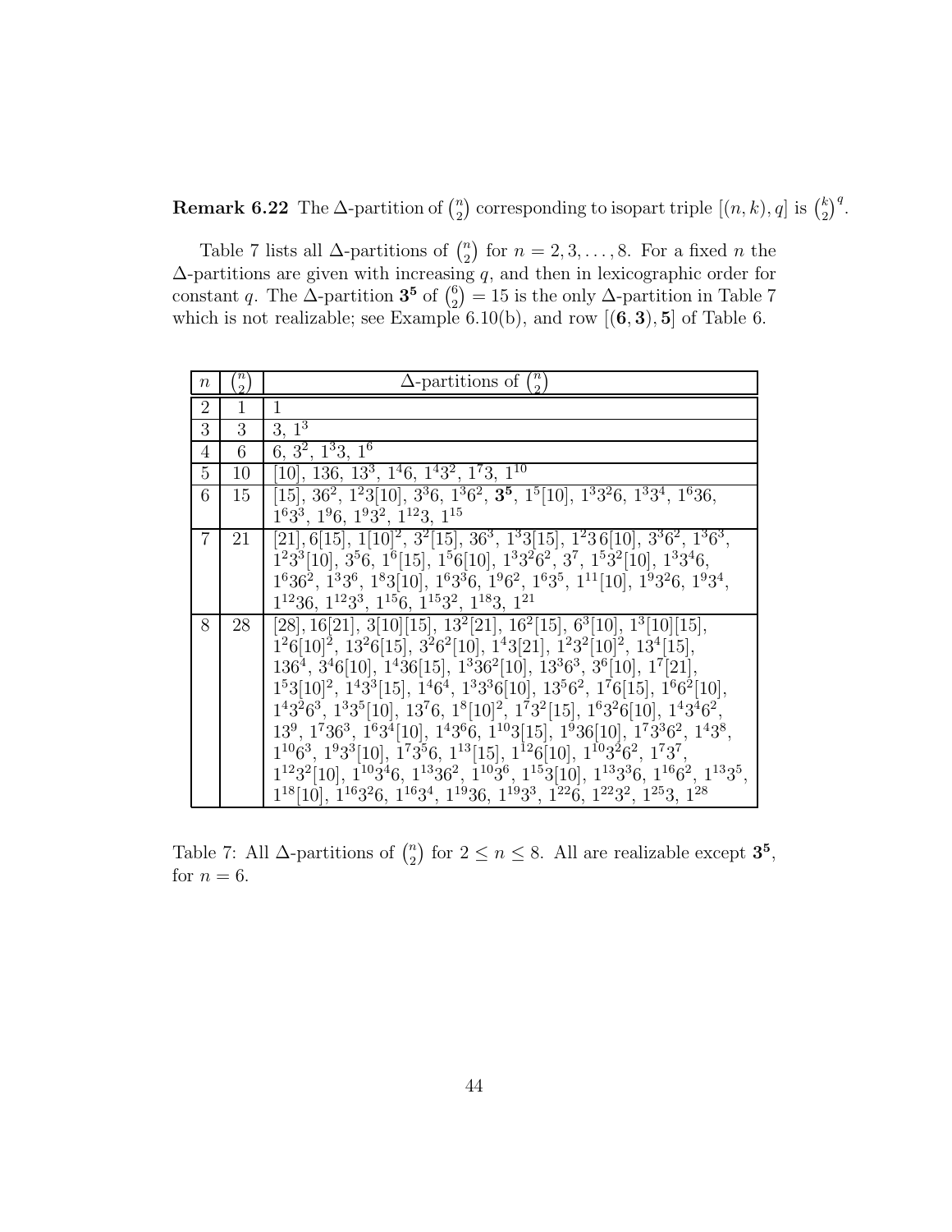**Remark 6.22** The Δ-partition of $\binom{n}{2}$ corresponding to isopart triple $[(n,k),q]$ is $\binom{k}{2}^q$.

Table 7 lists all Δ-partitions of $\binom{n}{2}$ for $n = 2, 3, \ldots, 8$. For a fixed $n$ the Δ-partitions are given with increasing $q$, and then in lexicographic order for constant $q$. The Δ-partition $\mathbf{3^5}$ of $\binom{6}{2} = 15$ is the only Δ-partition in Table 7 which is not realizable; see Example 6.10(b), and row $[(\mathbf{6},\mathbf{3}),\mathbf{5}]$ of Table 6.

| $n$ | $\binom{n}{2}$ | Δ-partitions of $\binom{n}{2}$ |
|---|---|---|
| 2 | 1 | $1$ |
| 3 | 3 | $3,\ 1^3$ |
| 4 | 6 | $6,\ 3^2,\ 1^33,\ 1^6$ |
| 5 | 10 | $[10],\ 136,\ 13^3,\ 1^46,\ 1^43^2,\ 1^73,\ 1^{10}$ |
| 6 | 15 | $[15],\ 36^2,\ 1^23[10],\ 3^36,\ 1^36^2,\ \mathbf{3^5},\ 1^5[10],\ 1^33^26,\ 1^33^4,\ 1^636,$ $1^63^3,\ 1^96,\ 1^93^2,\ 1^{12}3,\ 1^{15}$ |
| 7 | 21 | $[21], 6[15],\ 1[10]^2,\ 3^2[15],\ 36^3,\ 1^33[15],\ 1^236[10],\ 3^36^2,\ 1^36^3,$ $1^23^3[10],\ 3^56,\ 1^6[15],\ 1^56[10],\ 1^33^26^2,\ 3^7,\ 1^53^2[10],\ 1^33^46,$ $1^636^2,\ 1^33^6,\ 1^83[10],\ 1^63^36,\ 1^96^2,\ 1^63^5,\ 1^{11}[10],\ 1^93^26,\ 1^93^4,$ $1^{12}36,\ 1^{12}3^3,\ 1^{15}6,\ 1^{15}3^2,\ 1^{18}3,\ 1^{21}$ |
| 8 | 28 | $[28], 16[21],\ 3[10][15],\ 13^2[21],\ 16^2[15],\ 6^3[10],\ 1^3[10][15],$ $1^26[10]^2,\ 13^26[15],\ 3^26^2[10],\ 1^43[21],\ 1^23^2[10]^2,\ 13^4[15],$ $136^4,\ 3^46[10],\ 1^436[15],\ 1^336^2[10],\ 13^36^3,\ 3^6[10],\ 1^7[21],$ $1^53[10]^2,\ 1^43^3[15],\ 1^46^4,\ 1^33^36[10],\ 13^56^2,\ 1^76[15],\ 1^66^2[10],$ $1^43^26^3,\ 1^33^5[10],\ 13^76,\ 1^8[10]^2,\ 1^73^2[15],\ 1^63^26[10],\ 1^43^46^2,$ $13^9,\ 1^736^3,\ 1^63^4[10],\ 1^43^66,\ 1^{10}3[15],\ 1^936[10],\ 1^73^36^2,\ 1^43^8,$ $1^{10}6^3,\ 1^93^3[10],\ 1^73^56,\ 1^{13}[15],\ 1^{12}6[10],\ 1^{10}3^26^2,\ 1^73^7,$ $1^{12}3^2[10],\ 1^{10}3^46,\ 1^{13}36^2,\ 1^{10}3^6,\ 1^{15}3[10],\ 1^{13}3^36,\ 1^{16}6^2,\ 1^{13}3^5,$ $1^{18}[10],\ 1^{16}3^26,\ 1^{16}3^4,\ 1^{19}36,\ 1^{19}3^3,\ 1^{22}6,\ 1^{22}3^2,\ 1^{25}3,\ 1^{28}$ |

Table 7: All Δ-partitions of $\binom{n}{2}$ for $2 \le n \le 8$. All are realizable except $\mathbf{3^5}$, for $n = 6$.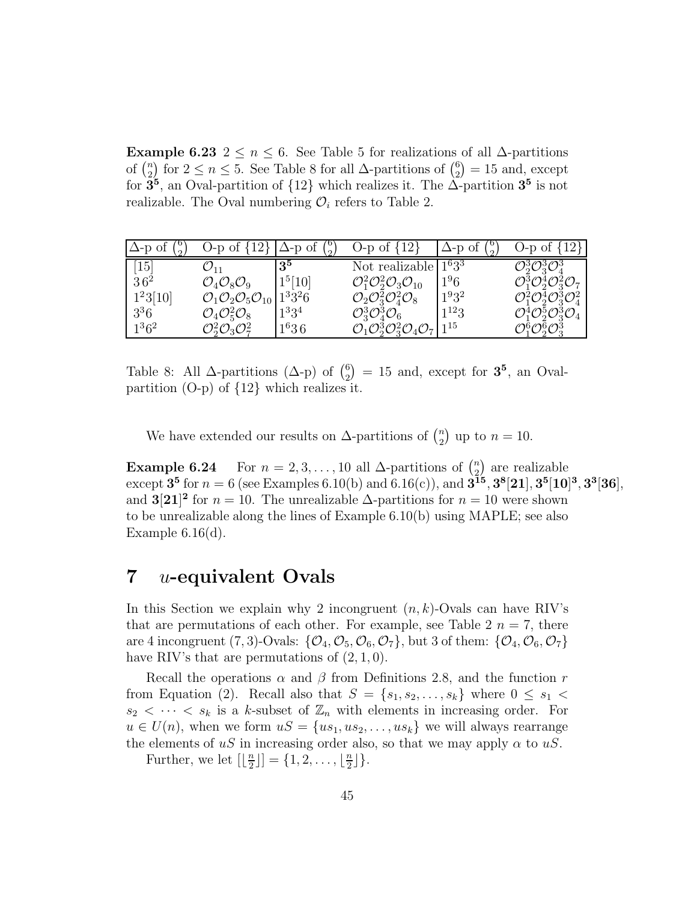**Example 6.23** $2 \le n \le 6$. See Table 5 for realizations of all $\Delta$-partitions of $\binom{n}{2}$ for $2 \le n \le 5$. See Table 8 for all $\Delta$-partitions of $\binom{6}{2} = 15$ and, except for $\mathbf{3^5}$, an Oval-partition of $\{12\}$ which realizes it. The $\Delta$-partition $\mathbf{3^5}$ is not realizable. The Oval numbering $\mathcal{O}_i$ refers to Table 2.

| $\Delta$-p of $\binom{6}{2}$ | O-p of $\{12\}$ | $\Delta$-p of $\binom{6}{2}$ | O-p of $\{12\}$ | $\Delta$-p of $\binom{6}{2}$ | O-p of $\{12\}$ |
|---|---|---|---|---|---|
| $[15]$ | $\mathcal{O}_{11}$ | $\mathbf{3^5}$ | Not realizable | $1^6 3^3$ | $\mathcal{O}_2^3\mathcal{O}_3^3\mathcal{O}_4^3$ |
| $3\,6^2$ | $\mathcal{O}_4\mathcal{O}_8\mathcal{O}_9$ | $1^5[10]$ | $\mathcal{O}_1^2\mathcal{O}_2^2\mathcal{O}_3\mathcal{O}_{10}$ | $1^9 6$ | $\mathcal{O}_1^3\mathcal{O}_2^4\mathcal{O}_3^2\mathcal{O}_7$ |
| $1^2 3[10]$ | $\mathcal{O}_1\mathcal{O}_2\mathcal{O}_5\mathcal{O}_{10}$ | $1^3 3^2 6$ | $\mathcal{O}_2\mathcal{O}_3^2\mathcal{O}_4^2\mathcal{O}_8$ | $1^9 3^2$ | $\mathcal{O}_1^2\mathcal{O}_2^4\mathcal{O}_3^3\mathcal{O}_4^2$ |
| $3^3 6$ | $\mathcal{O}_4\mathcal{O}_5^2\mathcal{O}_8$ | $1^3 3^4$ | $\mathcal{O}_3^3\mathcal{O}_4^3\mathcal{O}_6$ | $1^{12} 3$ | $\mathcal{O}_1^4\mathcal{O}_2^5\mathcal{O}_3^3\mathcal{O}_4$ |
| $1^3 6^2$ | $\mathcal{O}_2^2\mathcal{O}_3\mathcal{O}_7^2$ | $1^6 3\,6$ | $\mathcal{O}_1\mathcal{O}_2^3\mathcal{O}_3^2\mathcal{O}_4\mathcal{O}_7$ | $1^{15}$ | $\mathcal{O}_1^6\mathcal{O}_2^6\mathcal{O}_3^3$ |

Table 8: All $\Delta$-partitions ($\Delta$-p) of $\binom{6}{2} = 15$ and, except for $\mathbf{3^5}$, an Oval-partition (O-p) of $\{12\}$ which realizes it.

We have extended our results on $\Delta$-partitions of $\binom{n}{2}$ up to $n = 10$.

**Example 6.24** For $n = 2, 3, \ldots, 10$ all $\Delta$-partitions of $\binom{n}{2}$ are realizable except $\mathbf{3^5}$ for $n = 6$ (see Examples 6.10(b) and 6.16(c)), and $\mathbf{3^{15}}, \mathbf{3^8[21]}, \mathbf{3^5[10]^3}, \mathbf{3^3[36]}$, and $\mathbf{3[21]^2}$ for $n = 10$. The unrealizable $\Delta$-partitions for $n = 10$ were shown to be unrealizable along the lines of Example 6.10(b) using MAPLE; see also Example 6.16(d).

## 7 $u$-equivalent Ovals

In this Section we explain why 2 incongruent $(n, k)$-Ovals can have RIV's that are permutations of each other. For example, see Table 2 $n = 7$, there are 4 incongruent $(7, 3)$-Ovals: $\{\mathcal{O}_4, \mathcal{O}_5, \mathcal{O}_6, \mathcal{O}_7\}$, but 3 of them: $\{\mathcal{O}_4, \mathcal{O}_6, \mathcal{O}_7\}$ have RIV's that are permutations of $(2, 1, 0)$.

Recall the operations $\alpha$ and $\beta$ from Definitions 2.8, and the function $r$ from Equation (2). Recall also that $S = \{s_1, s_2, \ldots, s_k\}$ where $0 \le s_1 < s_2 < \cdots < s_k$ is a $k$-subset of $\mathbb{Z}_n$ with elements in increasing order. For $u \in U(n)$, when we form $uS = \{us_1, us_2, \ldots, us_k\}$ we will always rearrange the elements of $uS$ in increasing order also, so that we may apply $\alpha$ to $uS$.

Further, we let $[\lfloor \frac{n}{2} \rfloor] = \{1, 2, \ldots, \lfloor \frac{n}{2} \rfloor\}$.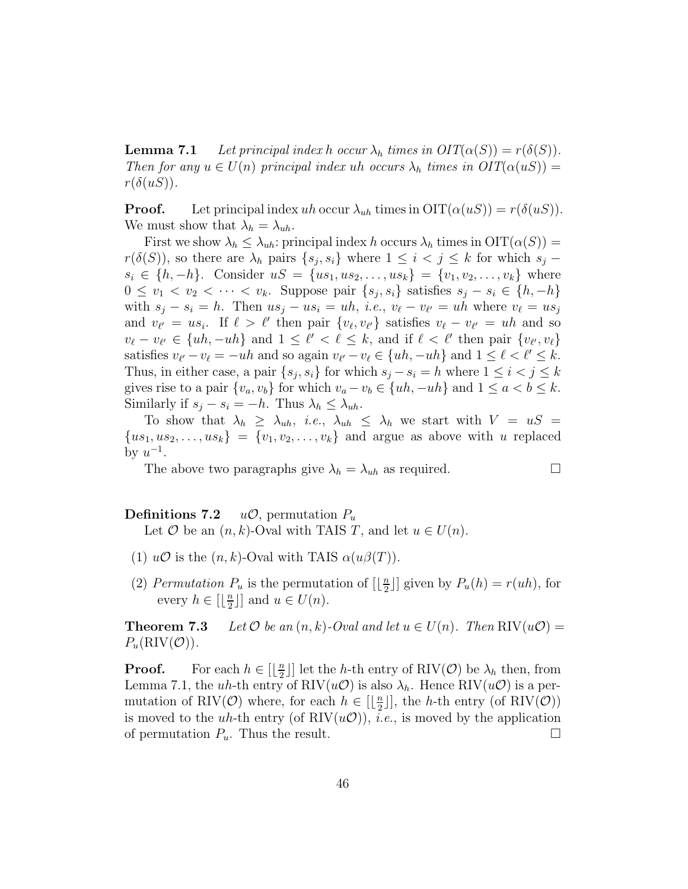**Lemma 7.1** *Let principal index $h$ occur $\lambda_h$ times in $OIT(\alpha(S)) = r(\delta(S))$. Then for any $u \in U(n)$ principal index $uh$ occurs $\lambda_h$ times in $OIT(\alpha(uS)) = r(\delta(uS))$.*

**Proof.** Let principal index $uh$ occur $\lambda_{uh}$ times in $\mathrm{OIT}(\alpha(uS)) = r(\delta(uS))$. We must show that $\lambda_h = \lambda_{uh}$.

First we show $\lambda_h \leq \lambda_{uh}$: principal index $h$ occurs $\lambda_h$ times in $\mathrm{OIT}(\alpha(S)) = r(\delta(S))$, so there are $\lambda_h$ pairs $\{s_j, s_i\}$ where $1 \leq i < j \leq k$ for which $s_j - s_i \in \{h, -h\}$. Consider $uS = \{us_1, us_2, \ldots, us_k\} = \{v_1, v_2, \ldots, v_k\}$ where $0 \leq v_1 < v_2 < \cdots < v_k$. Suppose pair $\{s_j, s_i\}$ satisfies $s_j - s_i \in \{h, -h\}$ with $s_j - s_i = h$. Then $us_j - us_i = uh$, *i.e.*, $v_\ell - v_{\ell'} = uh$ where $v_\ell = us_j$ and $v_{\ell'} = us_i$. If $\ell > \ell'$ then pair $\{v_\ell, v_{\ell'}\}$ satisfies $v_\ell - v_{\ell'} = uh$ and so $v_\ell - v_{\ell'} \in \{uh, -uh\}$ and $1 \leq \ell' < \ell \leq k$, and if $\ell < \ell'$ then pair $\{v_{\ell'}, v_\ell\}$ satisfies $v_{\ell'} - v_\ell = -uh$ and so again $v_{\ell'} - v_\ell \in \{uh, -uh\}$ and $1 \leq \ell < \ell' \leq k$. Thus, in either case, a pair $\{s_j, s_i\}$ for which $s_j - s_i = h$ where $1 \leq i < j \leq k$ gives rise to a pair $\{v_a, v_b\}$ for which $v_a - v_b \in \{uh, -uh\}$ and $1 \leq a < b \leq k$. Similarly if $s_j - s_i = -h$. Thus $\lambda_h \leq \lambda_{uh}$.

To show that $\lambda_h \geq \lambda_{uh}$, *i.e.*, $\lambda_{uh} \leq \lambda_h$ we start with $V = uS = \{us_1, us_2, \ldots, us_k\} = \{v_1, v_2, \ldots, v_k\}$ and argue as above with $u$ replaced by $u^{-1}$.

The above two paragraphs give $\lambda_h = \lambda_{uh}$ as required. □

**Definitions 7.2** $u\mathcal{O}$, permutation $P_u$

Let $\mathcal{O}$ be an $(n, k)$-Oval with TAIS $T$, and let $u \in U(n)$.

(1) $u\mathcal{O}$ is the $(n, k)$-Oval with TAIS $\alpha(u\beta(T))$.

(2) *Permutation* $P_u$ is the permutation of $[\lfloor \frac{n}{2} \rfloor]$ given by $P_u(h) = r(uh)$, for every $h \in [\lfloor \frac{n}{2} \rfloor]$ and $u \in U(n)$.

**Theorem 7.3** *Let $\mathcal{O}$ be an $(n, k)$-Oval and let $u \in U(n)$. Then $\mathrm{RIV}(u\mathcal{O}) = P_u(\mathrm{RIV}(\mathcal{O}))$.*

**Proof.** For each $h \in [\lfloor \frac{n}{2} \rfloor]$ let the $h$-th entry of $\mathrm{RIV}(\mathcal{O})$ be $\lambda_h$ then, from Lemma 7.1, the $uh$-th entry of $\mathrm{RIV}(u\mathcal{O})$ is also $\lambda_h$. Hence $\mathrm{RIV}(u\mathcal{O})$ is a permutation of $\mathrm{RIV}(\mathcal{O})$ where, for each $h \in [\lfloor \frac{n}{2} \rfloor]$, the $h$-th entry (of $\mathrm{RIV}(\mathcal{O})$) is moved to the $uh$-th entry (of $\mathrm{RIV}(u\mathcal{O})$), *i.e.*, is moved by the application of permutation $P_u$. Thus the result. □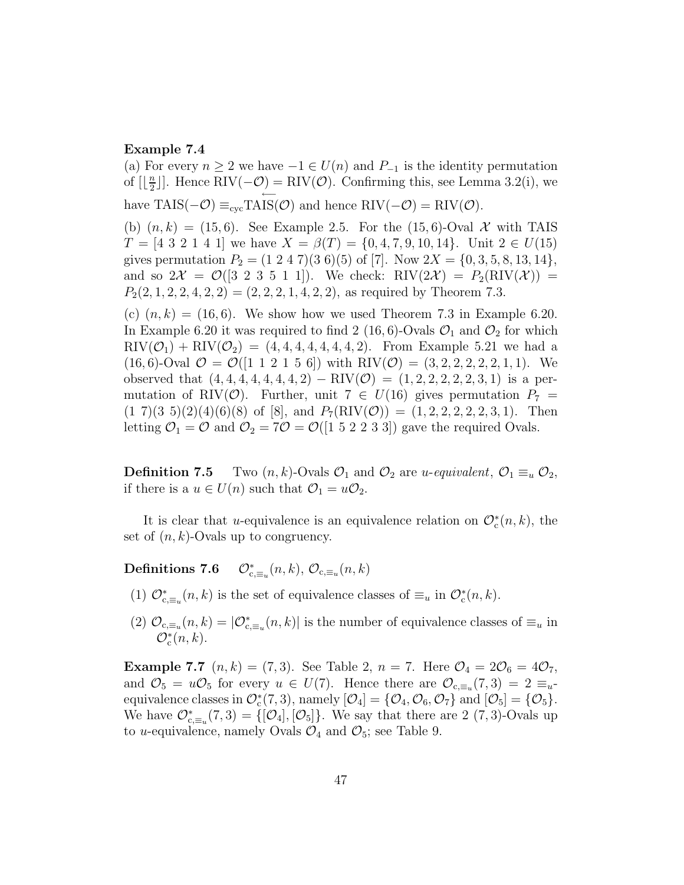**Example 7.4**

(a) For every $n \geq 2$ we have $-1 \in U(n)$ and $P_{-1}$ is the identity permutation of $[\lfloor \frac{n}{2} \rfloor]$. Hence $\mathrm{RIV}(-\mathcal{O}) = \mathrm{RIV}(\mathcal{O})$. Confirming this, see Lemma 3.2(i), we have $\mathrm{TAIS}(-\mathcal{O}) \equiv_{\mathrm{cyc}} \overleftarrow{\mathrm{TAIS}}(\mathcal{O})$ and hence $\mathrm{RIV}(-\mathcal{O}) = \mathrm{RIV}(\mathcal{O})$.

(b) $(n, k) = (15, 6)$. See Example 2.5. For the $(15, 6)$-Oval $\mathcal{X}$ with TAIS $T = [4\ 3\ 2\ 1\ 4\ 1]$ we have $X = \beta(T) = \{0, 4, 7, 9, 10, 14\}$. Unit $2 \in U(15)$ gives permutation $P_2 = (1\ 2\ 4\ 7)(3\ 6)(5)$ of $[7]$. Now $2X = \{0, 3, 5, 8, 13, 14\}$, and so $2\mathcal{X} = \mathcal{O}([3\ 2\ 3\ 5\ 1\ 1])$. We check: $\mathrm{RIV}(2\mathcal{X}) = P_2(\mathrm{RIV}(\mathcal{X})) = P_2(2, 1, 2, 2, 4, 2, 2) = (2, 2, 2, 1, 4, 2, 2)$, as required by Theorem 7.3.

(c) $(n, k) = (16, 6)$. We show how we used Theorem 7.3 in Example 6.20. In Example 6.20 it was required to find 2 $(16, 6)$-Ovals $\mathcal{O}_1$ and $\mathcal{O}_2$ for which $\mathrm{RIV}(\mathcal{O}_1) + \mathrm{RIV}(\mathcal{O}_2) = (4, 4, 4, 4, 4, 4, 4, 2)$. From Example 5.21 we had a $(16, 6)$-Oval $\mathcal{O} = \mathcal{O}([1\ 1\ 2\ 1\ 5\ 6])$ with $\mathrm{RIV}(\mathcal{O}) = (3, 2, 2, 2, 2, 2, 1, 1)$. We observed that $(4, 4, 4, 4, 4, 4, 4, 2) - \mathrm{RIV}(\mathcal{O}) = (1, 2, 2, 2, 2, 2, 3, 1)$ is a permutation of $\mathrm{RIV}(\mathcal{O})$. Further, unit $7 \in U(16)$ gives permutation $P_7 = (1\ 7)(3\ 5)(2)(4)(6)(8)$ of $[8]$, and $P_7(\mathrm{RIV}(\mathcal{O})) = (1, 2, 2, 2, 2, 2, 3, 1)$. Then letting $\mathcal{O}_1 = \mathcal{O}$ and $\mathcal{O}_2 = 7\mathcal{O} = \mathcal{O}([1\ 5\ 2\ 2\ 3\ 3])$ gave the required Ovals.

**Definition 7.5** Two $(n, k)$-Ovals $\mathcal{O}_1$ and $\mathcal{O}_2$ are *u-equivalent*, $\mathcal{O}_1 \equiv_u \mathcal{O}_2$, if there is a $u \in U(n)$ such that $\mathcal{O}_1 = u\mathcal{O}_2$.

It is clear that $u$-equivalence is an equivalence relation on $\mathcal{O}^*_{\mathrm{c}}(n, k)$, the set of $(n, k)$-Ovals up to congruency.

**Definitions 7.6** $\mathcal{O}^*_{\mathrm{c},\equiv_u}(n, k)$, $\mathcal{O}_{\mathrm{c},\equiv_u}(n, k)$

(1) $\mathcal{O}^*_{\mathrm{c},\equiv_u}(n, k)$ is the set of equivalence classes of $\equiv_u$ in $\mathcal{O}^*_{\mathrm{c}}(n, k)$.

(2) $\mathcal{O}_{\mathrm{c},\equiv_u}(n, k) = |\mathcal{O}^*_{\mathrm{c},\equiv_u}(n, k)|$ is the number of equivalence classes of $\equiv_u$ in $\mathcal{O}^*_{\mathrm{c}}(n, k)$.

**Example 7.7** $(n, k) = (7, 3)$. See Table 2, $n = 7$. Here $\mathcal{O}_4 = 2\mathcal{O}_6 = 4\mathcal{O}_7$, and $\mathcal{O}_5 = u\mathcal{O}_5$ for every $u \in U(7)$. Hence there are $\mathcal{O}_{\mathrm{c},\equiv_u}(7, 3) = 2$ $\equiv_u$-equivalence classes in $\mathcal{O}^*_{\mathrm{c}}(7, 3)$, namely $[\mathcal{O}_4] = \{\mathcal{O}_4, \mathcal{O}_6, \mathcal{O}_7\}$ and $[\mathcal{O}_5] = \{\mathcal{O}_5\}$. We have $\mathcal{O}^*_{\mathrm{c},\equiv_u}(7, 3) = \{[\mathcal{O}_4], [\mathcal{O}_5]\}$. We say that there are 2 $(7, 3)$-Ovals up to $u$-equivalence, namely Ovals $\mathcal{O}_4$ and $\mathcal{O}_5$; see Table 9.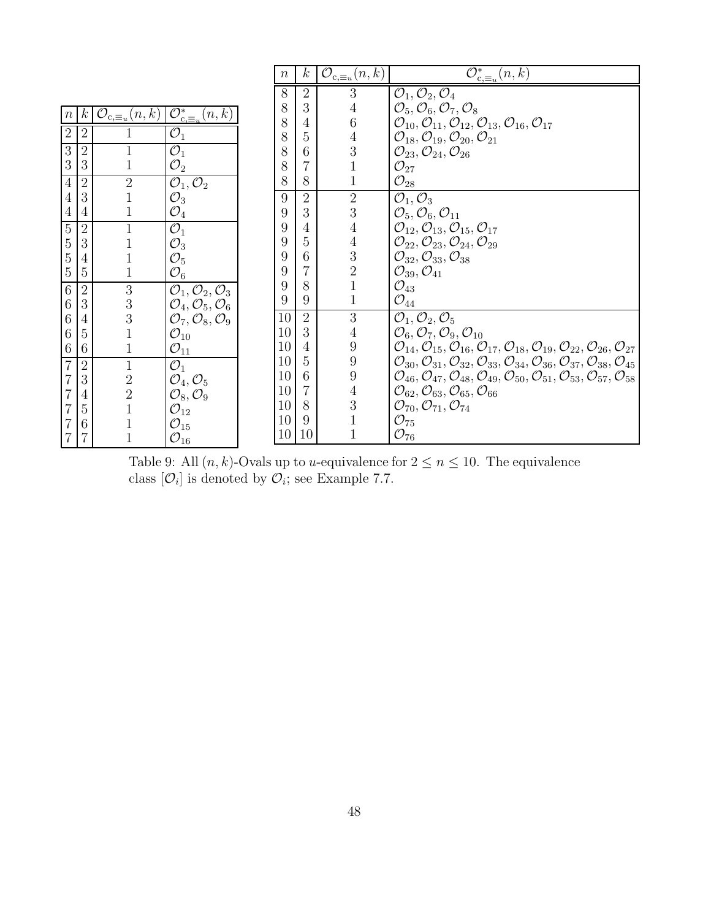| $n$ | $k$ | $\mathcal{O}_{c,\equiv_u}(n,k)$ | $\mathcal{O}^*_{c,\equiv_u}(n,k)$ |
|---|---|---|---|
| 2 | 2 | 1 | $\mathcal{O}_1$ |
| 3 | 2 | 1 | $\mathcal{O}_1$ |
| 3 | 3 | 1 | $\mathcal{O}_2$ |
| 4 | 2 | 2 | $\mathcal{O}_1, \mathcal{O}_2$ |
| 4 | 3 | 1 | $\mathcal{O}_3$ |
| 4 | 4 | 1 | $\mathcal{O}_4$ |
| 5 | 2 | 1 | $\mathcal{O}_1$ |
| 5 | 3 | 1 | $\mathcal{O}_3$ |
| 5 | 4 | 1 | $\mathcal{O}_5$ |
| 5 | 5 | 1 | $\mathcal{O}_6$ |
| 6 | 2 | 3 | $\mathcal{O}_1, \mathcal{O}_2, \mathcal{O}_3$ |
| 6 | 3 | 3 | $\mathcal{O}_4, \mathcal{O}_5, \mathcal{O}_6$ |
| 6 | 4 | 3 | $\mathcal{O}_7, \mathcal{O}_8, \mathcal{O}_9$ |
| 6 | 5 | 1 | $\mathcal{O}_{10}$ |
| 6 | 6 | 1 | $\mathcal{O}_{11}$ |
| 7 | 2 | 1 | $\mathcal{O}_1$ |
| 7 | 3 | 2 | $\mathcal{O}_4, \mathcal{O}_5$ |
| 7 | 4 | 2 | $\mathcal{O}_8, \mathcal{O}_9$ |
| 7 | 5 | 1 | $\mathcal{O}_{12}$ |
| 7 | 6 | 1 | $\mathcal{O}_{15}$ |
| 7 | 7 | 1 | $\mathcal{O}_{16}$ |

| $n$ | $k$ | $\mathcal{O}_{c,\equiv_u}(n,k)$ | $\mathcal{O}^*_{c,\equiv_u}(n,k)$ |
|---|---|---|---|
| 8 | 2 | 3 | $\mathcal{O}_1, \mathcal{O}_2, \mathcal{O}_4$ |
| 8 | 3 | 4 | $\mathcal{O}_5, \mathcal{O}_6, \mathcal{O}_7, \mathcal{O}_8$ |
| 8 | 4 | 6 | $\mathcal{O}_{10}, \mathcal{O}_{11}, \mathcal{O}_{12}, \mathcal{O}_{13}, \mathcal{O}_{16}, \mathcal{O}_{17}$ |
| 8 | 5 | 4 | $\mathcal{O}_{18}, \mathcal{O}_{19}, \mathcal{O}_{20}, \mathcal{O}_{21}$ |
| 8 | 6 | 3 | $\mathcal{O}_{23}, \mathcal{O}_{24}, \mathcal{O}_{26}$ |
| 8 | 7 | 1 | $\mathcal{O}_{27}$ |
| 8 | 8 | 1 | $\mathcal{O}_{28}$ |
| 9 | 2 | 2 | $\mathcal{O}_1, \mathcal{O}_3$ |
| 9 | 3 | 3 | $\mathcal{O}_5, \mathcal{O}_6, \mathcal{O}_{11}$ |
| 9 | 4 | 4 | $\mathcal{O}_{12}, \mathcal{O}_{13}, \mathcal{O}_{15}, \mathcal{O}_{17}$ |
| 9 | 5 | 4 | $\mathcal{O}_{22}, \mathcal{O}_{23}, \mathcal{O}_{24}, \mathcal{O}_{29}$ |
| 9 | 6 | 3 | $\mathcal{O}_{32}, \mathcal{O}_{33}, \mathcal{O}_{38}$ |
| 9 | 7 | 2 | $\mathcal{O}_{39}, \mathcal{O}_{41}$ |
| 9 | 8 | 1 | $\mathcal{O}_{43}$ |
| 9 | 9 | 1 | $\mathcal{O}_{44}$ |
| 10 | 2 | 3 | $\mathcal{O}_1, \mathcal{O}_2, \mathcal{O}_5$ |
| 10 | 3 | 4 | $\mathcal{O}_6, \mathcal{O}_7, \mathcal{O}_9, \mathcal{O}_{10}$ |
| 10 | 4 | 9 | $\mathcal{O}_{14}, \mathcal{O}_{15}, \mathcal{O}_{16}, \mathcal{O}_{17}, \mathcal{O}_{18}, \mathcal{O}_{19}, \mathcal{O}_{22}, \mathcal{O}_{26}, \mathcal{O}_{27}$ |
| 10 | 5 | 9 | $\mathcal{O}_{30}, \mathcal{O}_{31}, \mathcal{O}_{32}, \mathcal{O}_{33}, \mathcal{O}_{34}, \mathcal{O}_{36}, \mathcal{O}_{37}, \mathcal{O}_{38}, \mathcal{O}_{45}$ |
| 10 | 6 | 9 | $\mathcal{O}_{46}, \mathcal{O}_{47}, \mathcal{O}_{48}, \mathcal{O}_{49}, \mathcal{O}_{50}, \mathcal{O}_{51}, \mathcal{O}_{53}, \mathcal{O}_{57}, \mathcal{O}_{58}$ |
| 10 | 7 | 4 | $\mathcal{O}_{62}, \mathcal{O}_{63}, \mathcal{O}_{65}, \mathcal{O}_{66}$ |
| 10 | 8 | 3 | $\mathcal{O}_{70}, \mathcal{O}_{71}, \mathcal{O}_{74}$ |
| 10 | 9 | 1 | $\mathcal{O}_{75}$ |
| 10 | 10 | 1 | $\mathcal{O}_{76}$ |

Table 9: All $(n,k)$-Ovals up to $u$-equivalence for $2 \leq n \leq 10$. The equivalence class $[\mathcal{O}_i]$ is denoted by $\mathcal{O}_i$; see Example 7.7.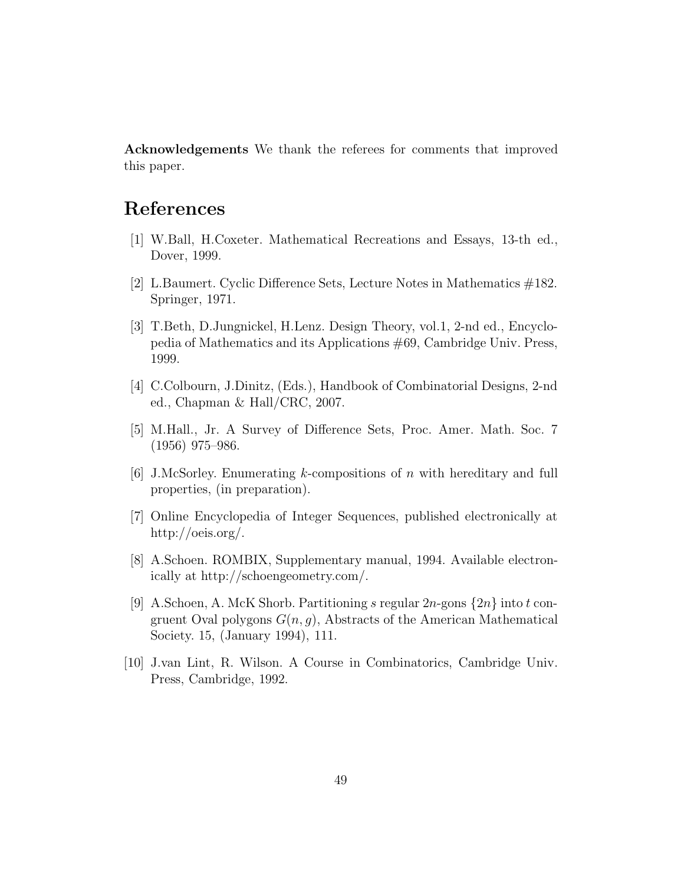**Acknowledgements** We thank the referees for comments that improved this paper.

## References

[1] W.Ball, H.Coxeter. Mathematical Recreations and Essays, 13-th ed., Dover, 1999.

[2] L.Baumert. Cyclic Difference Sets, Lecture Notes in Mathematics #182. Springer, 1971.

[3] T.Beth, D.Jungnickel, H.Lenz. Design Theory, vol.1, 2-nd ed., Encyclopedia of Mathematics and its Applications #69, Cambridge Univ. Press, 1999.

[4] C.Colbourn, J.Dinitz, (Eds.), Handbook of Combinatorial Designs, 2-nd ed., Chapman & Hall/CRC, 2007.

[5] M.Hall., Jr. A Survey of Difference Sets, Proc. Amer. Math. Soc. 7 (1956) 975–986.

[6] J.McSorley. Enumerating $k$-compositions of $n$ with hereditary and full properties, (in preparation).

[7] Online Encyclopedia of Integer Sequences, published electronically at http://oeis.org/.

[8] A.Schoen. ROMBIX, Supplementary manual, 1994. Available electronically at http://schoengeometry.com/.

[9] A.Schoen, A. McK Shorb. Partitioning $s$ regular $2n$-gons $\{2n\}$ into $t$ congruent Oval polygons $G(n, g)$, Abstracts of the American Mathematical Society. 15, (January 1994), 111.

[10] J.van Lint, R. Wilson. A Course in Combinatorics, Cambridge Univ. Press, Cambridge, 1992.